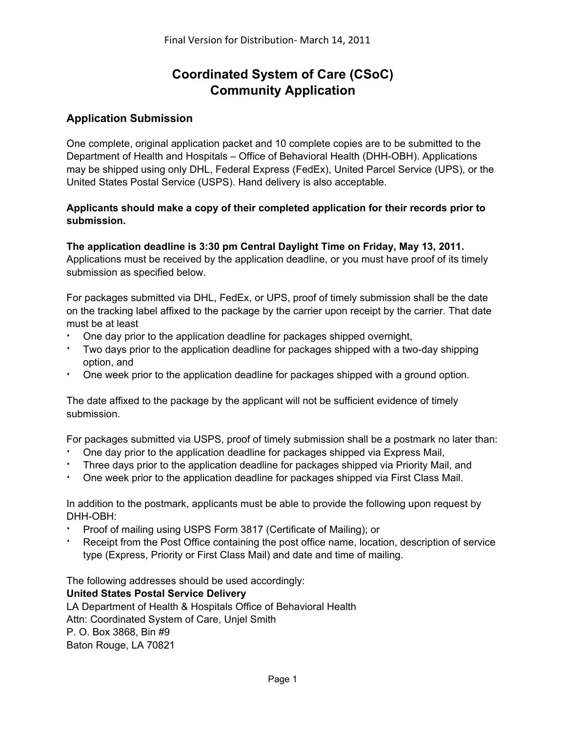Final Version for Distribution- March 14, 2011

# Coordinated System of Care (CSoC) Community Application

## Application Submission

One complete, original application packet and 10 complete copies are to be submitted to the Department of Health and Hospitals – Office of Behavioral Health (DHH-OBH). Applications may be shipped using only DHL, Federal Express (FedEx), United Parcel Service (UPS), or the United States Postal Service (USPS). Hand delivery is also acceptable.

**Applicants should make a copy of their completed application for their records prior to submission.**

**The application deadline is 3:30 pm Central Daylight Time on Friday, May 13, 2011.** Applications must be received by the application deadline, or you must have proof of its timely submission as specified below.

For packages submitted via DHL, FedEx, or UPS, proof of timely submission shall be the date on the tracking label affixed to the package by the carrier upon receipt by the carrier. That date must be at least

- One day prior to the application deadline for packages shipped overnight,
- Two days prior to the application deadline for packages shipped with a two-day shipping option, and
- One week prior to the application deadline for packages shipped with a ground option.

The date affixed to the package by the applicant will not be sufficient evidence of timely submission.

For packages submitted via USPS, proof of timely submission shall be a postmark no later than:

- One day prior to the application deadline for packages shipped via Express Mail,
- Three days prior to the application deadline for packages shipped via Priority Mail, and
- One week prior to the application deadline for packages shipped via First Class Mail.

In addition to the postmark, applicants must be able to provide the following upon request by DHH-OBH:

- Proof of mailing using USPS Form 3817 (Certificate of Mailing); or
- Receipt from the Post Office containing the post office name, location, description of service type (Express, Priority or First Class Mail) and date and time of mailing.

The following addresses should be used accordingly:

**United States Postal Service Delivery**

LA Department of Health & Hospitals Office of Behavioral Health
Attn: Coordinated System of Care, Unjel Smith
P. O. Box 3868, Bin #9
Baton Rouge, LA 70821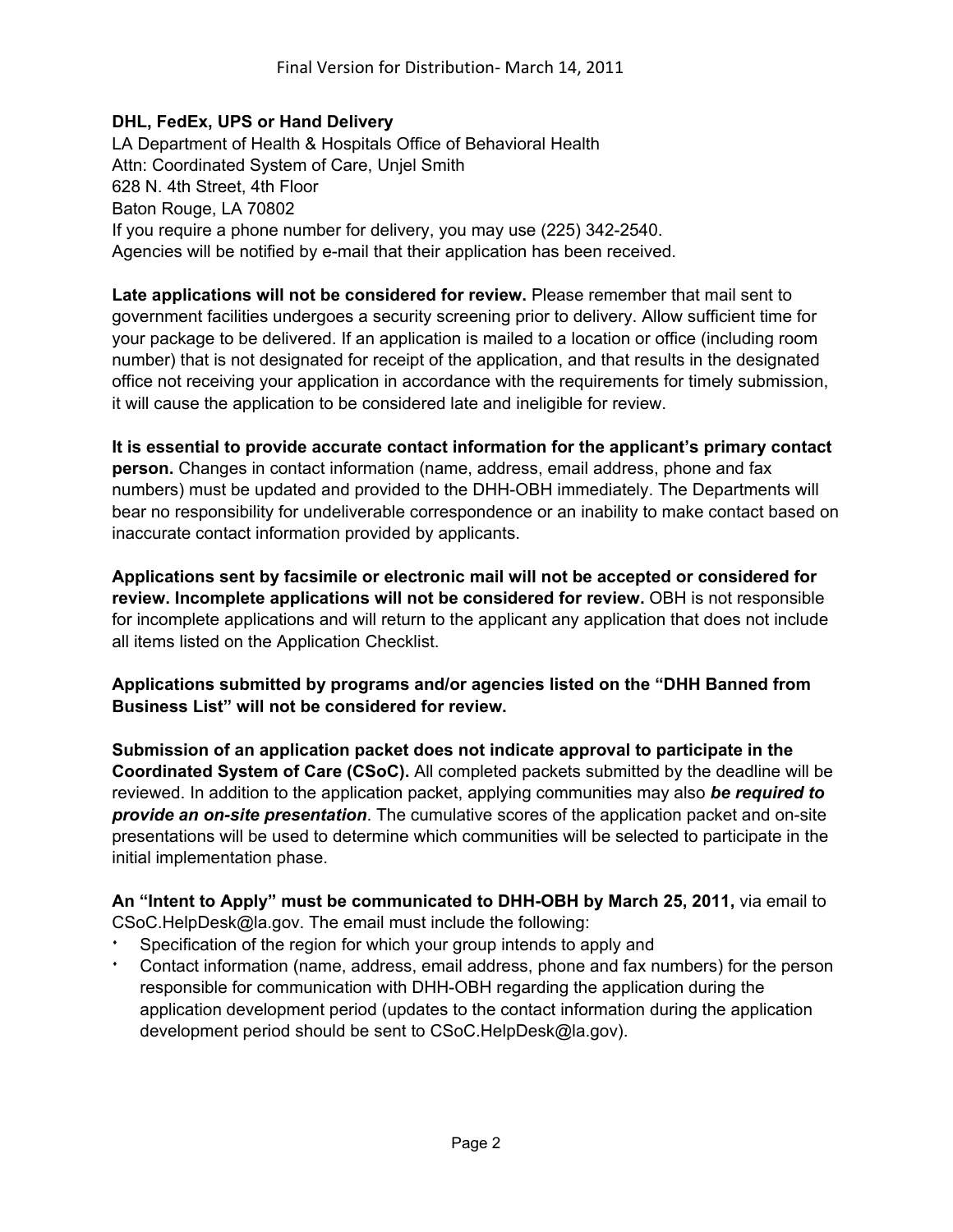**DHL, FedEx, UPS or Hand Delivery**
LA Department of Health & Hospitals Office of Behavioral Health
Attn: Coordinated System of Care, Unjel Smith
628 N. 4th Street, 4th Floor
Baton Rouge, LA 70802
If you require a phone number for delivery, you may use (225) 342-2540.
Agencies will be notified by e-mail that their application has been received.

**Late applications will not be considered for review.** Please remember that mail sent to government facilities undergoes a security screening prior to delivery. Allow sufficient time for your package to be delivered. If an application is mailed to a location or office (including room number) that is not designated for receipt of the application, and that results in the designated office not receiving your application in accordance with the requirements for timely submission, it will cause the application to be considered late and ineligible for review.

**It is essential to provide accurate contact information for the applicant's primary contact person.** Changes in contact information (name, address, email address, phone and fax numbers) must be updated and provided to the DHH-OBH immediately. The Departments will bear no responsibility for undeliverable correspondence or an inability to make contact based on inaccurate contact information provided by applicants.

**Applications sent by facsimile or electronic mail will not be accepted or considered for review. Incomplete applications will not be considered for review.** OBH is not responsible for incomplete applications and will return to the applicant any application that does not include all items listed on the Application Checklist.

**Applications submitted by programs and/or agencies listed on the "DHH Banned from Business List" will not be considered for review.**

**Submission of an application packet does not indicate approval to participate in the Coordinated System of Care (CSoC).** All completed packets submitted by the deadline will be reviewed. In addition to the application packet, applying communities may also ***be required to provide an on-site presentation***. The cumulative scores of the application packet and on-site presentations will be used to determine which communities will be selected to participate in the initial implementation phase.

**An "Intent to Apply" must be communicated to DHH-OBH by March 25, 2011,** via email to CSoC.HelpDesk@la.gov. The email must include the following:

- Specification of the region for which your group intends to apply and
- Contact information (name, address, email address, phone and fax numbers) for the person responsible for communication with DHH-OBH regarding the application during the application development period (updates to the contact information during the application development period should be sent to CSoC.HelpDesk@la.gov).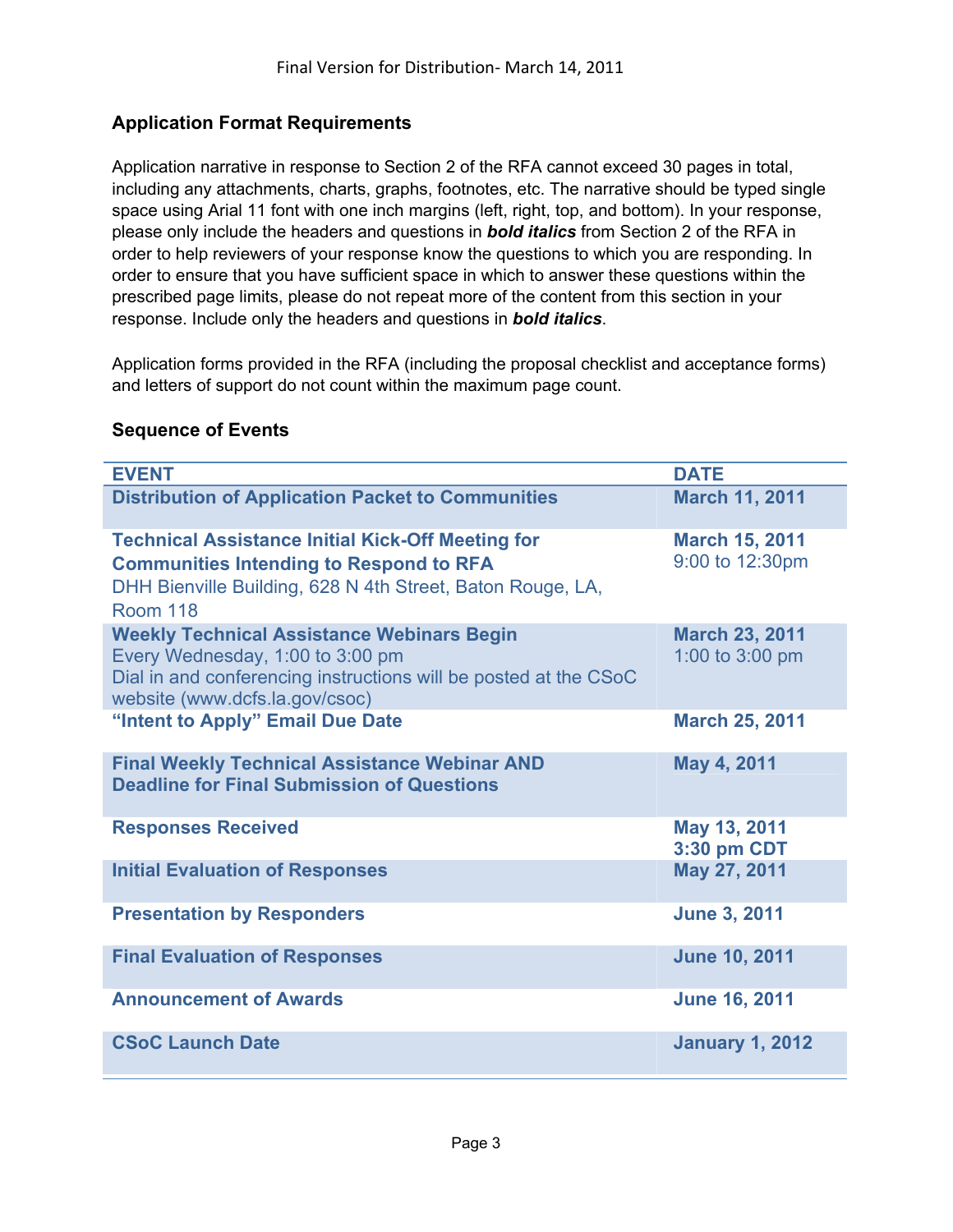## Application Format Requirements

Application narrative in response to Section 2 of the RFA cannot exceed 30 pages in total, including any attachments, charts, graphs, footnotes, etc. The narrative should be typed single space using Arial 11 font with one inch margins (left, right, top, and bottom). In your response, please only include the headers and questions in ***bold italics*** from Section 2 of the RFA in order to help reviewers of your response know the questions to which you are responding. In order to ensure that you have sufficient space in which to answer these questions within the prescribed page limits, please do not repeat more of the content from this section in your response. Include only the headers and questions in ***bold italics***.

Application forms provided in the RFA (including the proposal checklist and acceptance forms) and letters of support do not count within the maximum page count.

## Sequence of Events

| EVENT | DATE |
|---|---|
| **Distribution of Application Packet to Communities** | **March 11, 2011** |
| **Technical Assistance Initial Kick-Off Meeting for Communities Intending to Respond to RFA**<br>DHH Bienville Building, 628 N 4th Street, Baton Rouge, LA, Room 118 | **March 15, 2011**<br>9:00 to 12:30pm |
| **Weekly Technical Assistance Webinars Begin**<br>Every Wednesday, 1:00 to 3:00 pm<br>Dial in and conferencing instructions will be posted at the CSoC website (www.dcfs.la.gov/csoc) | **March 23, 2011**<br>1:00 to 3:00 pm |
| **"Intent to Apply" Email Due Date** | **March 25, 2011** |
| **Final Weekly Technical Assistance Webinar AND Deadline for Final Submission of Questions** | **May 4, 2011** |
| **Responses Received** | **May 13, 2011 3:30 pm CDT** |
| **Initial Evaluation of Responses** | **May 27, 2011** |
| **Presentation by Responders** | **June 3, 2011** |
| **Final Evaluation of Responses** | **June 10, 2011** |
| **Announcement of Awards** | **June 16, 2011** |
| **CSoC Launch Date** | **January 1, 2012** |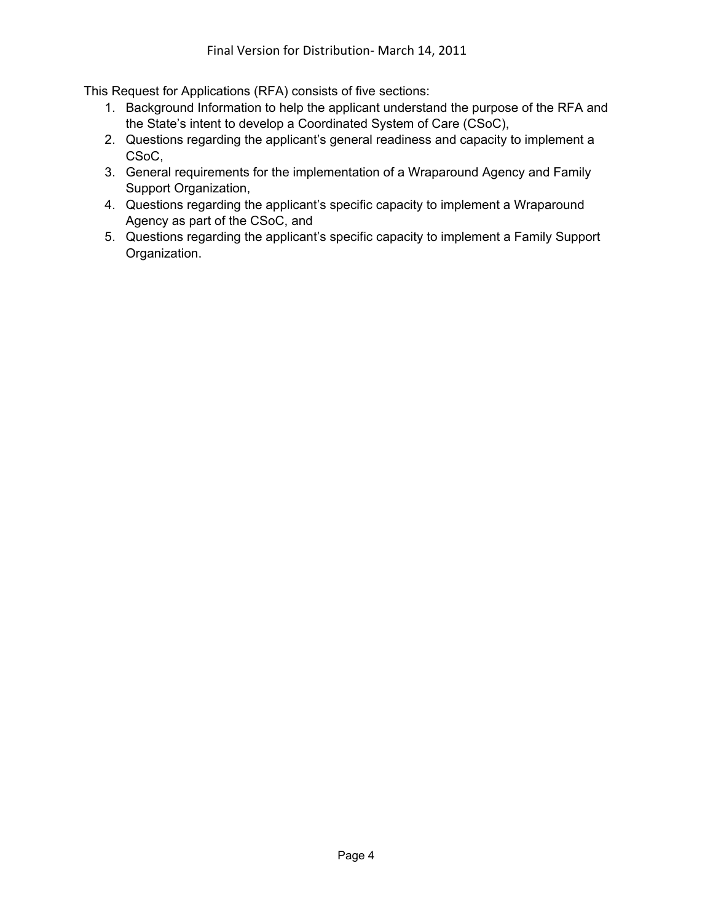This Request for Applications (RFA) consists of five sections:

1. Background Information to help the applicant understand the purpose of the RFA and the State's intent to develop a Coordinated System of Care (CSoC),
2. Questions regarding the applicant's general readiness and capacity to implement a CSoC,
3. General requirements for the implementation of a Wraparound Agency and Family Support Organization,
4. Questions regarding the applicant's specific capacity to implement a Wraparound Agency as part of the CSoC, and
5. Questions regarding the applicant's specific capacity to implement a Family Support Organization.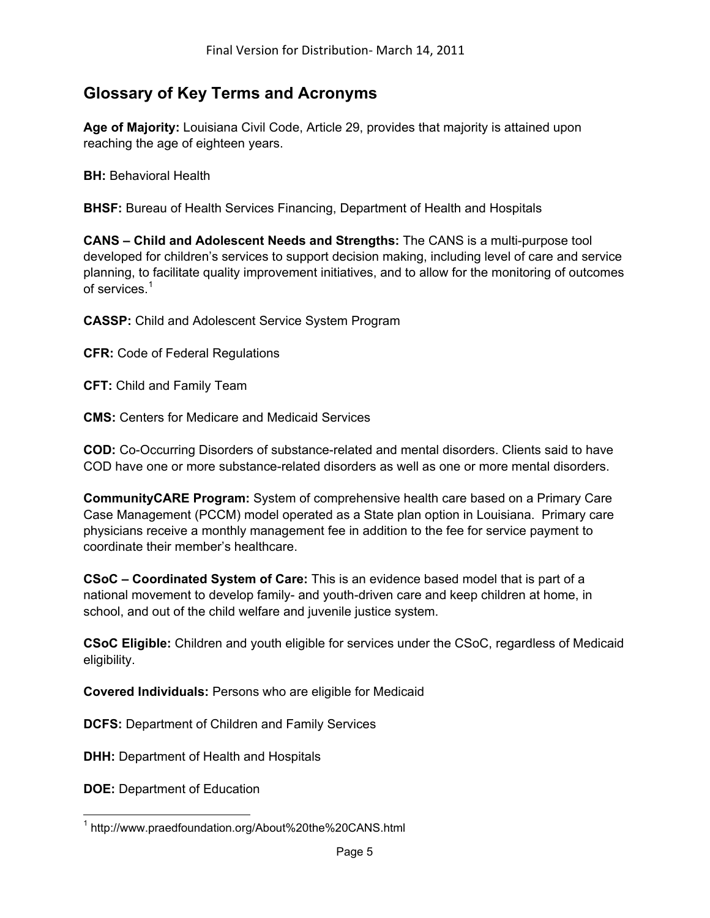## Glossary of Key Terms and Acronyms

**Age of Majority:** Louisiana Civil Code, Article 29, provides that majority is attained upon reaching the age of eighteen years.

**BH:** Behavioral Health

**BHSF:** Bureau of Health Services Financing, Department of Health and Hospitals

**CANS – Child and Adolescent Needs and Strengths:** The CANS is a multi-purpose tool developed for children's services to support decision making, including level of care and service planning, to facilitate quality improvement initiatives, and to allow for the monitoring of outcomes of services.[1]

**CASSP:** Child and Adolescent Service System Program

**CFR:** Code of Federal Regulations

**CFT:** Child and Family Team

**CMS:** Centers for Medicare and Medicaid Services

**COD:** Co-Occurring Disorders of substance-related and mental disorders. Clients said to have COD have one or more substance-related disorders as well as one or more mental disorders.

**CommunityCARE Program:** System of comprehensive health care based on a Primary Care Case Management (PCCM) model operated as a State plan option in Louisiana. Primary care physicians receive a monthly management fee in addition to the fee for service payment to coordinate their member's healthcare.

**CSoC – Coordinated System of Care:** This is an evidence based model that is part of a national movement to develop family- and youth-driven care and keep children at home, in school, and out of the child welfare and juvenile justice system.

**CSoC Eligible:** Children and youth eligible for services under the CSoC, regardless of Medicaid eligibility.

**Covered Individuals:** Persons who are eligible for Medicaid

**DCFS:** Department of Children and Family Services

**DHH:** Department of Health and Hospitals

**DOE:** Department of Education

---

[1] http://www.praedfoundation.org/About%20the%20CANS.html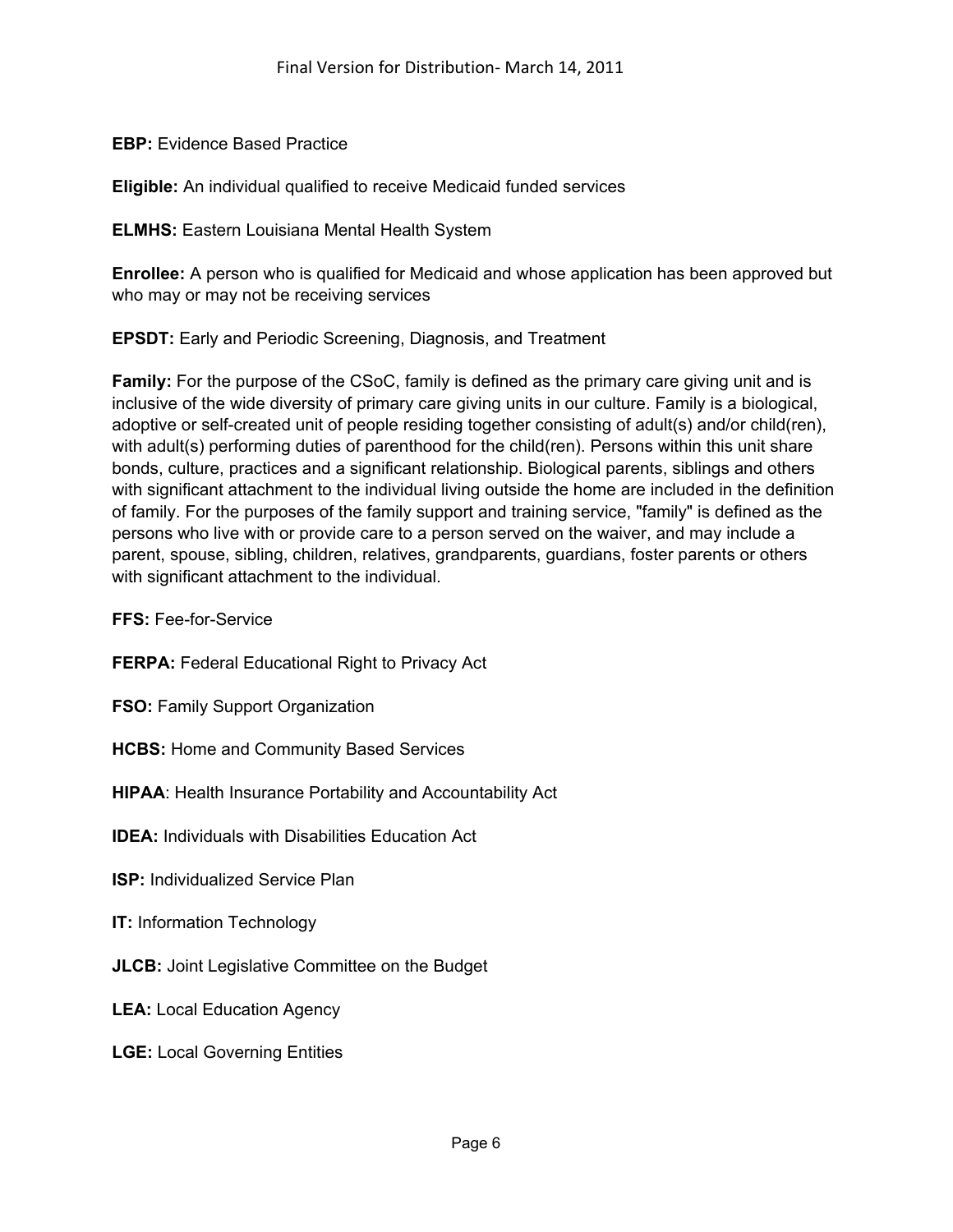**EBP:** Evidence Based Practice

**Eligible:** An individual qualified to receive Medicaid funded services

**ELMHS:** Eastern Louisiana Mental Health System

**Enrollee:** A person who is qualified for Medicaid and whose application has been approved but who may or may not be receiving services

**EPSDT:** Early and Periodic Screening, Diagnosis, and Treatment

**Family:** For the purpose of the CSoC, family is defined as the primary care giving unit and is inclusive of the wide diversity of primary care giving units in our culture. Family is a biological, adoptive or self-created unit of people residing together consisting of adult(s) and/or child(ren), with adult(s) performing duties of parenthood for the child(ren). Persons within this unit share bonds, culture, practices and a significant relationship. Biological parents, siblings and others with significant attachment to the individual living outside the home are included in the definition of family. For the purposes of the family support and training service, "family" is defined as the persons who live with or provide care to a person served on the waiver, and may include a parent, spouse, sibling, children, relatives, grandparents, guardians, foster parents or others with significant attachment to the individual.

**FFS:** Fee-for-Service

**FERPA:** Federal Educational Right to Privacy Act

**FSO:** Family Support Organization

**HCBS:** Home and Community Based Services

**HIPAA**: Health Insurance Portability and Accountability Act

**IDEA:** Individuals with Disabilities Education Act

**ISP:** Individualized Service Plan

**IT:** Information Technology

**JLCB:** Joint Legislative Committee on the Budget

**LEA:** Local Education Agency

**LGE:** Local Governing Entities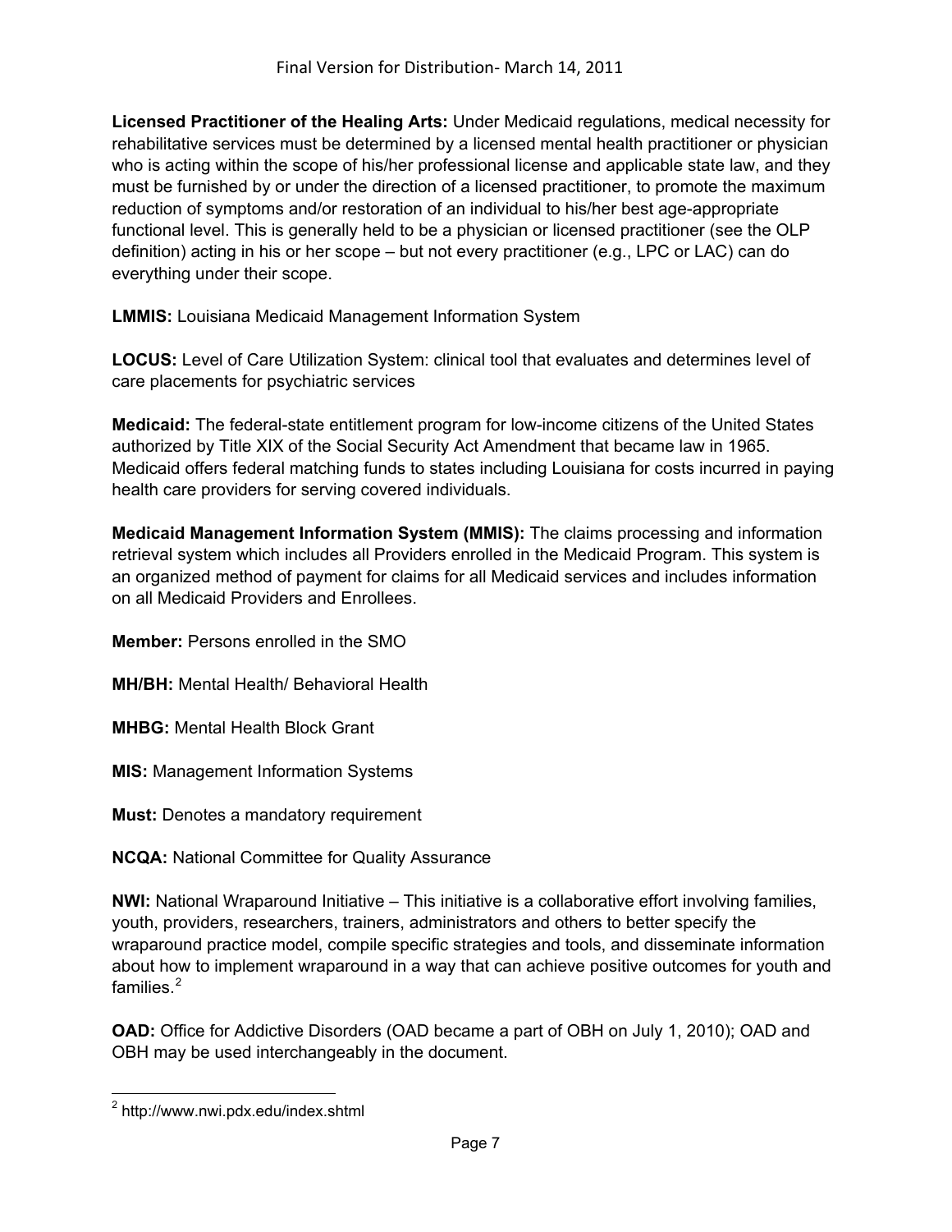**Licensed Practitioner of the Healing Arts:** Under Medicaid regulations, medical necessity for rehabilitative services must be determined by a licensed mental health practitioner or physician who is acting within the scope of his/her professional license and applicable state law, and they must be furnished by or under the direction of a licensed practitioner, to promote the maximum reduction of symptoms and/or restoration of an individual to his/her best age-appropriate functional level. This is generally held to be a physician or licensed practitioner (see the OLP definition) acting in his or her scope – but not every practitioner (e.g., LPC or LAC) can do everything under their scope.

**LMMIS:** Louisiana Medicaid Management Information System

**LOCUS:** Level of Care Utilization System: clinical tool that evaluates and determines level of care placements for psychiatric services

**Medicaid:** The federal-state entitlement program for low-income citizens of the United States authorized by Title XIX of the Social Security Act Amendment that became law in 1965. Medicaid offers federal matching funds to states including Louisiana for costs incurred in paying health care providers for serving covered individuals.

**Medicaid Management Information System (MMIS):** The claims processing and information retrieval system which includes all Providers enrolled in the Medicaid Program. This system is an organized method of payment for claims for all Medicaid services and includes information on all Medicaid Providers and Enrollees.

**Member:** Persons enrolled in the SMO

**MH/BH:** Mental Health/ Behavioral Health

**MHBG:** Mental Health Block Grant

**MIS:** Management Information Systems

**Must:** Denotes a mandatory requirement

**NCQA:** National Committee for Quality Assurance

**NWI:** National Wraparound Initiative – This initiative is a collaborative effort involving families, youth, providers, researchers, trainers, administrators and others to better specify the wraparound practice model, compile specific strategies and tools, and disseminate information about how to implement wraparound in a way that can achieve positive outcomes for youth and families.[2]

**OAD:** Office for Addictive Disorders (OAD became a part of OBH on July 1, 2010); OAD and OBH may be used interchangeably in the document.

[2] http://www.nwi.pdx.edu/index.shtml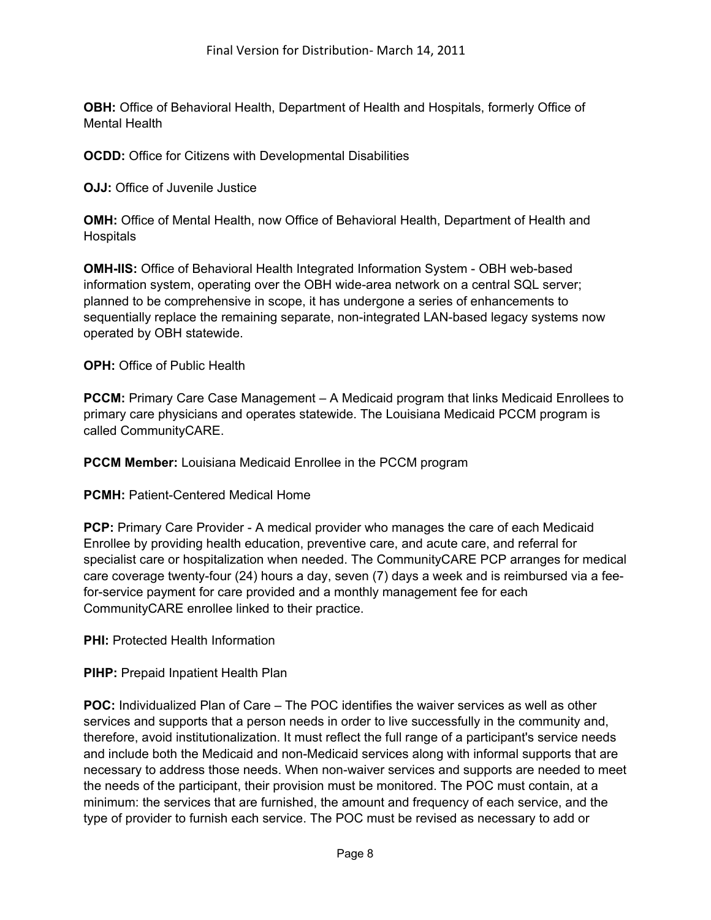**OBH:** Office of Behavioral Health, Department of Health and Hospitals, formerly Office of Mental Health

**OCDD:** Office for Citizens with Developmental Disabilities

**OJJ:** Office of Juvenile Justice

**OMH:** Office of Mental Health, now Office of Behavioral Health, Department of Health and Hospitals

**OMH-IIS:** Office of Behavioral Health Integrated Information System - OBH web-based information system, operating over the OBH wide-area network on a central SQL server; planned to be comprehensive in scope, it has undergone a series of enhancements to sequentially replace the remaining separate, non-integrated LAN-based legacy systems now operated by OBH statewide.

**OPH:** Office of Public Health

**PCCM:** Primary Care Case Management – A Medicaid program that links Medicaid Enrollees to primary care physicians and operates statewide. The Louisiana Medicaid PCCM program is called CommunityCARE.

**PCCM Member:** Louisiana Medicaid Enrollee in the PCCM program

**PCMH:** Patient-Centered Medical Home

**PCP:** Primary Care Provider - A medical provider who manages the care of each Medicaid Enrollee by providing health education, preventive care, and acute care, and referral for specialist care or hospitalization when needed. The CommunityCARE PCP arranges for medical care coverage twenty-four (24) hours a day, seven (7) days a week and is reimbursed via a fee-for-service payment for care provided and a monthly management fee for each CommunityCARE enrollee linked to their practice.

**PHI:** Protected Health Information

**PIHP:** Prepaid Inpatient Health Plan

**POC:** Individualized Plan of Care – The POC identifies the waiver services as well as other services and supports that a person needs in order to live successfully in the community and, therefore, avoid institutionalization. It must reflect the full range of a participant's service needs and include both the Medicaid and non-Medicaid services along with informal supports that are necessary to address those needs. When non-waiver services and supports are needed to meet the needs of the participant, their provision must be monitored. The POC must contain, at a minimum: the services that are furnished, the amount and frequency of each service, and the type of provider to furnish each service. The POC must be revised as necessary to add or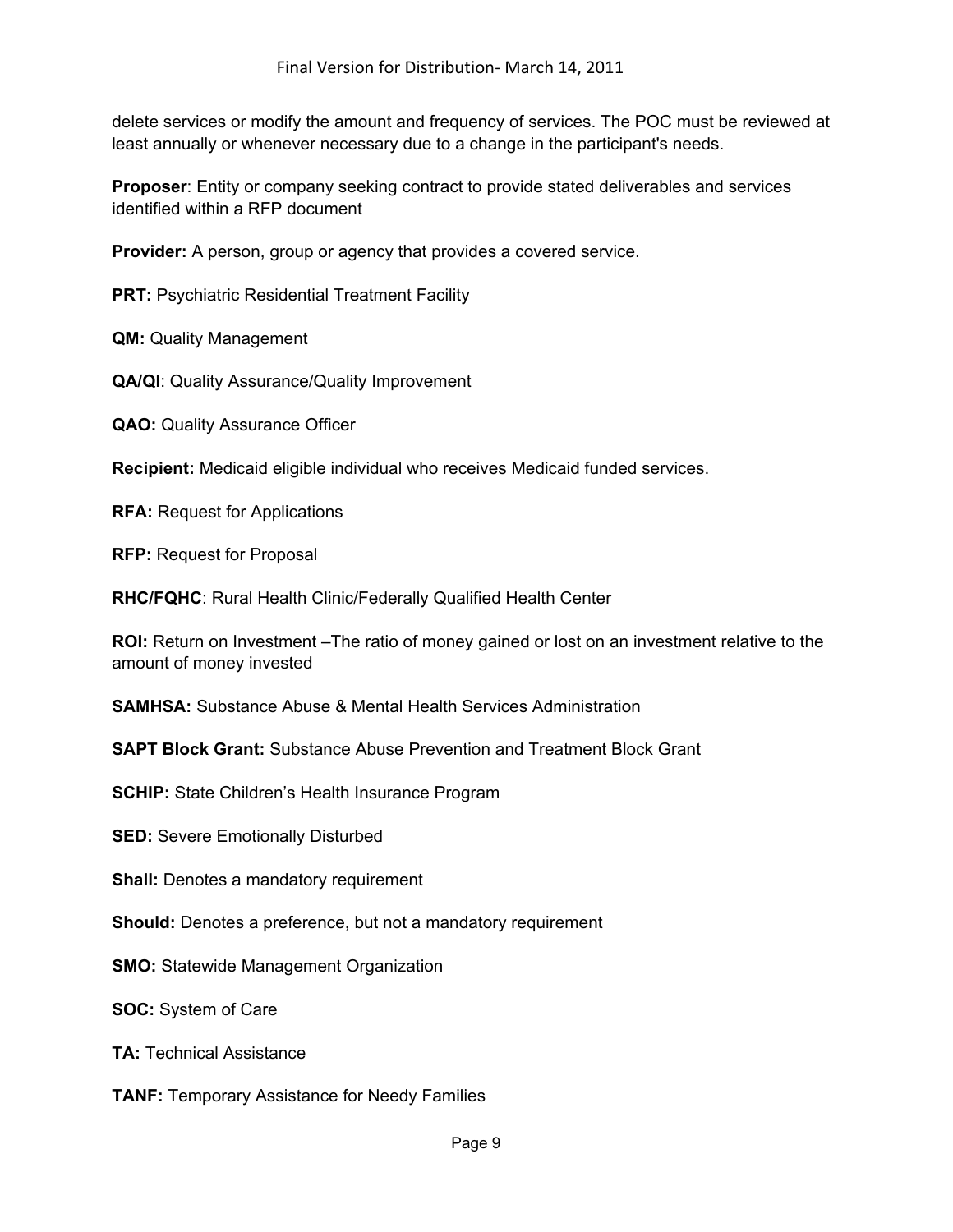delete services or modify the amount and frequency of services. The POC must be reviewed at least annually or whenever necessary due to a change in the participant's needs.

**Proposer**: Entity or company seeking contract to provide stated deliverables and services identified within a RFP document

**Provider:** A person, group or agency that provides a covered service.

**PRT:** Psychiatric Residential Treatment Facility

**QM:** Quality Management

**QA/QI**: Quality Assurance/Quality Improvement

**QAO:** Quality Assurance Officer

**Recipient:** Medicaid eligible individual who receives Medicaid funded services.

**RFA:** Request for Applications

**RFP:** Request for Proposal

**RHC/FQHC**: Rural Health Clinic/Federally Qualified Health Center

**ROI:** Return on Investment –The ratio of money gained or lost on an investment relative to the amount of money invested

**SAMHSA:** Substance Abuse & Mental Health Services Administration

**SAPT Block Grant:** Substance Abuse Prevention and Treatment Block Grant

**SCHIP:** State Children's Health Insurance Program

**SED:** Severe Emotionally Disturbed

**Shall:** Denotes a mandatory requirement

**Should:** Denotes a preference, but not a mandatory requirement

**SMO:** Statewide Management Organization

**SOC:** System of Care

**TA:** Technical Assistance

**TANF:** Temporary Assistance for Needy Families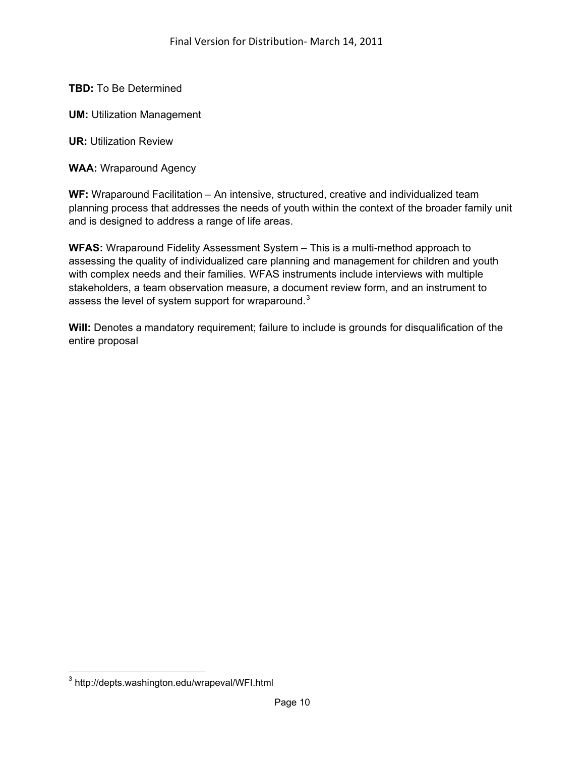**TBD:** To Be Determined

**UM:** Utilization Management

**UR:** Utilization Review

**WAA:** Wraparound Agency

**WF:** Wraparound Facilitation – An intensive, structured, creative and individualized team planning process that addresses the needs of youth within the context of the broader family unit and is designed to address a range of life areas.

**WFAS:** Wraparound Fidelity Assessment System – This is a multi-method approach to assessing the quality of individualized care planning and management for children and youth with complex needs and their families. WFAS instruments include interviews with multiple stakeholders, a team observation measure, a document review form, and an instrument to assess the level of system support for wraparound.[3]

**Will:** Denotes a mandatory requirement; failure to include is grounds for disqualification of the entire proposal

---

[3] http://depts.washington.edu/wrapeval/WFI.html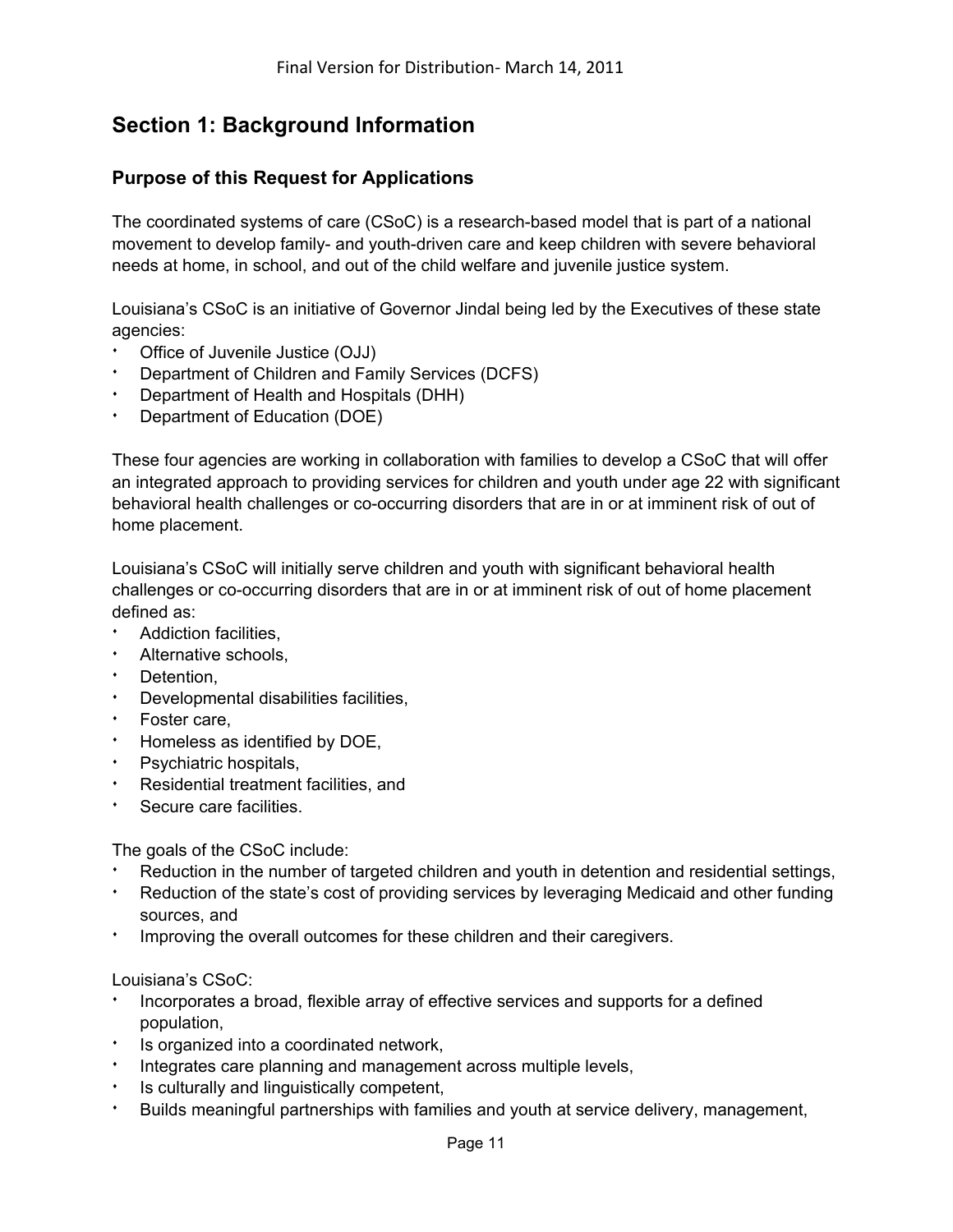## Section 1: Background Information

### Purpose of this Request for Applications

The coordinated systems of care (CSoC) is a research-based model that is part of a national movement to develop family- and youth-driven care and keep children with severe behavioral needs at home, in school, and out of the child welfare and juvenile justice system.

Louisiana's CSoC is an initiative of Governor Jindal being led by the Executives of these state agencies:

- Office of Juvenile Justice (OJJ)
- Department of Children and Family Services (DCFS)
- Department of Health and Hospitals (DHH)
- Department of Education (DOE)

These four agencies are working in collaboration with families to develop a CSoC that will offer an integrated approach to providing services for children and youth under age 22 with significant behavioral health challenges or co-occurring disorders that are in or at imminent risk of out of home placement.

Louisiana's CSoC will initially serve children and youth with significant behavioral health challenges or co-occurring disorders that are in or at imminent risk of out of home placement defined as:

- Addiction facilities,
- Alternative schools,
- Detention,
- Developmental disabilities facilities,
- Foster care,
- Homeless as identified by DOE,
- Psychiatric hospitals,
- Residential treatment facilities, and
- Secure care facilities.

The goals of the CSoC include:

- Reduction in the number of targeted children and youth in detention and residential settings,
- Reduction of the state's cost of providing services by leveraging Medicaid and other funding sources, and
- Improving the overall outcomes for these children and their caregivers.

Louisiana's CSoC:

- Incorporates a broad, flexible array of effective services and supports for a defined population,
- Is organized into a coordinated network,
- Integrates care planning and management across multiple levels,
- Is culturally and linguistically competent,
- Builds meaningful partnerships with families and youth at service delivery, management,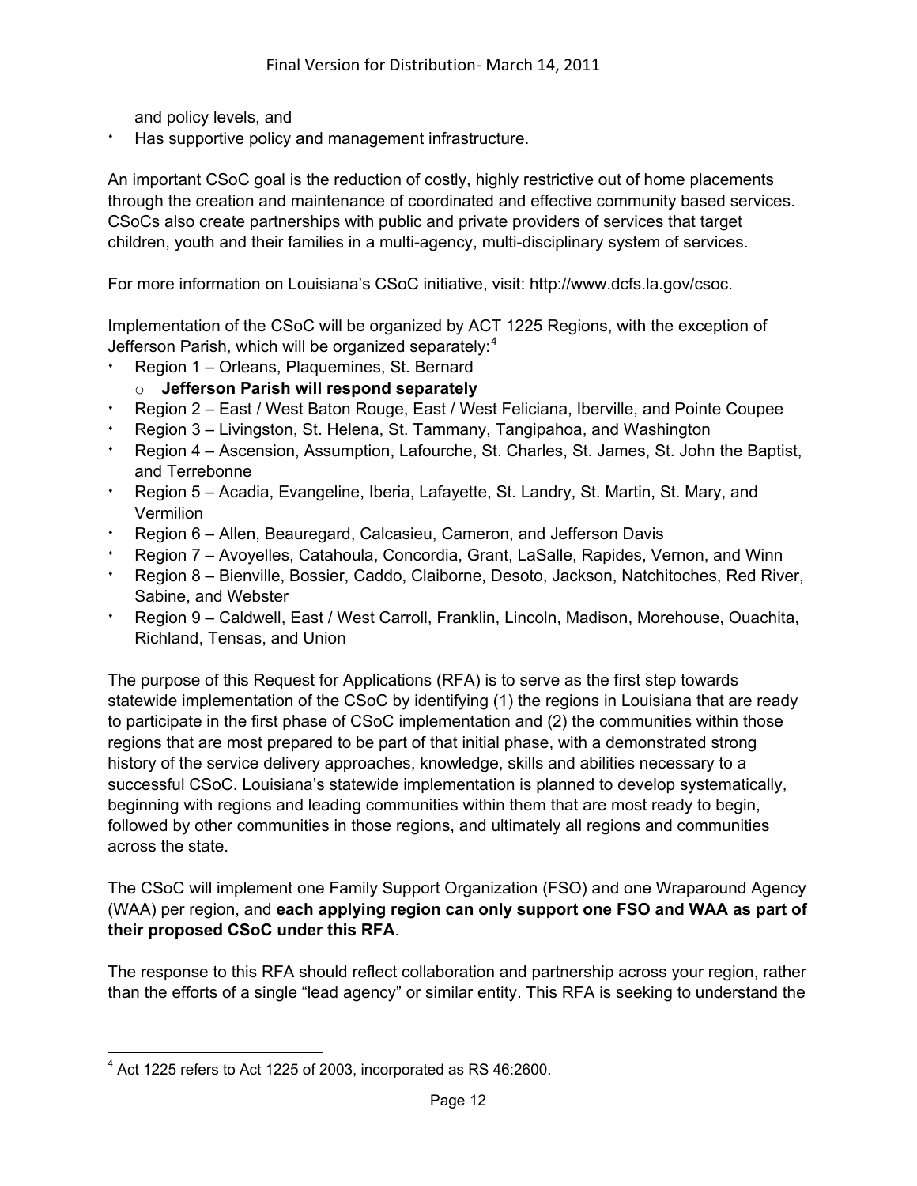and policy levels, and

- Has supportive policy and management infrastructure.

An important CSoC goal is the reduction of costly, highly restrictive out of home placements through the creation and maintenance of coordinated and effective community based services. CSoCs also create partnerships with public and private providers of services that target children, youth and their families in a multi-agency, multi-disciplinary system of services.

For more information on Louisiana's CSoC initiative, visit: http://www.dcfs.la.gov/csoc.

Implementation of the CSoC will be organized by ACT 1225 Regions, with the exception of Jefferson Parish, which will be organized separately:[4]

- Region 1 – Orleans, Plaquemines, St. Bernard
  - **Jefferson Parish will respond separately**
- Region 2 – East / West Baton Rouge, East / West Feliciana, Iberville, and Pointe Coupee
- Region 3 – Livingston, St. Helena, St. Tammany, Tangipahoa, and Washington
- Region 4 – Ascension, Assumption, Lafourche, St. Charles, St. James, St. John the Baptist, and Terrebonne
- Region 5 – Acadia, Evangeline, Iberia, Lafayette, St. Landry, St. Martin, St. Mary, and Vermilion
- Region 6 – Allen, Beauregard, Calcasieu, Cameron, and Jefferson Davis
- Region 7 – Avoyelles, Catahoula, Concordia, Grant, LaSalle, Rapides, Vernon, and Winn
- Region 8 – Bienville, Bossier, Caddo, Claiborne, Desoto, Jackson, Natchitoches, Red River, Sabine, and Webster
- Region 9 – Caldwell, East / West Carroll, Franklin, Lincoln, Madison, Morehouse, Ouachita, Richland, Tensas, and Union

The purpose of this Request for Applications (RFA) is to serve as the first step towards statewide implementation of the CSoC by identifying (1) the regions in Louisiana that are ready to participate in the first phase of CSoC implementation and (2) the communities within those regions that are most prepared to be part of that initial phase, with a demonstrated strong history of the service delivery approaches, knowledge, skills and abilities necessary to a successful CSoC. Louisiana's statewide implementation is planned to develop systematically, beginning with regions and leading communities within them that are most ready to begin, followed by other communities in those regions, and ultimately all regions and communities across the state.

The CSoC will implement one Family Support Organization (FSO) and one Wraparound Agency (WAA) per region, and **each applying region can only support one FSO and WAA as part of their proposed CSoC under this RFA**.

The response to this RFA should reflect collaboration and partnership across your region, rather than the efforts of a single "lead agency" or similar entity. This RFA is seeking to understand the

[4] Act 1225 refers to Act 1225 of 2003, incorporated as RS 46:2600.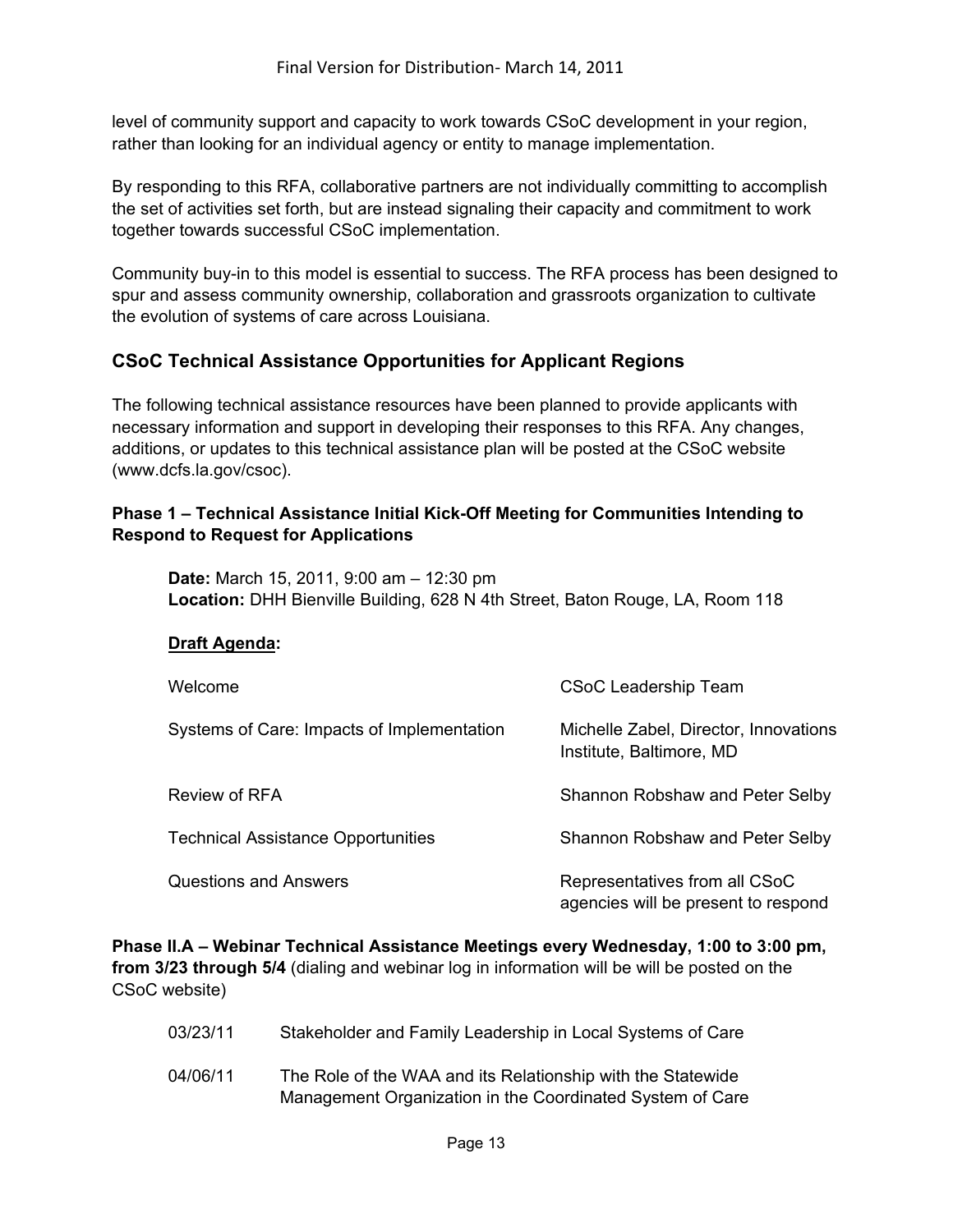level of community support and capacity to work towards CSoC development in your region, rather than looking for an individual agency or entity to manage implementation.

By responding to this RFA, collaborative partners are not individually committing to accomplish the set of activities set forth, but are instead signaling their capacity and commitment to work together towards successful CSoC implementation.

Community buy-in to this model is essential to success. The RFA process has been designed to spur and assess community ownership, collaboration and grassroots organization to cultivate the evolution of systems of care across Louisiana.

## CSoC Technical Assistance Opportunities for Applicant Regions

The following technical assistance resources have been planned to provide applicants with necessary information and support in developing their responses to this RFA. Any changes, additions, or updates to this technical assistance plan will be posted at the CSoC website (www.dcfs.la.gov/csoc).

### Phase 1 – Technical Assistance Initial Kick-Off Meeting for Communities Intending to Respond to Request for Applications

**Date:** March 15, 2011, 9:00 am – 12:30 pm
**Location:** DHH Bienville Building, 628 N 4th Street, Baton Rouge, LA, Room 118

**Draft Agenda:**

| | |
|---|---|
| Welcome | CSoC Leadership Team |
| Systems of Care: Impacts of Implementation | Michelle Zabel, Director, Innovations Institute, Baltimore, MD |
| Review of RFA | Shannon Robshaw and Peter Selby |
| Technical Assistance Opportunities | Shannon Robshaw and Peter Selby |
| Questions and Answers | Representatives from all CSoC agencies will be present to respond |

**Phase II.A – Webinar Technical Assistance Meetings every Wednesday, 1:00 to 3:00 pm, from 3/23 through 5/4** (dialing and webinar log in information will be will be posted on the CSoC website)

| | |
|---|---|
| 03/23/11 | Stakeholder and Family Leadership in Local Systems of Care |
| 04/06/11 | The Role of the WAA and its Relationship with the Statewide Management Organization in the Coordinated System of Care |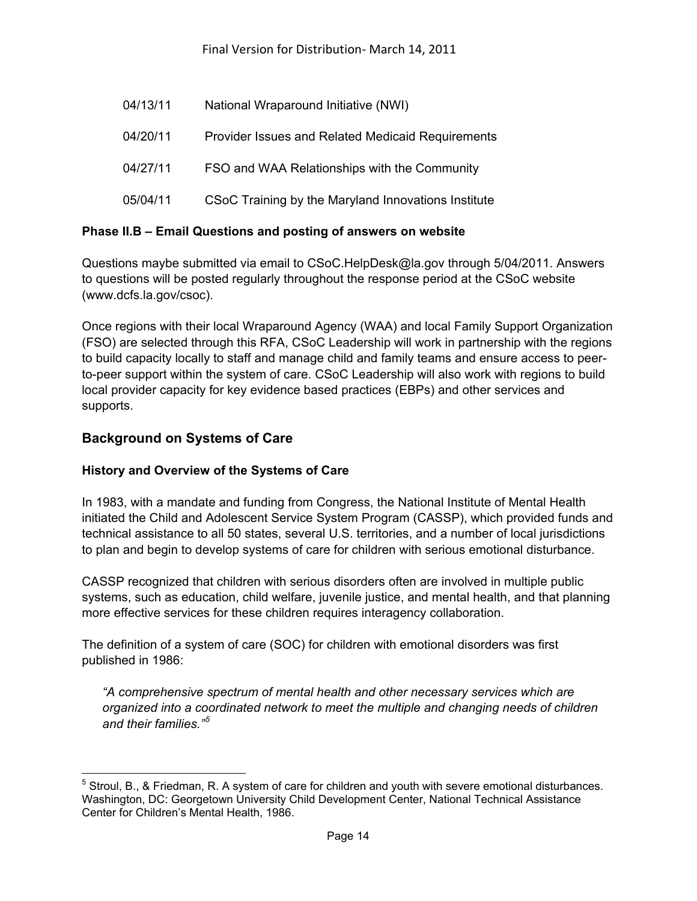| | |
|---|---|
| 04/13/11 | National Wraparound Initiative (NWI) |
| 04/20/11 | Provider Issues and Related Medicaid Requirements |
| 04/27/11 | FSO and WAA Relationships with the Community |
| 05/04/11 | CSoC Training by the Maryland Innovations Institute |

**Phase II.B – Email Questions and posting of answers on website**

Questions maybe submitted via email to CSoC.HelpDesk@la.gov through 5/04/2011. Answers to questions will be posted regularly throughout the response period at the CSoC website (www.dcfs.la.gov/csoc).

Once regions with their local Wraparound Agency (WAA) and local Family Support Organization (FSO) are selected through this RFA, CSoC Leadership will work in partnership with the regions to build capacity locally to staff and manage child and family teams and ensure access to peer-to-peer support within the system of care. CSoC Leadership will also work with regions to build local provider capacity for key evidence based practices (EBPs) and other services and supports.

## Background on Systems of Care

### History and Overview of the Systems of Care

In 1983, with a mandate and funding from Congress, the National Institute of Mental Health initiated the Child and Adolescent Service System Program (CASSP), which provided funds and technical assistance to all 50 states, several U.S. territories, and a number of local jurisdictions to plan and begin to develop systems of care for children with serious emotional disturbance.

CASSP recognized that children with serious disorders often are involved in multiple public systems, such as education, child welfare, juvenile justice, and mental health, and that planning more effective services for these children requires interagency collaboration.

The definition of a system of care (SOC) for children with emotional disorders was first published in 1986:

> *"A comprehensive spectrum of mental health and other necessary services which are organized into a coordinated network to meet the multiple and changing needs of children and their families."*[5]

---

[5] Stroul, B., & Friedman, R. A system of care for children and youth with severe emotional disturbances. Washington, DC: Georgetown University Child Development Center, National Technical Assistance Center for Children's Mental Health, 1986.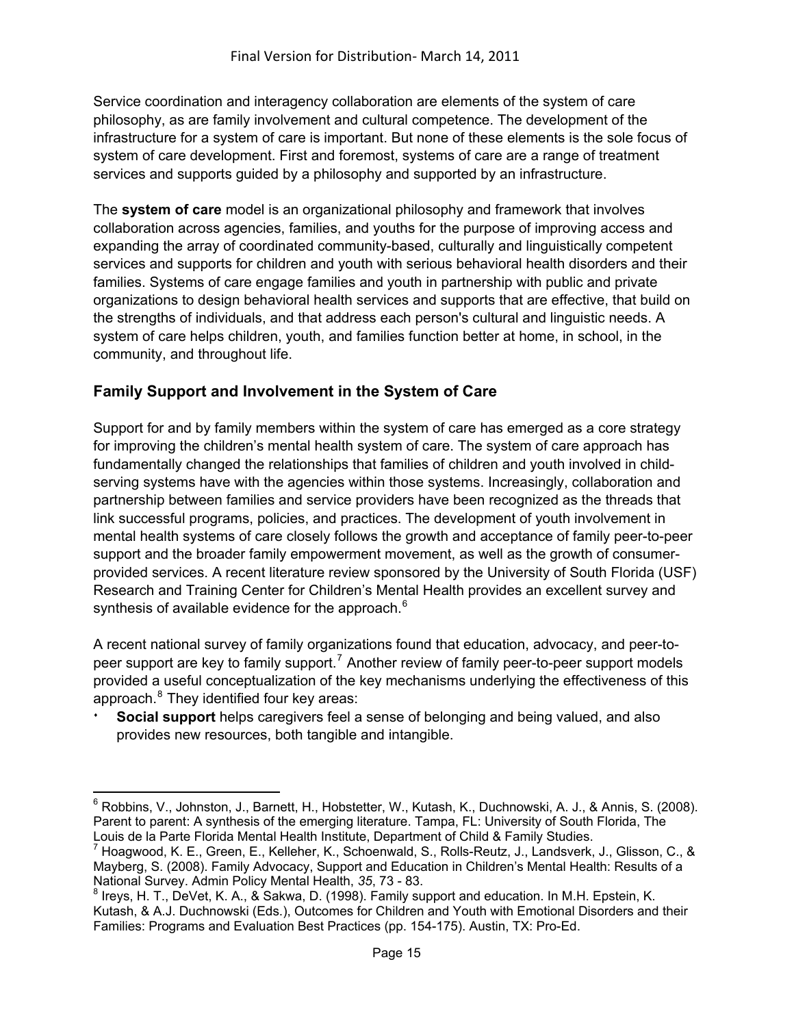Service coordination and interagency collaboration are elements of the system of care philosophy, as are family involvement and cultural competence. The development of the infrastructure for a system of care is important. But none of these elements is the sole focus of system of care development. First and foremost, systems of care are a range of treatment services and supports guided by a philosophy and supported by an infrastructure.

The **system of care** model is an organizational philosophy and framework that involves collaboration across agencies, families, and youths for the purpose of improving access and expanding the array of coordinated community-based, culturally and linguistically competent services and supports for children and youth with serious behavioral health disorders and their families. Systems of care engage families and youth in partnership with public and private organizations to design behavioral health services and supports that are effective, that build on the strengths of individuals, and that address each person's cultural and linguistic needs. A system of care helps children, youth, and families function better at home, in school, in the community, and throughout life.

## Family Support and Involvement in the System of Care

Support for and by family members within the system of care has emerged as a core strategy for improving the children's mental health system of care. The system of care approach has fundamentally changed the relationships that families of children and youth involved in child-serving systems have with the agencies within those systems. Increasingly, collaboration and partnership between families and service providers have been recognized as the threads that link successful programs, policies, and practices. The development of youth involvement in mental health systems of care closely follows the growth and acceptance of family peer-to-peer support and the broader family empowerment movement, as well as the growth of consumer-provided services. A recent literature review sponsored by the University of South Florida (USF) Research and Training Center for Children's Mental Health provides an excellent survey and synthesis of available evidence for the approach.[6]

A recent national survey of family organizations found that education, advocacy, and peer-to-peer support are key to family support.[7] Another review of family peer-to-peer support models provided a useful conceptualization of the key mechanisms underlying the effectiveness of this approach.[8] They identified four key areas:

- **Social support** helps caregivers feel a sense of belonging and being valued, and also provides new resources, both tangible and intangible.

---

[6] Robbins, V., Johnston, J., Barnett, H., Hobstetter, W., Kutash, K., Duchnowski, A. J., & Annis, S. (2008). Parent to parent: A synthesis of the emerging literature. Tampa, FL: University of South Florida, The Louis de la Parte Florida Mental Health Institute, Department of Child & Family Studies.

[7] Hoagwood, K. E., Green, E., Kelleher, K., Schoenwald, S., Rolls-Reutz, J., Landsverk, J., Glisson, C., & Mayberg, S. (2008). Family Advocacy, Support and Education in Children's Mental Health: Results of a National Survey. Admin Policy Mental Health, *35*, 73 - 83.

[8] Ireys, H. T., DeVet, K. A., & Sakwa, D. (1998). Family support and education. In M.H. Epstein, K. Kutash, & A.J. Duchnowski (Eds.), Outcomes for Children and Youth with Emotional Disorders and their Families: Programs and Evaluation Best Practices (pp. 154-175). Austin, TX: Pro-Ed.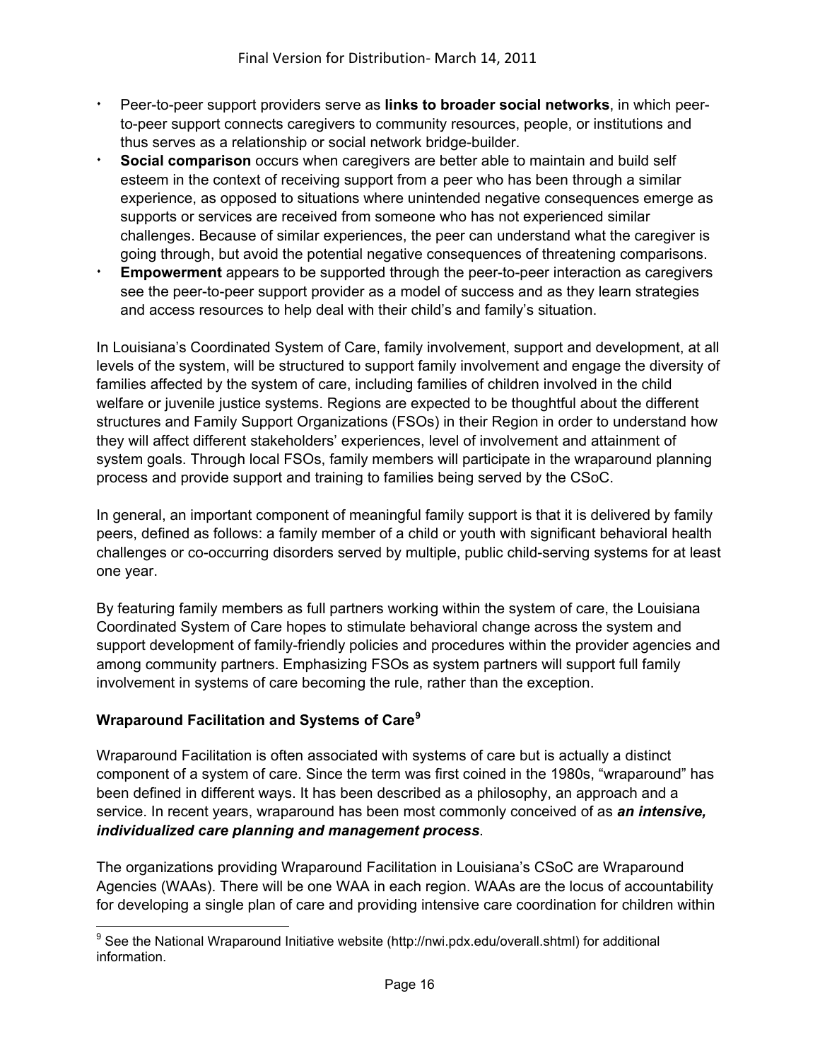- Peer-to-peer support providers serve as **links to broader social networks**, in which peer-to-peer support connects caregivers to community resources, people, or institutions and thus serves as a relationship or social network bridge-builder.
- **Social comparison** occurs when caregivers are better able to maintain and build self esteem in the context of receiving support from a peer who has been through a similar experience, as opposed to situations where unintended negative consequences emerge as supports or services are received from someone who has not experienced similar challenges. Because of similar experiences, the peer can understand what the caregiver is going through, but avoid the potential negative consequences of threatening comparisons.
- **Empowerment** appears to be supported through the peer-to-peer interaction as caregivers see the peer-to-peer support provider as a model of success and as they learn strategies and access resources to help deal with their child's and family's situation.

In Louisiana's Coordinated System of Care, family involvement, support and development, at all levels of the system, will be structured to support family involvement and engage the diversity of families affected by the system of care, including families of children involved in the child welfare or juvenile justice systems. Regions are expected to be thoughtful about the different structures and Family Support Organizations (FSOs) in their Region in order to understand how they will affect different stakeholders' experiences, level of involvement and attainment of system goals. Through local FSOs, family members will participate in the wraparound planning process and provide support and training to families being served by the CSoC.

In general, an important component of meaningful family support is that it is delivered by family peers, defined as follows: a family member of a child or youth with significant behavioral health challenges or co-occurring disorders served by multiple, public child-serving systems for at least one year.

By featuring family members as full partners working within the system of care, the Louisiana Coordinated System of Care hopes to stimulate behavioral change across the system and support development of family-friendly policies and procedures within the provider agencies and among community partners. Emphasizing FSOs as system partners will support full family involvement in systems of care becoming the rule, rather than the exception.

### Wraparound Facilitation and Systems of Care[9]

Wraparound Facilitation is often associated with systems of care but is actually a distinct component of a system of care. Since the term was first coined in the 1980s, "wraparound" has been defined in different ways. It has been described as a philosophy, an approach and a service. In recent years, wraparound has been most commonly conceived of as ***an intensive, individualized care planning and management process***.

The organizations providing Wraparound Facilitation in Louisiana's CSoC are Wraparound Agencies (WAAs). There will be one WAA in each region. WAAs are the locus of accountability for developing a single plan of care and providing intensive care coordination for children within

---

[9] See the National Wraparound Initiative website (http://nwi.pdx.edu/overall.shtml) for additional information.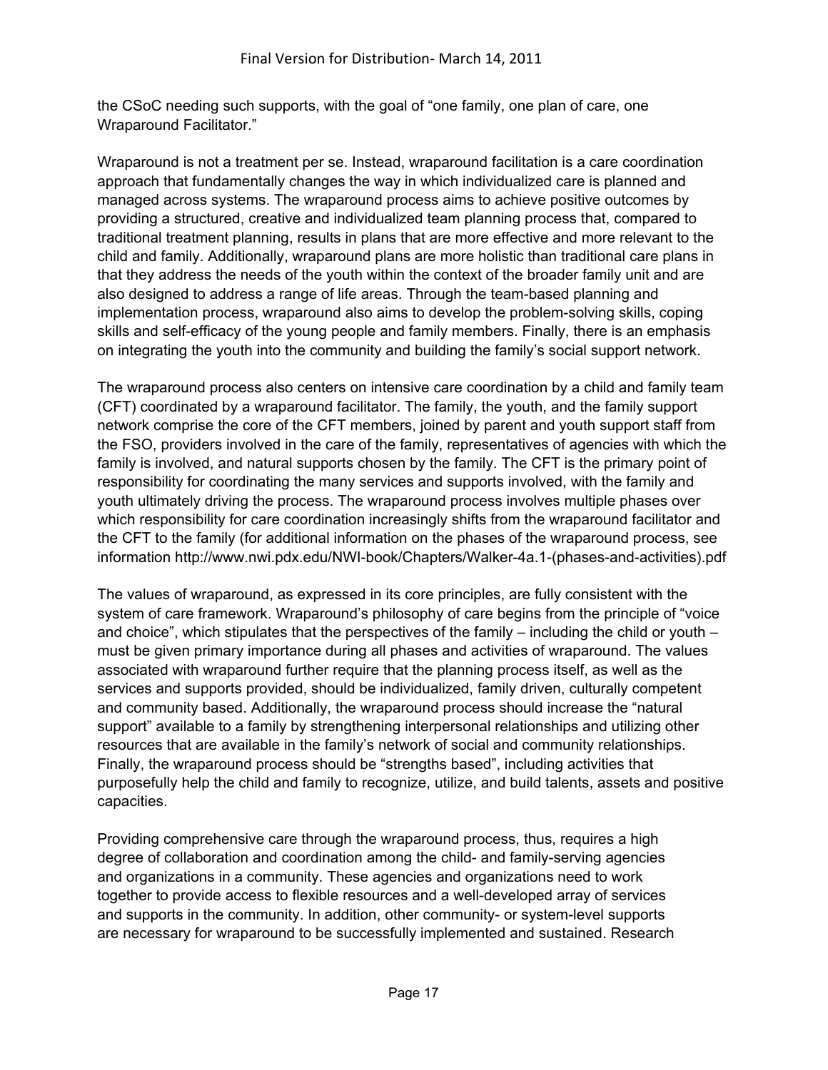the CSoC needing such supports, with the goal of "one family, one plan of care, one Wraparound Facilitator."

Wraparound is not a treatment per se. Instead, wraparound facilitation is a care coordination approach that fundamentally changes the way in which individualized care is planned and managed across systems. The wraparound process aims to achieve positive outcomes by providing a structured, creative and individualized team planning process that, compared to traditional treatment planning, results in plans that are more effective and more relevant to the child and family. Additionally, wraparound plans are more holistic than traditional care plans in that they address the needs of the youth within the context of the broader family unit and are also designed to address a range of life areas. Through the team-based planning and implementation process, wraparound also aims to develop the problem-solving skills, coping skills and self-efficacy of the young people and family members. Finally, there is an emphasis on integrating the youth into the community and building the family's social support network.

The wraparound process also centers on intensive care coordination by a child and family team (CFT) coordinated by a wraparound facilitator. The family, the youth, and the family support network comprise the core of the CFT members, joined by parent and youth support staff from the FSO, providers involved in the care of the family, representatives of agencies with which the family is involved, and natural supports chosen by the family. The CFT is the primary point of responsibility for coordinating the many services and supports involved, with the family and youth ultimately driving the process. The wraparound process involves multiple phases over which responsibility for care coordination increasingly shifts from the wraparound facilitator and the CFT to the family (for additional information on the phases of the wraparound process, see information http://www.nwi.pdx.edu/NWI-book/Chapters/Walker-4a.1-(phases-and-activities).pdf

The values of wraparound, as expressed in its core principles, are fully consistent with the system of care framework. Wraparound's philosophy of care begins from the principle of "voice and choice", which stipulates that the perspectives of the family – including the child or youth – must be given primary importance during all phases and activities of wraparound. The values associated with wraparound further require that the planning process itself, as well as the services and supports provided, should be individualized, family driven, culturally competent and community based. Additionally, the wraparound process should increase the "natural support" available to a family by strengthening interpersonal relationships and utilizing other resources that are available in the family's network of social and community relationships. Finally, the wraparound process should be "strengths based", including activities that purposefully help the child and family to recognize, utilize, and build talents, assets and positive capacities.

Providing comprehensive care through the wraparound process, thus, requires a high degree of collaboration and coordination among the child- and family-serving agencies and organizations in a community. These agencies and organizations need to work together to provide access to flexible resources and a well-developed array of services and supports in the community. In addition, other community- or system-level supports are necessary for wraparound to be successfully implemented and sustained. Research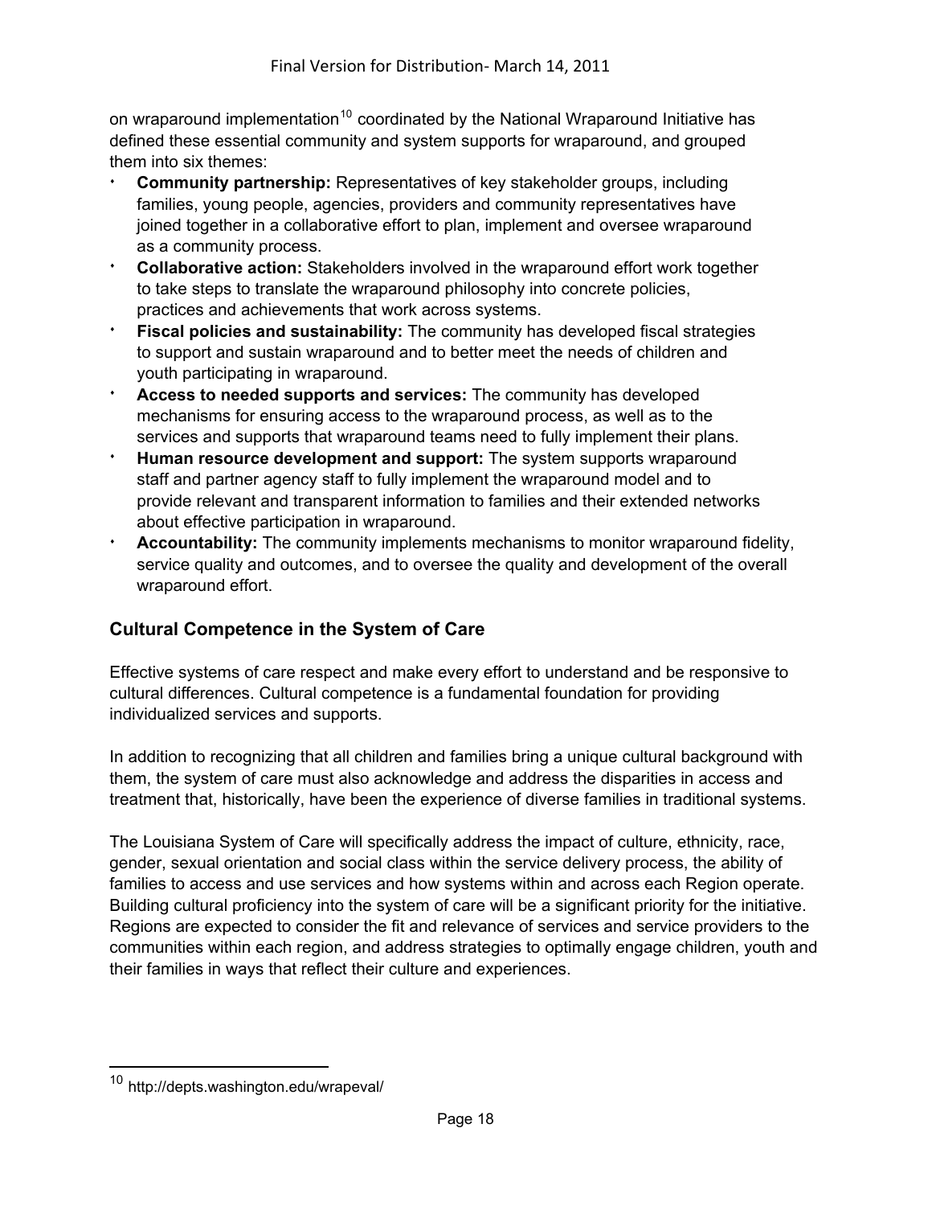on wraparound implementation[10] coordinated by the National Wraparound Initiative has defined these essential community and system supports for wraparound, and grouped them into six themes:

- **Community partnership:** Representatives of key stakeholder groups, including families, young people, agencies, providers and community representatives have joined together in a collaborative effort to plan, implement and oversee wraparound as a community process.
- **Collaborative action:** Stakeholders involved in the wraparound effort work together to take steps to translate the wraparound philosophy into concrete policies, practices and achievements that work across systems.
- **Fiscal policies and sustainability:** The community has developed fiscal strategies to support and sustain wraparound and to better meet the needs of children and youth participating in wraparound.
- **Access to needed supports and services:** The community has developed mechanisms for ensuring access to the wraparound process, as well as to the services and supports that wraparound teams need to fully implement their plans.
- **Human resource development and support:** The system supports wraparound staff and partner agency staff to fully implement the wraparound model and to provide relevant and transparent information to families and their extended networks about effective participation in wraparound.
- **Accountability:** The community implements mechanisms to monitor wraparound fidelity, service quality and outcomes, and to oversee the quality and development of the overall wraparound effort.

## Cultural Competence in the System of Care

Effective systems of care respect and make every effort to understand and be responsive to cultural differences. Cultural competence is a fundamental foundation for providing individualized services and supports.

In addition to recognizing that all children and families bring a unique cultural background with them, the system of care must also acknowledge and address the disparities in access and treatment that, historically, have been the experience of diverse families in traditional systems.

The Louisiana System of Care will specifically address the impact of culture, ethnicity, race, gender, sexual orientation and social class within the service delivery process, the ability of families to access and use services and how systems within and across each Region operate. Building cultural proficiency into the system of care will be a significant priority for the initiative. Regions are expected to consider the fit and relevance of services and service providers to the communities within each region, and address strategies to optimally engage children, youth and their families in ways that reflect their culture and experiences.

---

[10] http://depts.washington.edu/wrapeval/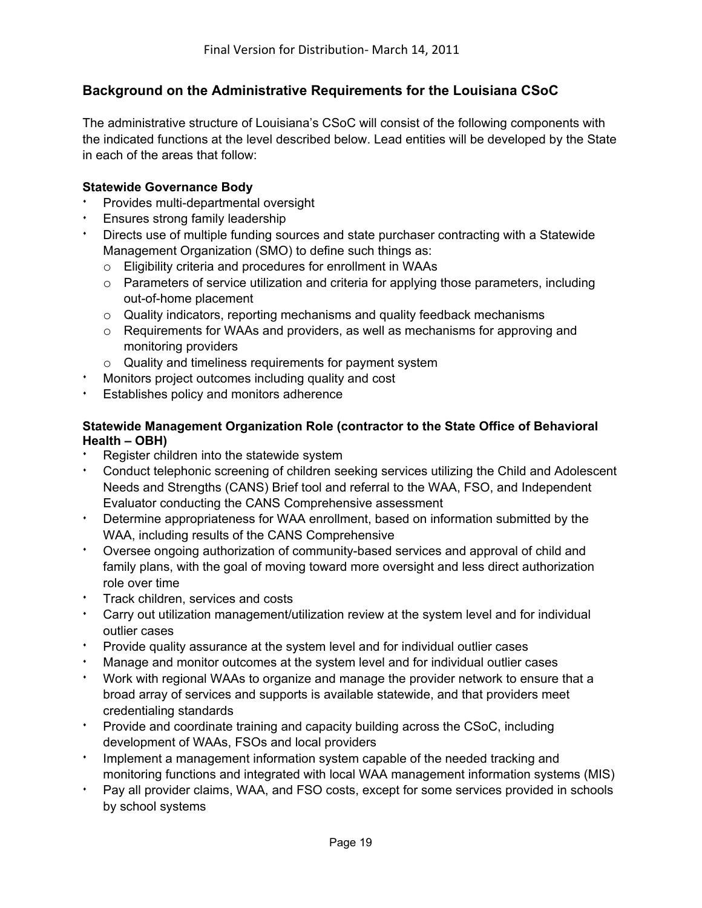## Background on the Administrative Requirements for the Louisiana CSoC

The administrative structure of Louisiana's CSoC will consist of the following components with the indicated functions at the level described below. Lead entities will be developed by the State in each of the areas that follow:

**Statewide Governance Body**

- Provides multi-departmental oversight
- Ensures strong family leadership
- Directs use of multiple funding sources and state purchaser contracting with a Statewide Management Organization (SMO) to define such things as:
  - Eligibility criteria and procedures for enrollment in WAAs
  - Parameters of service utilization and criteria for applying those parameters, including out-of-home placement
  - Quality indicators, reporting mechanisms and quality feedback mechanisms
  - Requirements for WAAs and providers, as well as mechanisms for approving and monitoring providers
  - Quality and timeliness requirements for payment system
- Monitors project outcomes including quality and cost
- Establishes policy and monitors adherence

**Statewide Management Organization Role (contractor to the State Office of Behavioral Health – OBH)**

- Register children into the statewide system
- Conduct telephonic screening of children seeking services utilizing the Child and Adolescent Needs and Strengths (CANS) Brief tool and referral to the WAA, FSO, and Independent Evaluator conducting the CANS Comprehensive assessment
- Determine appropriateness for WAA enrollment, based on information submitted by the WAA, including results of the CANS Comprehensive
- Oversee ongoing authorization of community-based services and approval of child and family plans, with the goal of moving toward more oversight and less direct authorization role over time
- Track children, services and costs
- Carry out utilization management/utilization review at the system level and for individual outlier cases
- Provide quality assurance at the system level and for individual outlier cases
- Manage and monitor outcomes at the system level and for individual outlier cases
- Work with regional WAAs to organize and manage the provider network to ensure that a broad array of services and supports is available statewide, and that providers meet credentialing standards
- Provide and coordinate training and capacity building across the CSoC, including development of WAAs, FSOs and local providers
- Implement a management information system capable of the needed tracking and monitoring functions and integrated with local WAA management information systems (MIS)
- Pay all provider claims, WAA, and FSO costs, except for some services provided in schools by school systems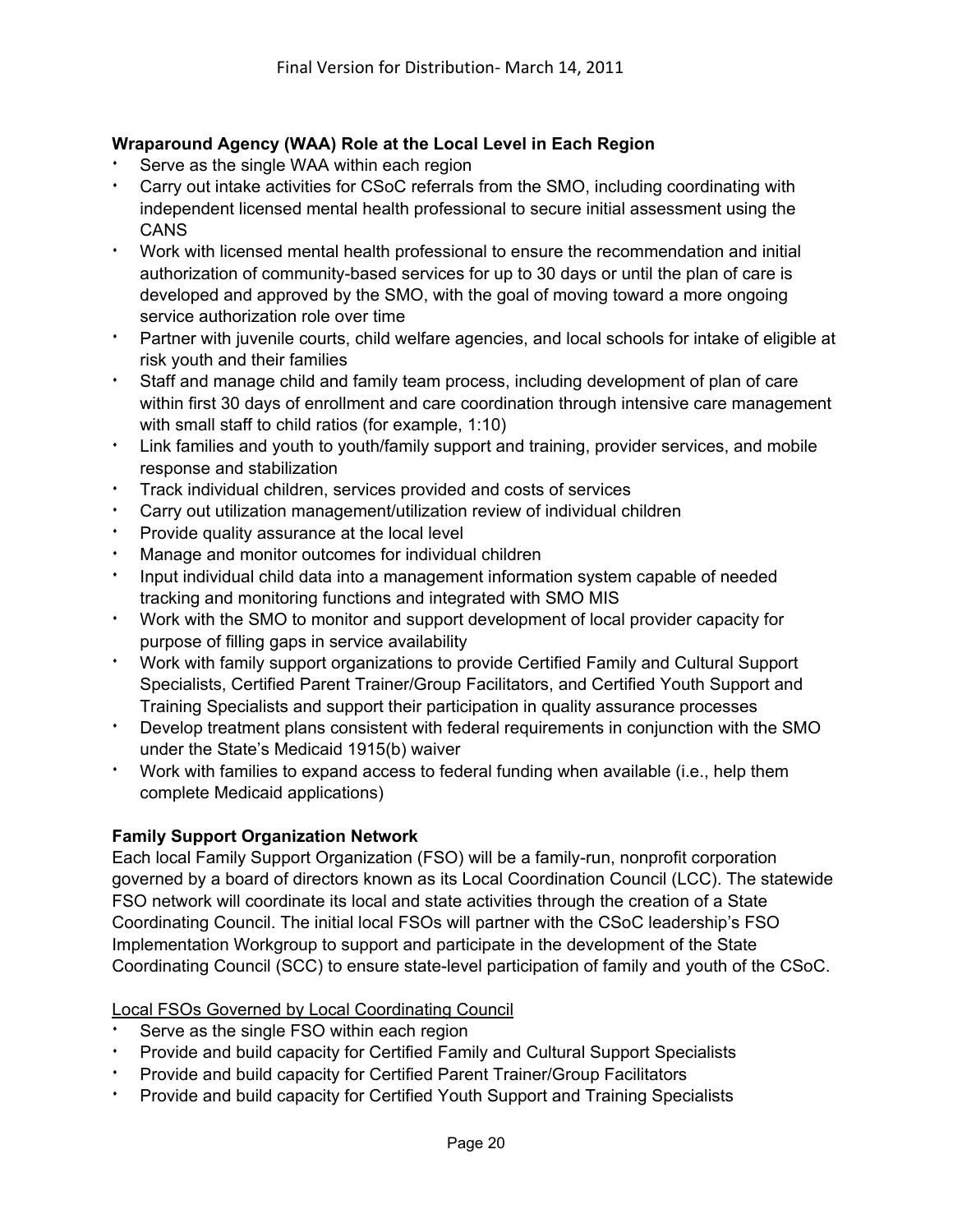**Wraparound Agency (WAA) Role at the Local Level in Each Region**

- Serve as the single WAA within each region
- Carry out intake activities for CSoC referrals from the SMO, including coordinating with independent licensed mental health professional to secure initial assessment using the CANS
- Work with licensed mental health professional to ensure the recommendation and initial authorization of community-based services for up to 30 days or until the plan of care is developed and approved by the SMO, with the goal of moving toward a more ongoing service authorization role over time
- Partner with juvenile courts, child welfare agencies, and local schools for intake of eligible at risk youth and their families
- Staff and manage child and family team process, including development of plan of care within first 30 days of enrollment and care coordination through intensive care management with small staff to child ratios (for example, 1:10)
- Link families and youth to youth/family support and training, provider services, and mobile response and stabilization
- Track individual children, services provided and costs of services
- Carry out utilization management/utilization review of individual children
- Provide quality assurance at the local level
- Manage and monitor outcomes for individual children
- Input individual child data into a management information system capable of needed tracking and monitoring functions and integrated with SMO MIS
- Work with the SMO to monitor and support development of local provider capacity for purpose of filling gaps in service availability
- Work with family support organizations to provide Certified Family and Cultural Support Specialists, Certified Parent Trainer/Group Facilitators, and Certified Youth Support and Training Specialists and support their participation in quality assurance processes
- Develop treatment plans consistent with federal requirements in conjunction with the SMO under the State's Medicaid 1915(b) waiver
- Work with families to expand access to federal funding when available (i.e., help them complete Medicaid applications)

**Family Support Organization Network**

Each local Family Support Organization (FSO) will be a family-run, nonprofit corporation governed by a board of directors known as its Local Coordination Council (LCC). The statewide FSO network will coordinate its local and state activities through the creation of a State Coordinating Council. The initial local FSOs will partner with the CSoC leadership's FSO Implementation Workgroup to support and participate in the development of the State Coordinating Council (SCC) to ensure state-level participation of family and youth of the CSoC.

<u>Local FSOs Governed by Local Coordinating Council</u>

- Serve as the single FSO within each region
- Provide and build capacity for Certified Family and Cultural Support Specialists
- Provide and build capacity for Certified Parent Trainer/Group Facilitators
- Provide and build capacity for Certified Youth Support and Training Specialists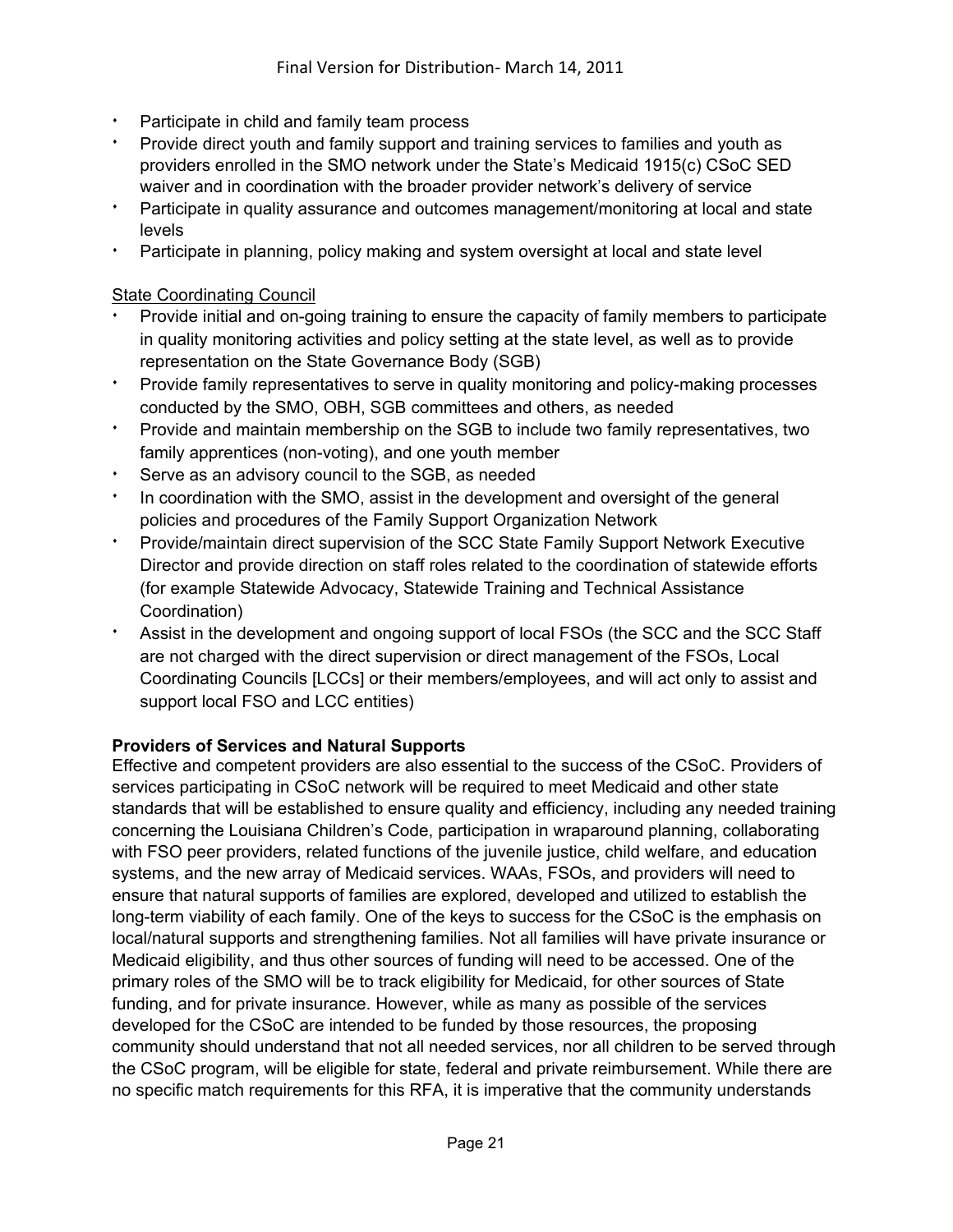- Participate in child and family team process
- Provide direct youth and family support and training services to families and youth as providers enrolled in the SMO network under the State's Medicaid 1915(c) CSoC SED waiver and in coordination with the broader provider network's delivery of service
- Participate in quality assurance and outcomes management/monitoring at local and state levels
- Participate in planning, policy making and system oversight at local and state level

State Coordinating Council

- Provide initial and on-going training to ensure the capacity of family members to participate in quality monitoring activities and policy setting at the state level, as well as to provide representation on the State Governance Body (SGB)
- Provide family representatives to serve in quality monitoring and policy-making processes conducted by the SMO, OBH, SGB committees and others, as needed
- Provide and maintain membership on the SGB to include two family representatives, two family apprentices (non-voting), and one youth member
- Serve as an advisory council to the SGB, as needed
- In coordination with the SMO, assist in the development and oversight of the general policies and procedures of the Family Support Organization Network
- Provide/maintain direct supervision of the SCC State Family Support Network Executive Director and provide direction on staff roles related to the coordination of statewide efforts (for example Statewide Advocacy, Statewide Training and Technical Assistance Coordination)
- Assist in the development and ongoing support of local FSOs (the SCC and the SCC Staff are not charged with the direct supervision or direct management of the FSOs, Local Coordinating Councils [LCCs] or their members/employees, and will act only to assist and support local FSO and LCC entities)

**Providers of Services and Natural Supports**

Effective and competent providers are also essential to the success of the CSoC. Providers of services participating in CSoC network will be required to meet Medicaid and other state standards that will be established to ensure quality and efficiency, including any needed training concerning the Louisiana Children's Code, participation in wraparound planning, collaborating with FSO peer providers, related functions of the juvenile justice, child welfare, and education systems, and the new array of Medicaid services. WAAs, FSOs, and providers will need to ensure that natural supports of families are explored, developed and utilized to establish the long-term viability of each family. One of the keys to success for the CSoC is the emphasis on local/natural supports and strengthening families. Not all families will have private insurance or Medicaid eligibility, and thus other sources of funding will need to be accessed. One of the primary roles of the SMO will be to track eligibility for Medicaid, for other sources of State funding, and for private insurance. However, while as many as possible of the services developed for the CSoC are intended to be funded by those resources, the proposing community should understand that not all needed services, nor all children to be served through the CSoC program, will be eligible for state, federal and private reimbursement. While there are no specific match requirements for this RFA, it is imperative that the community understands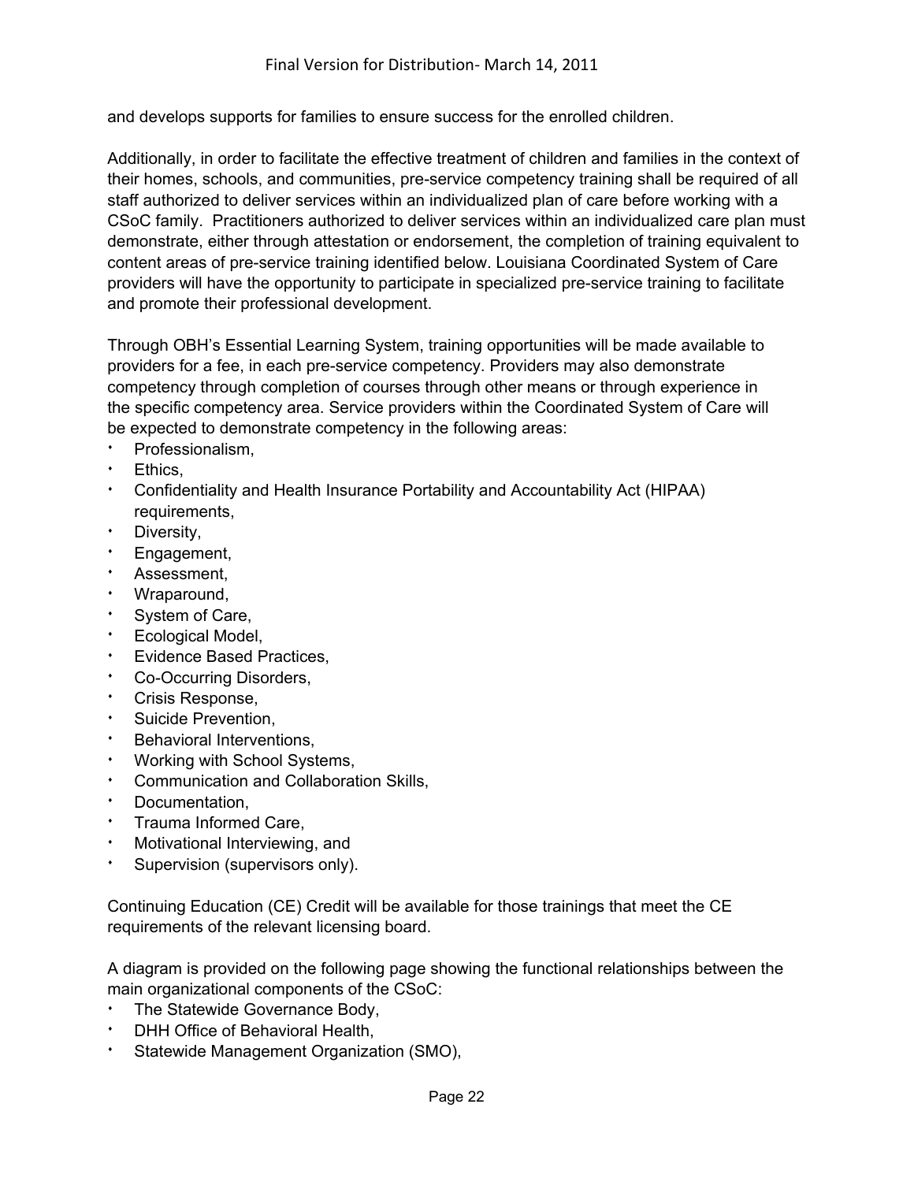and develops supports for families to ensure success for the enrolled children.

Additionally, in order to facilitate the effective treatment of children and families in the context of their homes, schools, and communities, pre-service competency training shall be required of all staff authorized to deliver services within an individualized plan of care before working with a CSoC family. Practitioners authorized to deliver services within an individualized care plan must demonstrate, either through attestation or endorsement, the completion of training equivalent to content areas of pre-service training identified below. Louisiana Coordinated System of Care providers will have the opportunity to participate in specialized pre-service training to facilitate and promote their professional development.

Through OBH's Essential Learning System, training opportunities will be made available to providers for a fee, in each pre-service competency. Providers may also demonstrate competency through completion of courses through other means or through experience in the specific competency area. Service providers within the Coordinated System of Care will be expected to demonstrate competency in the following areas:

- Professionalism,
- Ethics,
- Confidentiality and Health Insurance Portability and Accountability Act (HIPAA) requirements,
- Diversity,
- Engagement,
- Assessment,
- Wraparound,
- System of Care,
- Ecological Model,
- Evidence Based Practices,
- Co-Occurring Disorders,
- Crisis Response,
- Suicide Prevention,
- Behavioral Interventions,
- Working with School Systems,
- Communication and Collaboration Skills,
- Documentation,
- Trauma Informed Care,
- Motivational Interviewing, and
- Supervision (supervisors only).

Continuing Education (CE) Credit will be available for those trainings that meet the CE requirements of the relevant licensing board.

A diagram is provided on the following page showing the functional relationships between the main organizational components of the CSoC:

- The Statewide Governance Body,
- DHH Office of Behavioral Health,
- Statewide Management Organization (SMO),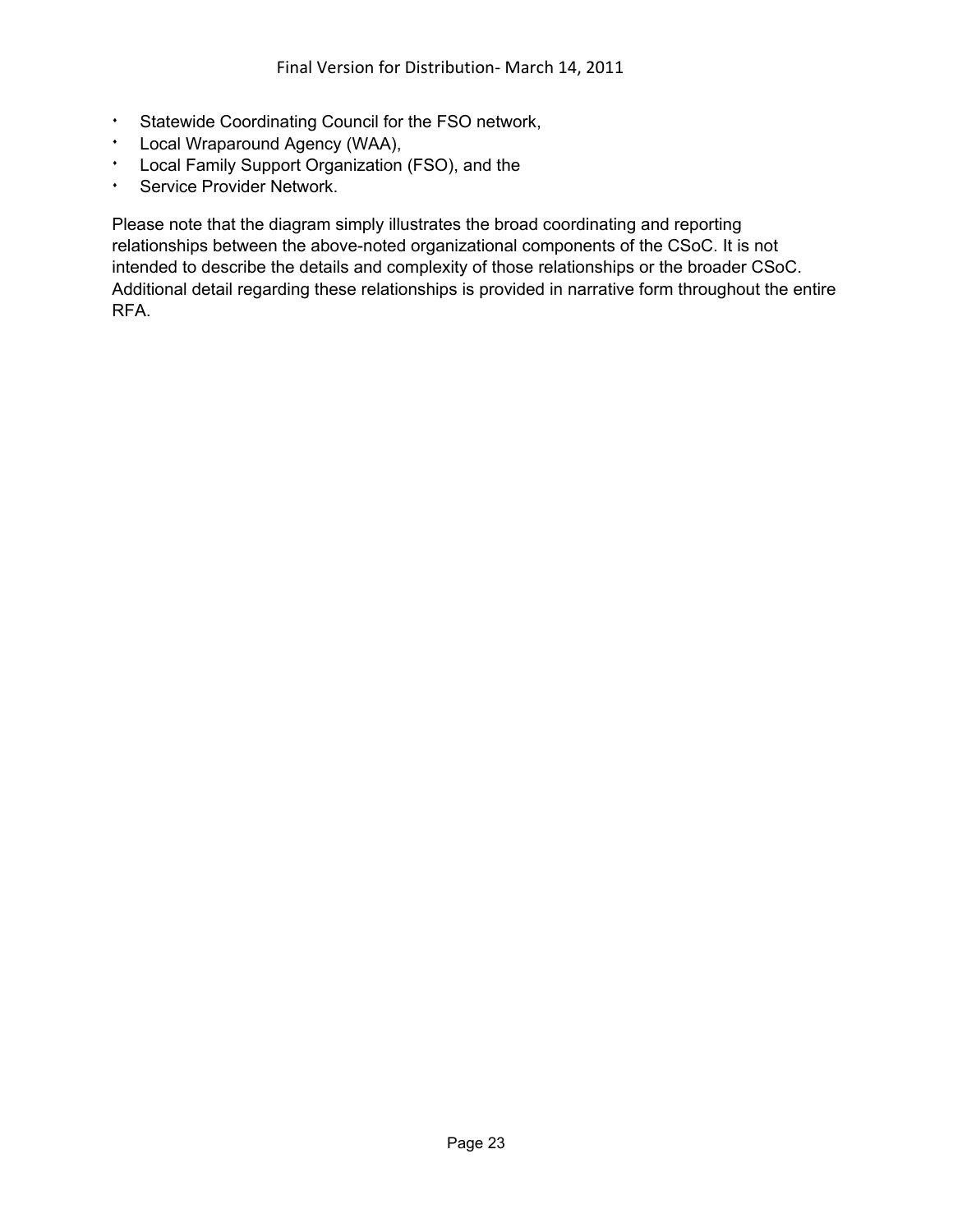- Statewide Coordinating Council for the FSO network,
- Local Wraparound Agency (WAA),
- Local Family Support Organization (FSO), and the
- Service Provider Network.

Please note that the diagram simply illustrates the broad coordinating and reporting relationships between the above-noted organizational components of the CSoC. It is not intended to describe the details and complexity of those relationships or the broader CSoC. Additional detail regarding these relationships is provided in narrative form throughout the entire RFA.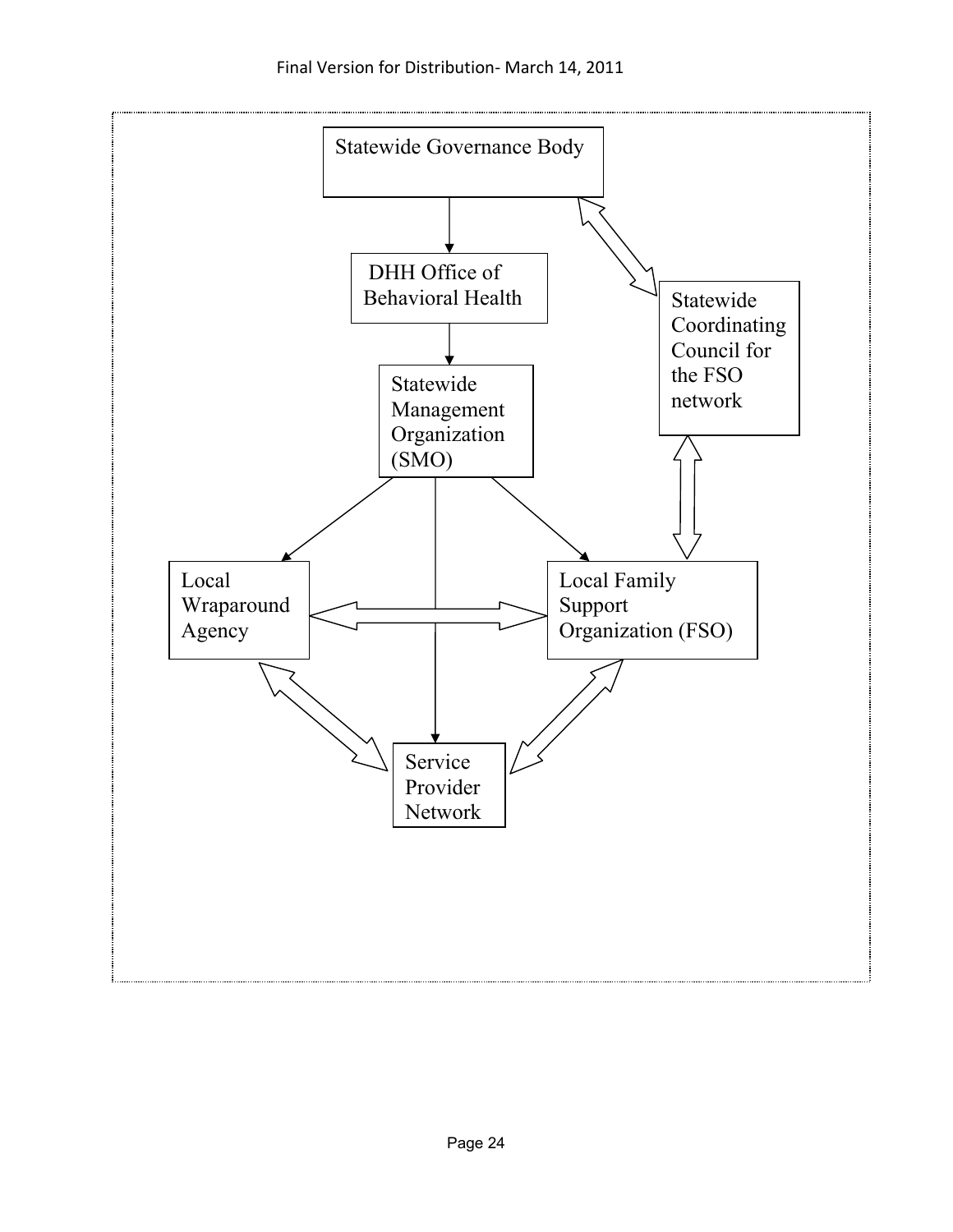Statewide Governance Body

DHH Office of Behavioral Health

Statewide Coordinating Council for the FSO network

Statewide Management Organization (SMO)

Local Wraparound Agency

Local Family Support Organization (FSO)

Service Provider Network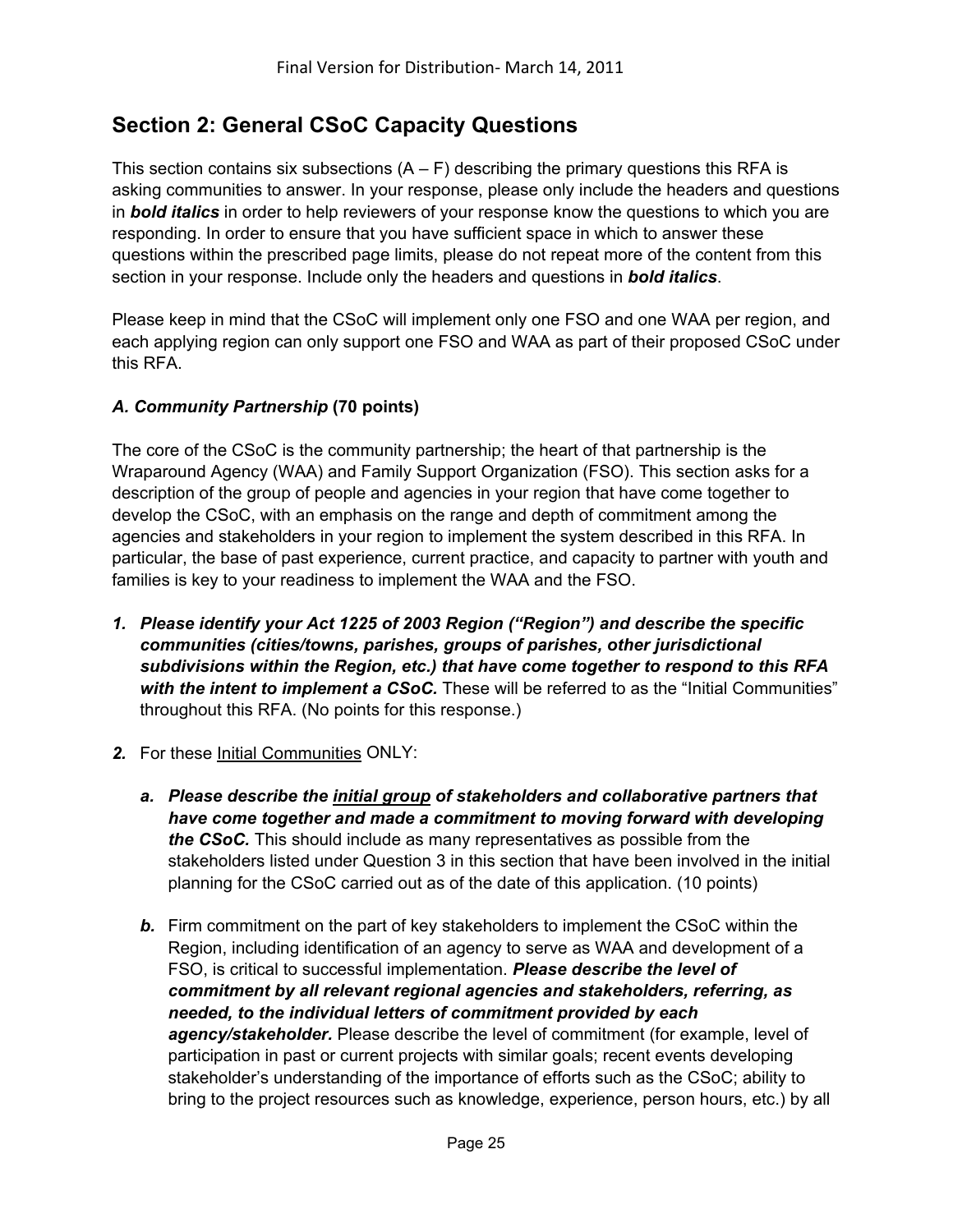## Section 2: General CSoC Capacity Questions

This section contains six subsections (A – F) describing the primary questions this RFA is asking communities to answer. In your response, please only include the headers and questions in ***bold italics*** in order to help reviewers of your response know the questions to which you are responding. In order to ensure that you have sufficient space in which to answer these questions within the prescribed page limits, please do not repeat more of the content from this section in your response. Include only the headers and questions in ***bold italics***.

Please keep in mind that the CSoC will implement only one FSO and one WAA per region, and each applying region can only support one FSO and WAA as part of their proposed CSoC under this RFA.

### *A. Community Partnership* (70 points)

The core of the CSoC is the community partnership; the heart of that partnership is the Wraparound Agency (WAA) and Family Support Organization (FSO). This section asks for a description of the group of people and agencies in your region that have come together to develop the CSoC, with an emphasis on the range and depth of commitment among the agencies and stakeholders in your region to implement the system described in this RFA. In particular, the base of past experience, current practice, and capacity to partner with youth and families is key to your readiness to implement the WAA and the FSO.

1. ***Please identify your Act 1225 of 2003 Region ("Region") and describe the specific communities (cities/towns, parishes, groups of parishes, other jurisdictional subdivisions within the Region, etc.) that have come together to respond to this RFA with the intent to implement a CSoC.*** These will be referred to as the "Initial Communities" throughout this RFA. (No points for this response.)

2. For these <u>Initial Communities</u> ONLY:

   a. ***Please describe the <u>initial group</u> of stakeholders and collaborative partners that have come together and made a commitment to moving forward with developing the CSoC.*** This should include as many representatives as possible from the stakeholders listed under Question 3 in this section that have been involved in the initial planning for the CSoC carried out as of the date of this application. (10 points)

   b. Firm commitment on the part of key stakeholders to implement the CSoC within the Region, including identification of an agency to serve as WAA and development of a FSO, is critical to successful implementation. ***Please describe the level of commitment by all relevant regional agencies and stakeholders, referring, as needed, to the individual letters of commitment provided by each agency/stakeholder.*** Please describe the level of commitment (for example, level of participation in past or current projects with similar goals; recent events developing stakeholder's understanding of the importance of efforts such as the CSoC; ability to bring to the project resources such as knowledge, experience, person hours, etc.) by all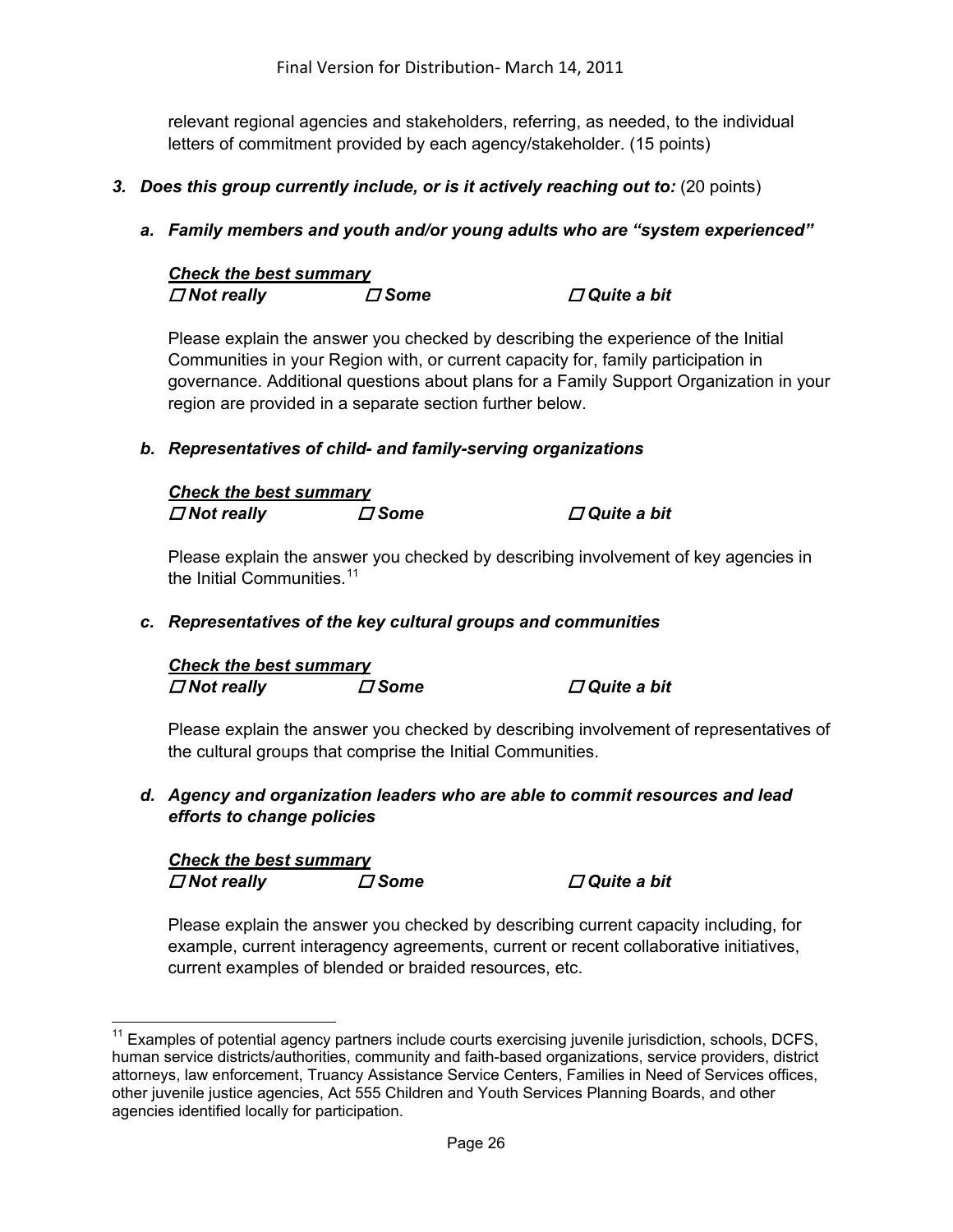relevant regional agencies and stakeholders, referring, as needed, to the individual letters of commitment provided by each agency/stakeholder. (15 points)

***3. Does this group currently include, or is it actively reaching out to:*** (20 points)

***a. Family members and youth and/or young adults who are "system experienced"***

***Check the best summary***
***☐ Not really ☐ Some ☐ Quite a bit***

Please explain the answer you checked by describing the experience of the Initial Communities in your Region with, or current capacity for, family participation in governance. Additional questions about plans for a Family Support Organization in your region are provided in a separate section further below.

***b. Representatives of child- and family-serving organizations***

***Check the best summary***
***☐ Not really ☐ Some ☐ Quite a bit***

Please explain the answer you checked by describing involvement of key agencies in the Initial Communities.[11]

***c. Representatives of the key cultural groups and communities***

***Check the best summary***
***☐ Not really ☐ Some ☐ Quite a bit***

Please explain the answer you checked by describing involvement of representatives of the cultural groups that comprise the Initial Communities.

***d. Agency and organization leaders who are able to commit resources and lead efforts to change policies***

***Check the best summary***
***☐ Not really ☐ Some ☐ Quite a bit***

Please explain the answer you checked by describing current capacity including, for example, current interagency agreements, current or recent collaborative initiatives, current examples of blended or braided resources, etc.

---

[11] Examples of potential agency partners include courts exercising juvenile jurisdiction, schools, DCFS, human service districts/authorities, community and faith-based organizations, service providers, district attorneys, law enforcement, Truancy Assistance Service Centers, Families in Need of Services offices, other juvenile justice agencies, Act 555 Children and Youth Services Planning Boards, and other agencies identified locally for participation.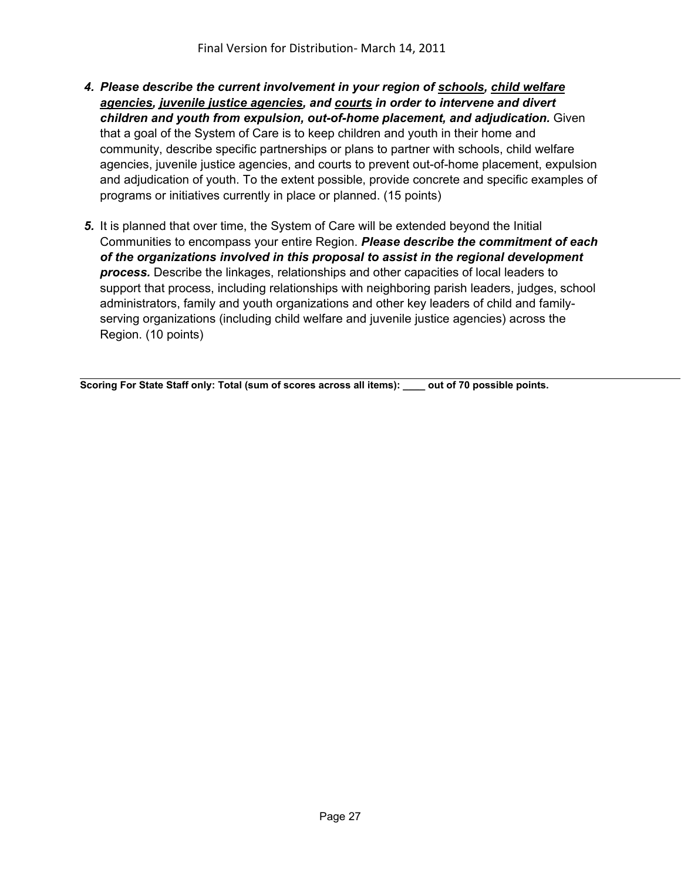4. ***Please describe the current involvement in your region of <u>schools</u>, <u>child welfare agencies</u>, <u>juvenile justice agencies</u>, and <u>courts</u> in order to intervene and divert children and youth from expulsion, out-of-home placement, and adjudication.*** Given that a goal of the System of Care is to keep children and youth in their home and community, describe specific partnerships or plans to partner with schools, child welfare agencies, juvenile justice agencies, and courts to prevent out-of-home placement, expulsion and adjudication of youth. To the extent possible, provide concrete and specific examples of programs or initiatives currently in place or planned. (15 points)

5. It is planned that over time, the System of Care will be extended beyond the Initial Communities to encompass your entire Region. ***Please describe the commitment of each of the organizations involved in this proposal to assist in the regional development process.*** Describe the linkages, relationships and other capacities of local leaders to support that process, including relationships with neighboring parish leaders, judges, school administrators, family and youth organizations and other key leaders of child and family-serving organizations (including child welfare and juvenile justice agencies) across the Region. (10 points)

---

**Scoring For State Staff only: Total (sum of scores across all items): ____ out of 70 possible points.**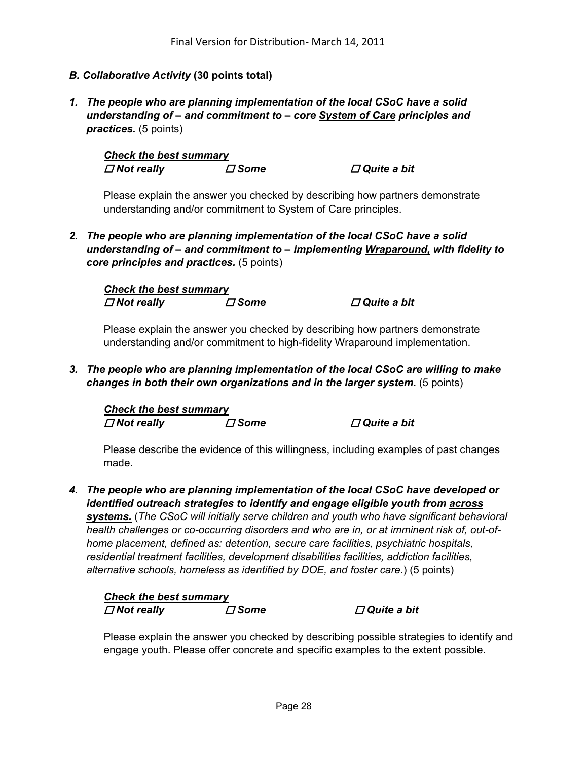### *B. Collaborative Activity* **(30 points total)**

1. ***The people who are planning implementation of the local CSoC have a solid understanding of – and commitment to – core <u>System of Care</u> principles and practices.*** (5 points)

   ***<u>Check the best summary</u>***

   ☐ ***Not really*** ☐ ***Some*** ☐ ***Quite a bit***

   Please explain the answer you checked by describing how partners demonstrate understanding and/or commitment to System of Care principles.

2. ***The people who are planning implementation of the local CSoC have a solid understanding of – and commitment to – implementing <u>Wraparound,</u> with fidelity to core principles and practices.*** (5 points)

   ***<u>Check the best summary</u>***

   ☐ ***Not really*** ☐ ***Some*** ☐ ***Quite a bit***

   Please explain the answer you checked by describing how partners demonstrate understanding and/or commitment to high-fidelity Wraparound implementation.

3. ***The people who are planning implementation of the local CSoC are willing to make changes in both their own organizations and in the larger system.*** (5 points)

   ***<u>Check the best summary</u>***

   ☐ ***Not really*** ☐ ***Some*** ☐ ***Quite a bit***

   Please describe the evidence of this willingness, including examples of past changes made.

4. ***The people who are planning implementation of the local CSoC have developed or identified outreach strategies to identify and engage eligible youth from <u>across systems.</u>*** (*The CSoC will initially serve children and youth who have significant behavioral health challenges or co-occurring disorders and who are in, or at imminent risk of, out-of-home placement, defined as: detention, secure care facilities, psychiatric hospitals, residential treatment facilities, development disabilities facilities, addiction facilities, alternative schools, homeless as identified by DOE, and foster care*.) (5 points)

   ***<u>Check the best summary</u>***

   ☐ ***Not really*** ☐ ***Some*** ☐ ***Quite a bit***

   Please explain the answer you checked by describing possible strategies to identify and engage youth. Please offer concrete and specific examples to the extent possible.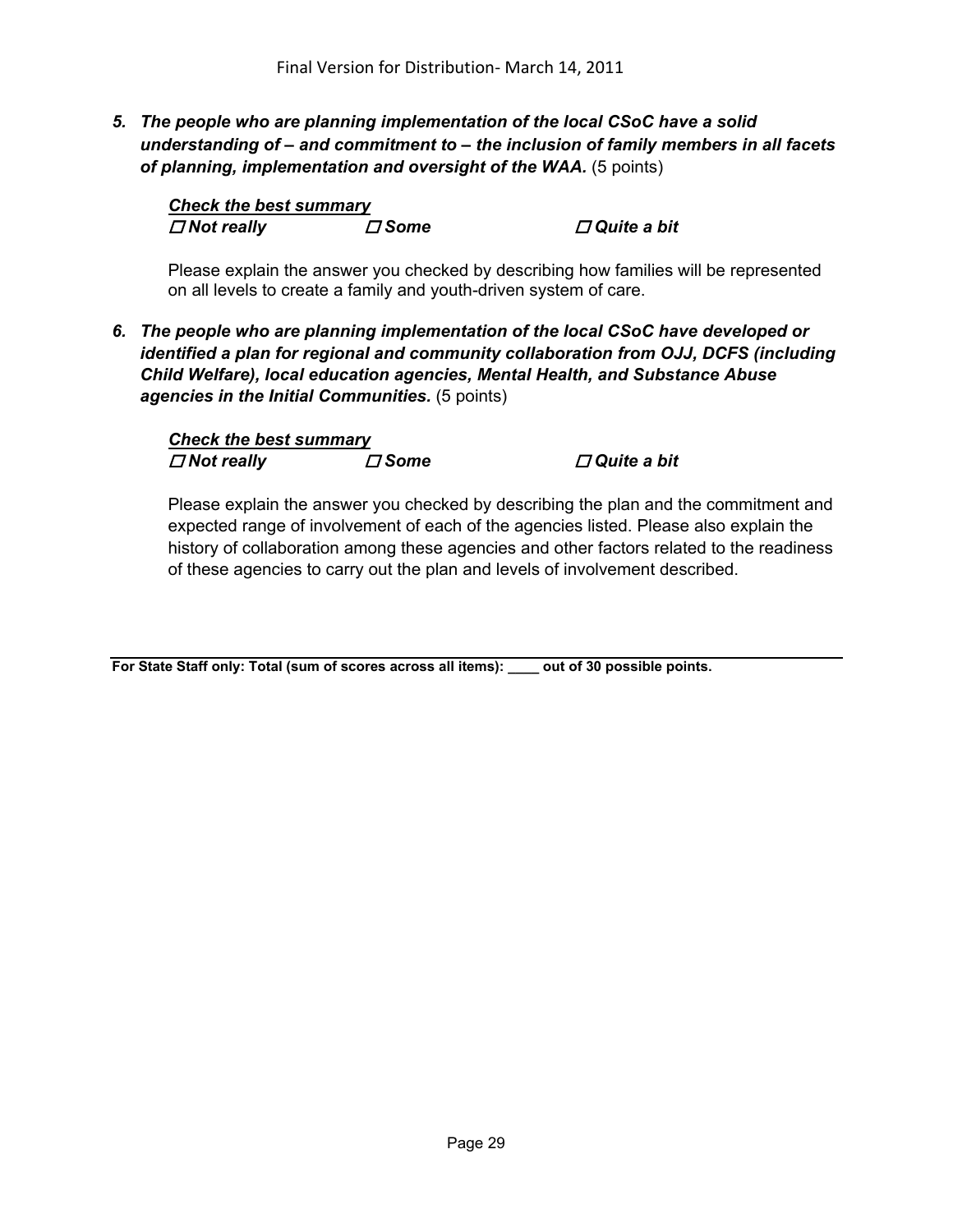***5. The people who are planning implementation of the local CSoC have a solid understanding of – and commitment to – the inclusion of family members in all facets of planning, implementation and oversight of the WAA.*** (5 points)

***Check the best summary***

***☐ Not really*** ***☐ Some*** ***☐ Quite a bit***

Please explain the answer you checked by describing how families will be represented on all levels to create a family and youth-driven system of care.

***6. The people who are planning implementation of the local CSoC have developed or identified a plan for regional and community collaboration from OJJ, DCFS (including Child Welfare), local education agencies, Mental Health, and Substance Abuse agencies in the Initial Communities.*** (5 points)

***Check the best summary***

***☐ Not really*** ***☐ Some*** ***☐ Quite a bit***

Please explain the answer you checked by describing the plan and the commitment and expected range of involvement of each of the agencies listed. Please also explain the history of collaboration among these agencies and other factors related to the readiness of these agencies to carry out the plan and levels of involvement described.

---

**For State Staff only: Total (sum of scores across all items): ____ out of 30 possible points.**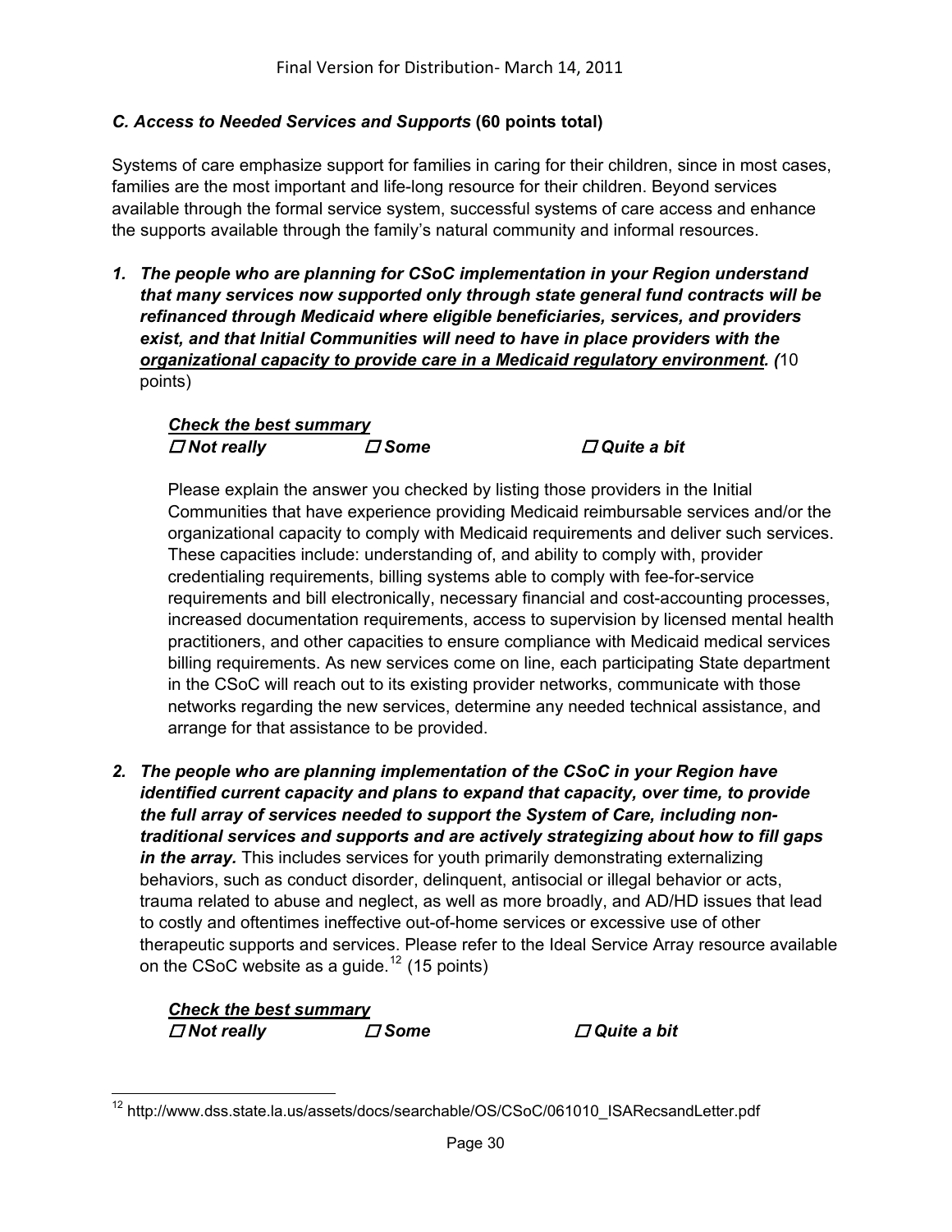### *C. Access to Needed Services and Supports* (60 points total)

Systems of care emphasize support for families in caring for their children, since in most cases, families are the most important and life-long resource for their children. Beyond services available through the formal service system, successful systems of care access and enhance the supports available through the family's natural community and informal resources.

1. ***The people who are planning for CSoC implementation in your Region understand that many services now supported only through state general fund contracts will be refinanced through Medicaid where eligible beneficiaries, services, and providers exist, and that Initial Communities will need to have in place providers with the <u>organizational capacity to provide care in a Medicaid regulatory environment</u>. (***10 points)

   ***<u>Check the best summary</u>***
   ***☐ Not really*** ***☐ Some*** ***☐ Quite a bit***

   Please explain the answer you checked by listing those providers in the Initial Communities that have experience providing Medicaid reimbursable services and/or the organizational capacity to comply with Medicaid requirements and deliver such services. These capacities include: understanding of, and ability to comply with, provider credentialing requirements, billing systems able to comply with fee-for-service requirements and bill electronically, necessary financial and cost-accounting processes, increased documentation requirements, access to supervision by licensed mental health practitioners, and other capacities to ensure compliance with Medicaid medical services billing requirements. As new services come on line, each participating State department in the CSoC will reach out to its existing provider networks, communicate with those networks regarding the new services, determine any needed technical assistance, and arrange for that assistance to be provided.

2. ***The people who are planning implementation of the CSoC in your Region have identified current capacity and plans to expand that capacity, over time, to provide the full array of services needed to support the System of Care, including non-traditional services and supports and are actively strategizing about how to fill gaps in the array.*** This includes services for youth primarily demonstrating externalizing behaviors, such as conduct disorder, delinquent, antisocial or illegal behavior or acts, trauma related to abuse and neglect, as well as more broadly, and AD/HD issues that lead to costly and oftentimes ineffective out-of-home services or excessive use of other therapeutic supports and services. Please refer to the Ideal Service Array resource available on the CSoC website as a guide.[12] (15 points)

   ***<u>Check the best summary</u>***
   ***☐ Not really*** ***☐ Some*** ***☐ Quite a bit***

---

[12] http://www.dss.state.la.us/assets/docs/searchable/OS/CSoC/061010_ISARecsandLetter.pdf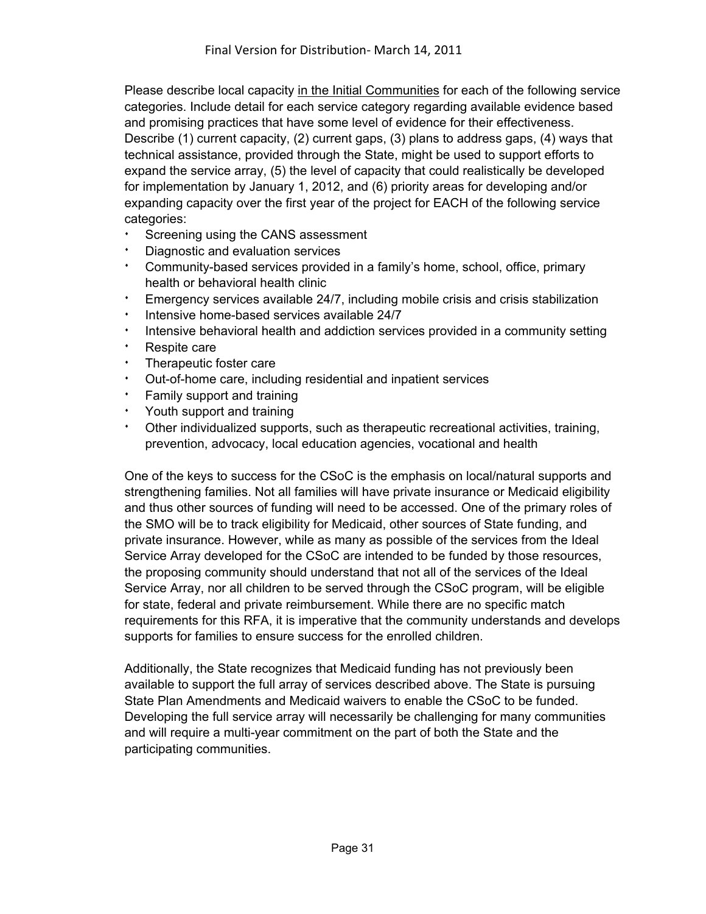Please describe local capacity <u>in the Initial Communities</u> for each of the following service categories. Include detail for each service category regarding available evidence based and promising practices that have some level of evidence for their effectiveness. Describe (1) current capacity, (2) current gaps, (3) plans to address gaps, (4) ways that technical assistance, provided through the State, might be used to support efforts to expand the service array, (5) the level of capacity that could realistically be developed for implementation by January 1, 2012, and (6) priority areas for developing and/or expanding capacity over the first year of the project for EACH of the following service categories:

- Screening using the CANS assessment
- Diagnostic and evaluation services
- Community-based services provided in a family's home, school, office, primary health or behavioral health clinic
- Emergency services available 24/7, including mobile crisis and crisis stabilization
- Intensive home-based services available 24/7
- Intensive behavioral health and addiction services provided in a community setting
- Respite care
- Therapeutic foster care
- Out-of-home care, including residential and inpatient services
- Family support and training
- Youth support and training
- Other individualized supports, such as therapeutic recreational activities, training, prevention, advocacy, local education agencies, vocational and health

One of the keys to success for the CSoC is the emphasis on local/natural supports and strengthening families. Not all families will have private insurance or Medicaid eligibility and thus other sources of funding will need to be accessed. One of the primary roles of the SMO will be to track eligibility for Medicaid, other sources of State funding, and private insurance. However, while as many as possible of the services from the Ideal Service Array developed for the CSoC are intended to be funded by those resources, the proposing community should understand that not all of the services of the Ideal Service Array, nor all children to be served through the CSoC program, will be eligible for state, federal and private reimbursement. While there are no specific match requirements for this RFA, it is imperative that the community understands and develops supports for families to ensure success for the enrolled children.

Additionally, the State recognizes that Medicaid funding has not previously been available to support the full array of services described above. The State is pursuing State Plan Amendments and Medicaid waivers to enable the CSoC to be funded. Developing the full service array will necessarily be challenging for many communities and will require a multi-year commitment on the part of both the State and the participating communities.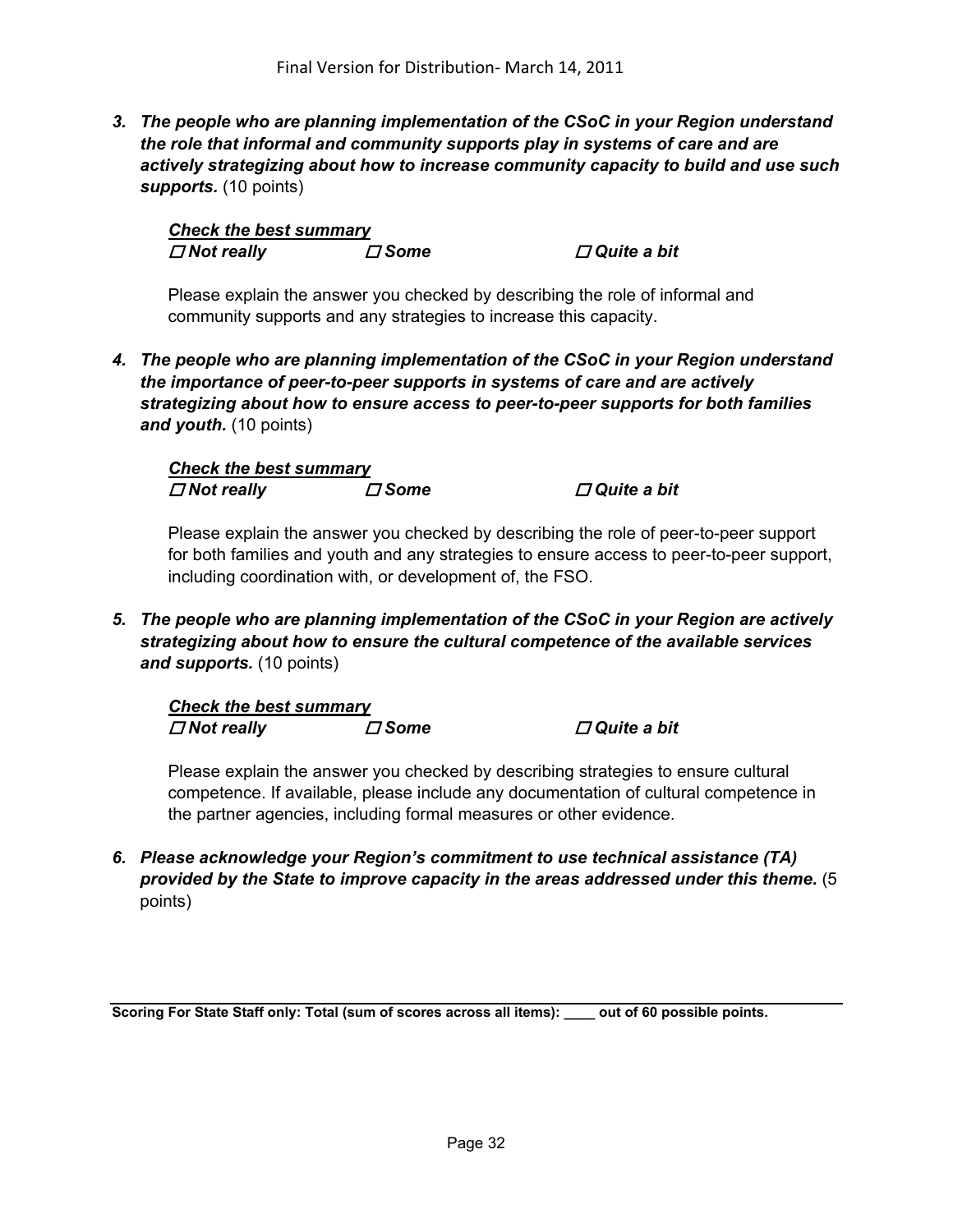***3. The people who are planning implementation of the CSoC in your Region understand the role that informal and community supports play in systems of care and are actively strategizing about how to increase community capacity to build and use such supports.*** (10 points)

***Check the best summary***

☐ ***Not really*** ☐ ***Some*** ☐ ***Quite a bit***

Please explain the answer you checked by describing the role of informal and community supports and any strategies to increase this capacity.

***4. The people who are planning implementation of the CSoC in your Region understand the importance of peer-to-peer supports in systems of care and are actively strategizing about how to ensure access to peer-to-peer supports for both families and youth.*** (10 points)

***Check the best summary***

☐ ***Not really*** ☐ ***Some*** ☐ ***Quite a bit***

Please explain the answer you checked by describing the role of peer-to-peer support for both families and youth and any strategies to ensure access to peer-to-peer support, including coordination with, or development of, the FSO.

***5. The people who are planning implementation of the CSoC in your Region are actively strategizing about how to ensure the cultural competence of the available services and supports.*** (10 points)

***Check the best summary***

☐ ***Not really*** ☐ ***Some*** ☐ ***Quite a bit***

Please explain the answer you checked by describing strategies to ensure cultural competence. If available, please include any documentation of cultural competence in the partner agencies, including formal measures or other evidence.

***6. Please acknowledge your Region's commitment to use technical assistance (TA) provided by the State to improve capacity in the areas addressed under this theme.*** (5 points)

---

**Scoring For State Staff only: Total (sum of scores across all items): ____ out of 60 possible points.**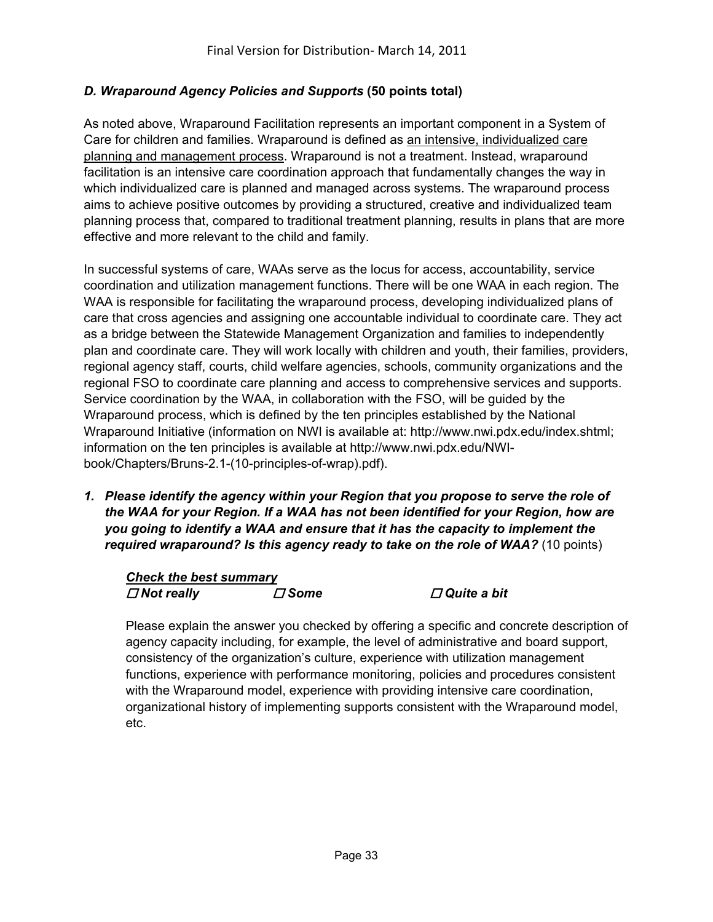### *D. Wraparound Agency Policies and Supports* (50 points total)

As noted above, Wraparound Facilitation represents an important component in a System of Care for children and families. Wraparound is defined as <u>an intensive, individualized care planning and management process</u>. Wraparound is not a treatment. Instead, wraparound facilitation is an intensive care coordination approach that fundamentally changes the way in which individualized care is planned and managed across systems. The wraparound process aims to achieve positive outcomes by providing a structured, creative and individualized team planning process that, compared to traditional treatment planning, results in plans that are more effective and more relevant to the child and family.

In successful systems of care, WAAs serve as the locus for access, accountability, service coordination and utilization management functions. There will be one WAA in each region. The WAA is responsible for facilitating the wraparound process, developing individualized plans of care that cross agencies and assigning one accountable individual to coordinate care. They act as a bridge between the Statewide Management Organization and families to independently plan and coordinate care. They will work locally with children and youth, their families, providers, regional agency staff, courts, child welfare agencies, schools, community organizations and the regional FSO to coordinate care planning and access to comprehensive services and supports. Service coordination by the WAA, in collaboration with the FSO, will be guided by the Wraparound process, which is defined by the ten principles established by the National Wraparound Initiative (information on NWI is available at: http://www.nwi.pdx.edu/index.shtml; information on the ten principles is available at http://www.nwi.pdx.edu/NWI-book/Chapters/Bruns-2.1-(10-principles-of-wrap).pdf).

1. ***Please identify the agency within your Region that you propose to serve the role of the WAA for your Region. If a WAA has not been identified for your Region, how are you going to identify a WAA and ensure that it has the capacity to implement the required wraparound? Is this agency ready to take on the role of WAA?*** (10 points)

   ***<u>Check the best summary</u>***
   ☐ ***Not really*** ☐ ***Some*** ☐ ***Quite a bit***

   Please explain the answer you checked by offering a specific and concrete description of agency capacity including, for example, the level of administrative and board support, consistency of the organization's culture, experience with utilization management functions, experience with performance monitoring, policies and procedures consistent with the Wraparound model, experience with providing intensive care coordination, organizational history of implementing supports consistent with the Wraparound model, etc.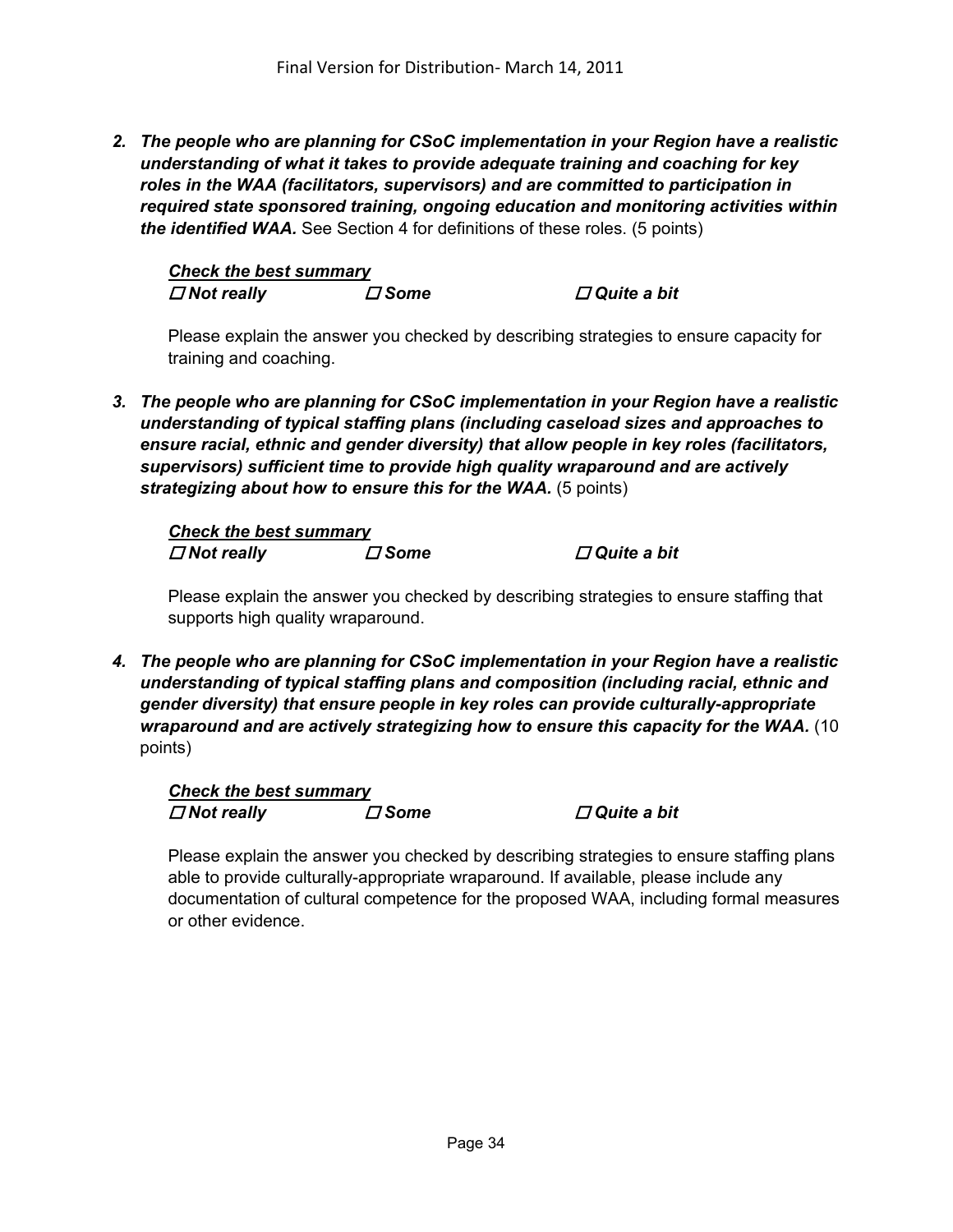2. ***The people who are planning for CSoC implementation in your Region have a realistic understanding of what it takes to provide adequate training and coaching for key roles in the WAA (facilitators, supervisors) and are committed to participation in required state sponsored training, ongoing education and monitoring activities within the identified WAA.*** See Section 4 for definitions of these roles. (5 points)

   ***Check the best summary***

   ***☐ Not really　　☐ Some　　☐ Quite a bit***

   Please explain the answer you checked by describing strategies to ensure capacity for training and coaching.

3. ***The people who are planning for CSoC implementation in your Region have a realistic understanding of typical staffing plans (including caseload sizes and approaches to ensure racial, ethnic and gender diversity) that allow people in key roles (facilitators, supervisors) sufficient time to provide high quality wraparound and are actively strategizing about how to ensure this for the WAA.*** (5 points)

   ***Check the best summary***

   ***☐ Not really　　☐ Some　　☐ Quite a bit***

   Please explain the answer you checked by describing strategies to ensure staffing that supports high quality wraparound.

4. ***The people who are planning for CSoC implementation in your Region have a realistic understanding of typical staffing plans and composition (including racial, ethnic and gender diversity) that ensure people in key roles can provide culturally-appropriate wraparound and are actively strategizing how to ensure this capacity for the WAA.*** (10 points)

   ***Check the best summary***

   ***☐ Not really　　☐ Some　　☐ Quite a bit***

   Please explain the answer you checked by describing strategies to ensure staffing plans able to provide culturally-appropriate wraparound. If available, please include any documentation of cultural competence for the proposed WAA, including formal measures or other evidence.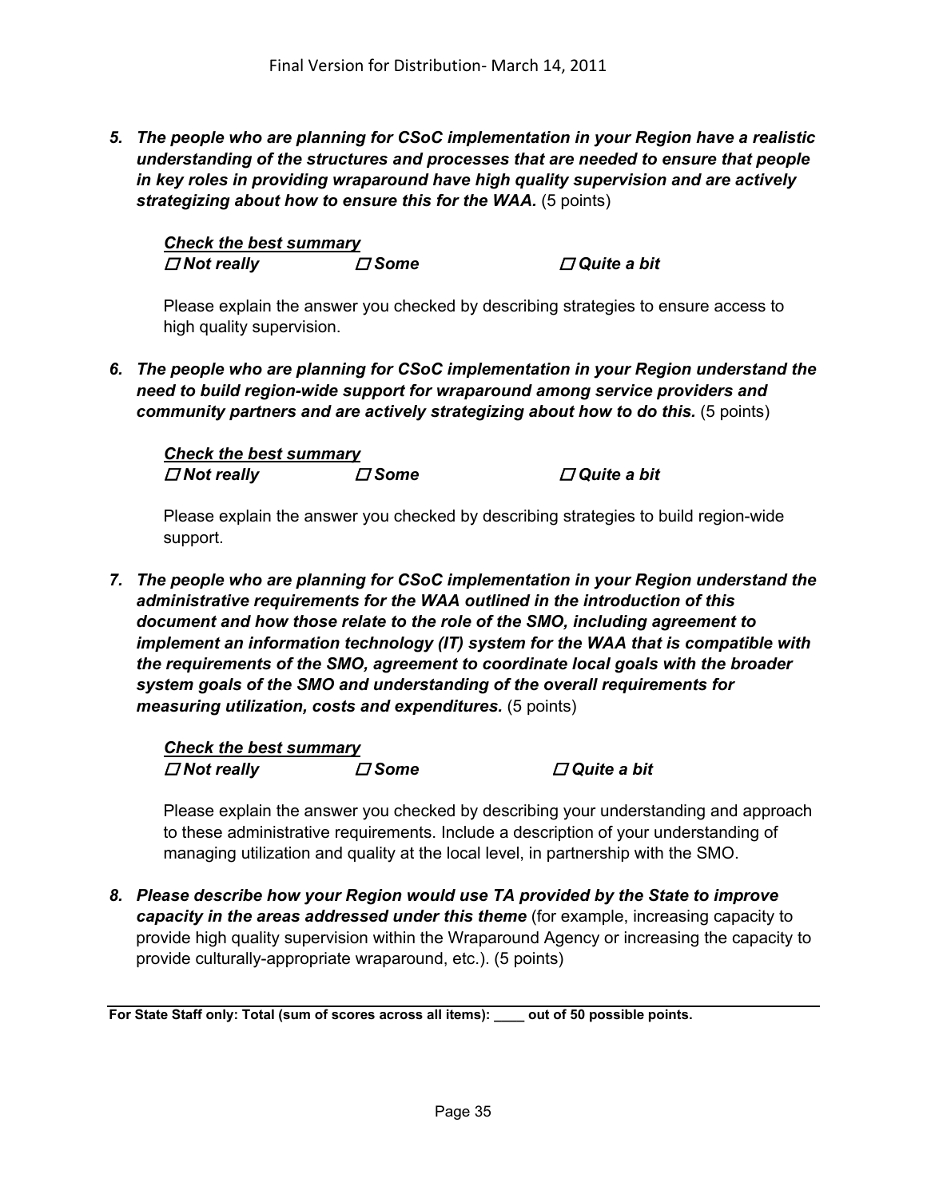5. ***The people who are planning for CSoC implementation in your Region have a realistic understanding of the structures and processes that are needed to ensure that people in key roles in providing wraparound have high quality supervision and are actively strategizing about how to ensure this for the WAA.*** (5 points)

   ***Check the best summary***
   ***☐ Not really ☐ Some ☐ Quite a bit***

   Please explain the answer you checked by describing strategies to ensure access to high quality supervision.

6. ***The people who are planning for CSoC implementation in your Region understand the need to build region-wide support for wraparound among service providers and community partners and are actively strategizing about how to do this.*** (5 points)

   ***Check the best summary***
   ***☐ Not really ☐ Some ☐ Quite a bit***

   Please explain the answer you checked by describing strategies to build region-wide support.

7. ***The people who are planning for CSoC implementation in your Region understand the administrative requirements for the WAA outlined in the introduction of this document and how those relate to the role of the SMO, including agreement to implement an information technology (IT) system for the WAA that is compatible with the requirements of the SMO, agreement to coordinate local goals with the broader system goals of the SMO and understanding of the overall requirements for measuring utilization, costs and expenditures.*** (5 points)

   ***Check the best summary***
   ***☐ Not really ☐ Some ☐ Quite a bit***

   Please explain the answer you checked by describing your understanding and approach to these administrative requirements. Include a description of your understanding of managing utilization and quality at the local level, in partnership with the SMO.

8. ***Please describe how your Region would use TA provided by the State to improve capacity in the areas addressed under this theme*** (for example, increasing capacity to provide high quality supervision within the Wraparound Agency or increasing the capacity to provide culturally-appropriate wraparound, etc.). (5 points)

---

**For State Staff only: Total (sum of scores across all items): ____ out of 50 possible points.**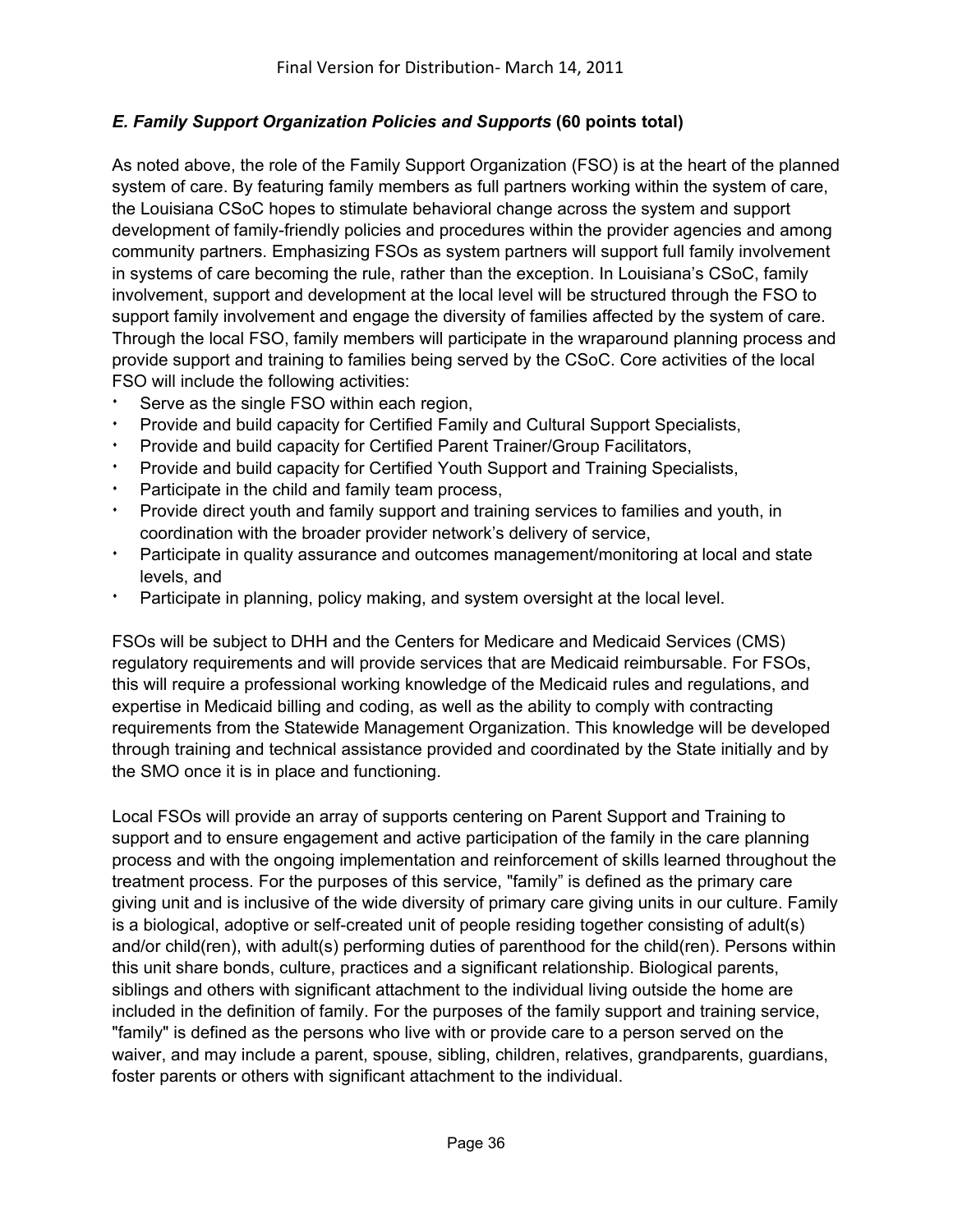### *E. Family Support Organization Policies and Supports* **(60 points total)**

As noted above, the role of the Family Support Organization (FSO) is at the heart of the planned system of care. By featuring family members as full partners working within the system of care, the Louisiana CSoC hopes to stimulate behavioral change across the system and support development of family-friendly policies and procedures within the provider agencies and among community partners. Emphasizing FSOs as system partners will support full family involvement in systems of care becoming the rule, rather than the exception. In Louisiana's CSoC, family involvement, support and development at the local level will be structured through the FSO to support family involvement and engage the diversity of families affected by the system of care. Through the local FSO, family members will participate in the wraparound planning process and provide support and training to families being served by the CSoC. Core activities of the local FSO will include the following activities:

- Serve as the single FSO within each region,
- Provide and build capacity for Certified Family and Cultural Support Specialists,
- Provide and build capacity for Certified Parent Trainer/Group Facilitators,
- Provide and build capacity for Certified Youth Support and Training Specialists,
- Participate in the child and family team process,
- Provide direct youth and family support and training services to families and youth, in coordination with the broader provider network's delivery of service,
- Participate in quality assurance and outcomes management/monitoring at local and state levels, and
- Participate in planning, policy making, and system oversight at the local level.

FSOs will be subject to DHH and the Centers for Medicare and Medicaid Services (CMS) regulatory requirements and will provide services that are Medicaid reimbursable. For FSOs, this will require a professional working knowledge of the Medicaid rules and regulations, and expertise in Medicaid billing and coding, as well as the ability to comply with contracting requirements from the Statewide Management Organization. This knowledge will be developed through training and technical assistance provided and coordinated by the State initially and by the SMO once it is in place and functioning.

Local FSOs will provide an array of supports centering on Parent Support and Training to support and to ensure engagement and active participation of the family in the care planning process and with the ongoing implementation and reinforcement of skills learned throughout the treatment process. For the purposes of this service, "family" is defined as the primary care giving unit and is inclusive of the wide diversity of primary care giving units in our culture. Family is a biological, adoptive or self-created unit of people residing together consisting of adult(s) and/or child(ren), with adult(s) performing duties of parenthood for the child(ren). Persons within this unit share bonds, culture, practices and a significant relationship. Biological parents, siblings and others with significant attachment to the individual living outside the home are included in the definition of family. For the purposes of the family support and training service, "family" is defined as the persons who live with or provide care to a person served on the waiver, and may include a parent, spouse, sibling, children, relatives, grandparents, guardians, foster parents or others with significant attachment to the individual.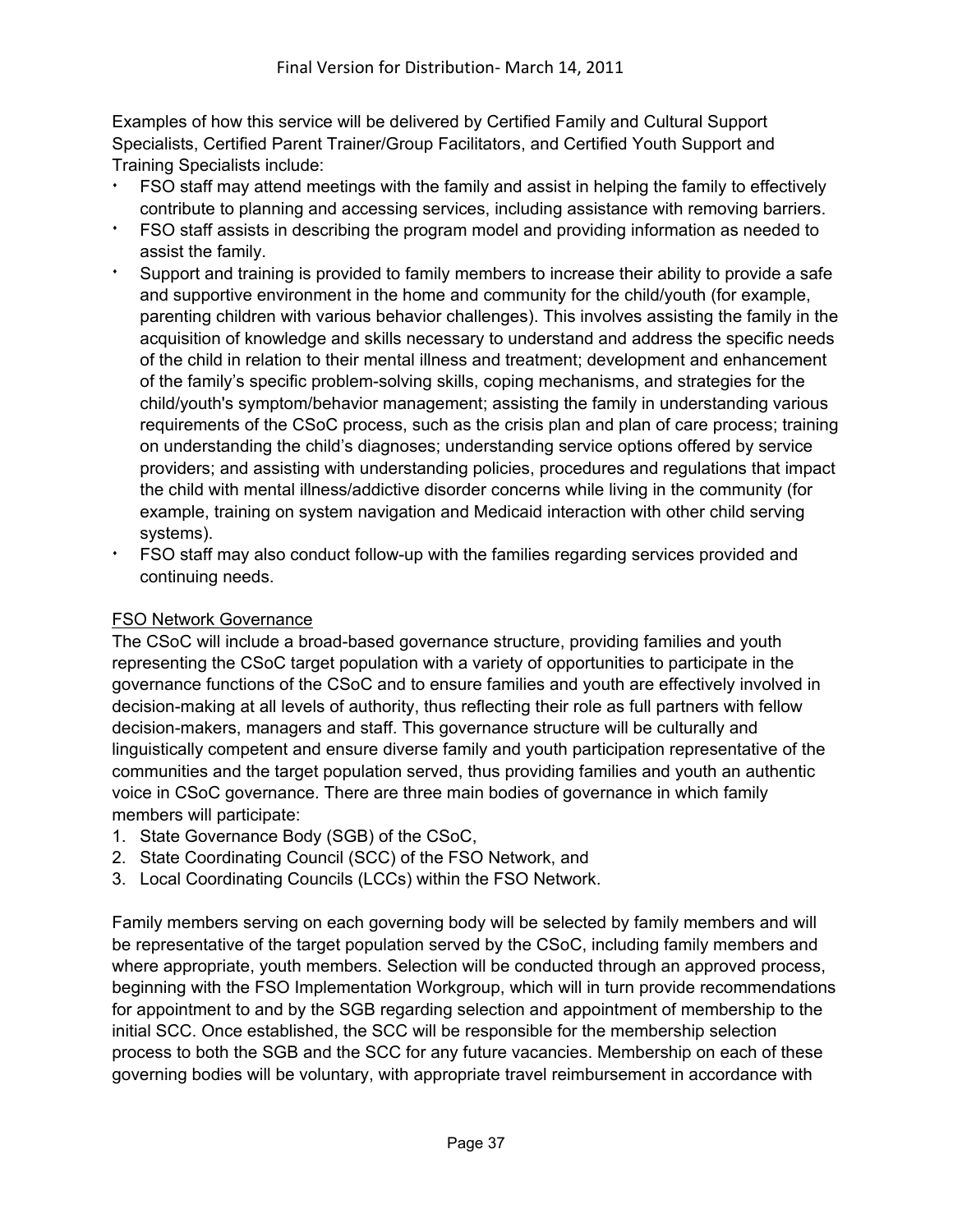Examples of how this service will be delivered by Certified Family and Cultural Support Specialists, Certified Parent Trainer/Group Facilitators, and Certified Youth Support and Training Specialists include:

- FSO staff may attend meetings with the family and assist in helping the family to effectively contribute to planning and accessing services, including assistance with removing barriers.
- FSO staff assists in describing the program model and providing information as needed to assist the family.
- Support and training is provided to family members to increase their ability to provide a safe and supportive environment in the home and community for the child/youth (for example, parenting children with various behavior challenges). This involves assisting the family in the acquisition of knowledge and skills necessary to understand and address the specific needs of the child in relation to their mental illness and treatment; development and enhancement of the family's specific problem-solving skills, coping mechanisms, and strategies for the child/youth's symptom/behavior management; assisting the family in understanding various requirements of the CSoC process, such as the crisis plan and plan of care process; training on understanding the child's diagnoses; understanding service options offered by service providers; and assisting with understanding policies, procedures and regulations that impact the child with mental illness/addictive disorder concerns while living in the community (for example, training on system navigation and Medicaid interaction with other child serving systems).
- FSO staff may also conduct follow-up with the families regarding services provided and continuing needs.

<u>FSO Network Governance</u>

The CSoC will include a broad-based governance structure, providing families and youth representing the CSoC target population with a variety of opportunities to participate in the governance functions of the CSoC and to ensure families and youth are effectively involved in decision-making at all levels of authority, thus reflecting their role as full partners with fellow decision-makers, managers and staff. This governance structure will be culturally and linguistically competent and ensure diverse family and youth participation representative of the communities and the target population served, thus providing families and youth an authentic voice in CSoC governance. There are three main bodies of governance in which family members will participate:

1. State Governance Body (SGB) of the CSoC,
2. State Coordinating Council (SCC) of the FSO Network, and
3. Local Coordinating Councils (LCCs) within the FSO Network.

Family members serving on each governing body will be selected by family members and will be representative of the target population served by the CSoC, including family members and where appropriate, youth members. Selection will be conducted through an approved process, beginning with the FSO Implementation Workgroup, which will in turn provide recommendations for appointment to and by the SGB regarding selection and appointment of membership to the initial SCC. Once established, the SCC will be responsible for the membership selection process to both the SGB and the SCC for any future vacancies. Membership on each of these governing bodies will be voluntary, with appropriate travel reimbursement in accordance with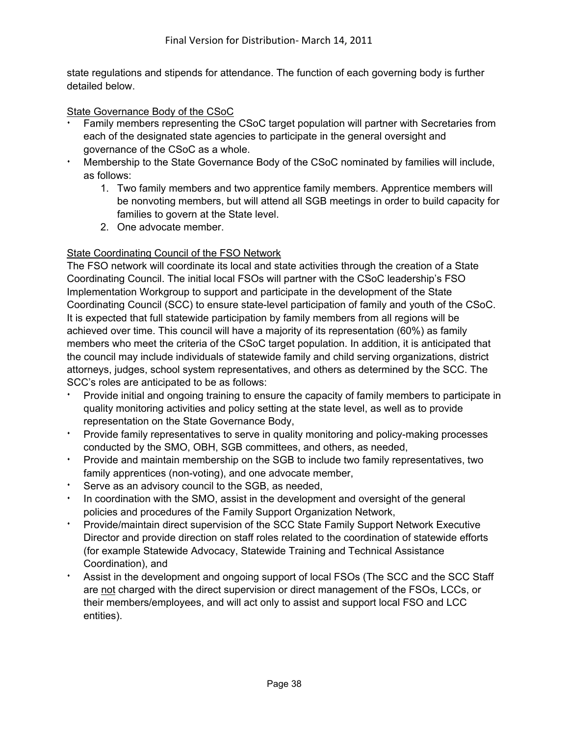state regulations and stipends for attendance. The function of each governing body is further detailed below.

<u>State Governance Body of the CSoC</u>

- Family members representing the CSoC target population will partner with Secretaries from each of the designated state agencies to participate in the general oversight and governance of the CSoC as a whole.
- Membership to the State Governance Body of the CSoC nominated by families will include, as follows:
    1. Two family members and two apprentice family members. Apprentice members will be nonvoting members, but will attend all SGB meetings in order to build capacity for families to govern at the State level.
    2. One advocate member.

<u>State Coordinating Council of the FSO Network</u>

The FSO network will coordinate its local and state activities through the creation of a State Coordinating Council. The initial local FSOs will partner with the CSoC leadership's FSO Implementation Workgroup to support and participate in the development of the State Coordinating Council (SCC) to ensure state-level participation of family and youth of the CSoC. It is expected that full statewide participation by family members from all regions will be achieved over time. This council will have a majority of its representation (60%) as family members who meet the criteria of the CSoC target population. In addition, it is anticipated that the council may include individuals of statewide family and child serving organizations, district attorneys, judges, school system representatives, and others as determined by the SCC. The SCC's roles are anticipated to be as follows:

- Provide initial and ongoing training to ensure the capacity of family members to participate in quality monitoring activities and policy setting at the state level, as well as to provide representation on the State Governance Body,
- Provide family representatives to serve in quality monitoring and policy-making processes conducted by the SMO, OBH, SGB committees, and others, as needed,
- Provide and maintain membership on the SGB to include two family representatives, two family apprentices (non-voting), and one advocate member,
- Serve as an advisory council to the SGB, as needed,
- In coordination with the SMO, assist in the development and oversight of the general policies and procedures of the Family Support Organization Network,
- Provide/maintain direct supervision of the SCC State Family Support Network Executive Director and provide direction on staff roles related to the coordination of statewide efforts (for example Statewide Advocacy, Statewide Training and Technical Assistance Coordination), and
- Assist in the development and ongoing support of local FSOs (The SCC and the SCC Staff are <u>not</u> charged with the direct supervision or direct management of the FSOs, LCCs, or their members/employees, and will act only to assist and support local FSO and LCC entities).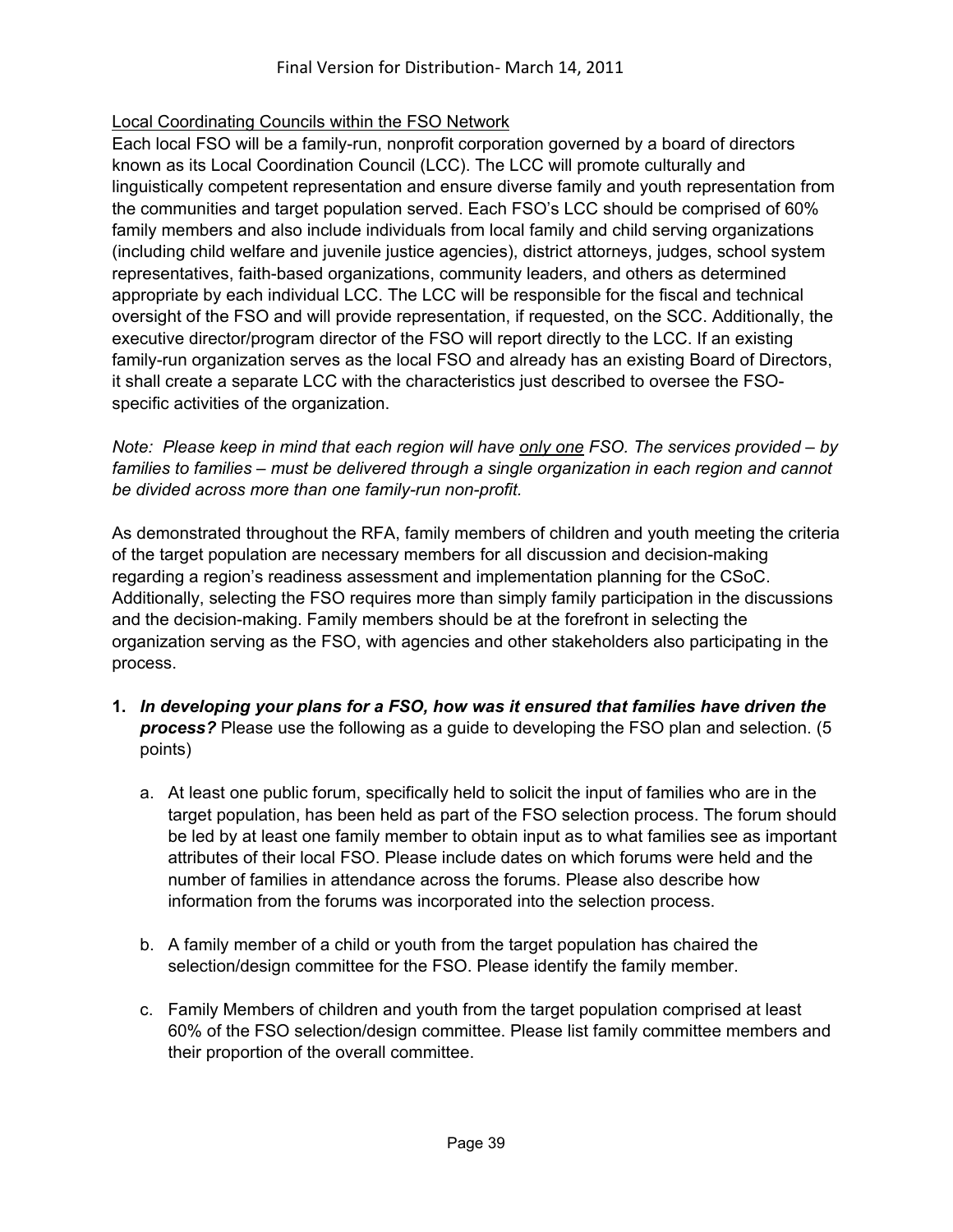<u>Local Coordinating Councils within the FSO Network</u>

Each local FSO will be a family-run, nonprofit corporation governed by a board of directors known as its Local Coordination Council (LCC). The LCC will promote culturally and linguistically competent representation and ensure diverse family and youth representation from the communities and target population served. Each FSO's LCC should be comprised of 60% family members and also include individuals from local family and child serving organizations (including child welfare and juvenile justice agencies), district attorneys, judges, school system representatives, faith-based organizations, community leaders, and others as determined appropriate by each individual LCC. The LCC will be responsible for the fiscal and technical oversight of the FSO and will provide representation, if requested, on the SCC. Additionally, the executive director/program director of the FSO will report directly to the LCC. If an existing family-run organization serves as the local FSO and already has an existing Board of Directors, it shall create a separate LCC with the characteristics just described to oversee the FSO-specific activities of the organization.

*Note: Please keep in mind that each region will have <u>only one</u> FSO. The services provided – by families to families – must be delivered through a single organization in each region and cannot be divided across more than one family-run non-profit.*

As demonstrated throughout the RFA, family members of children and youth meeting the criteria of the target population are necessary members for all discussion and decision-making regarding a region's readiness assessment and implementation planning for the CSoC. Additionally, selecting the FSO requires more than simply family participation in the discussions and the decision-making. Family members should be at the forefront in selecting the organization serving as the FSO, with agencies and other stakeholders also participating in the process.

1. ***In developing your plans for a FSO, how was it ensured that families have driven the process?*** Please use the following as a guide to developing the FSO plan and selection. (5 points)

   a. At least one public forum, specifically held to solicit the input of families who are in the target population, has been held as part of the FSO selection process. The forum should be led by at least one family member to obtain input as to what families see as important attributes of their local FSO. Please include dates on which forums were held and the number of families in attendance across the forums. Please also describe how information from the forums was incorporated into the selection process.

   b. A family member of a child or youth from the target population has chaired the selection/design committee for the FSO. Please identify the family member.

   c. Family Members of children and youth from the target population comprised at least 60% of the FSO selection/design committee. Please list family committee members and their proportion of the overall committee.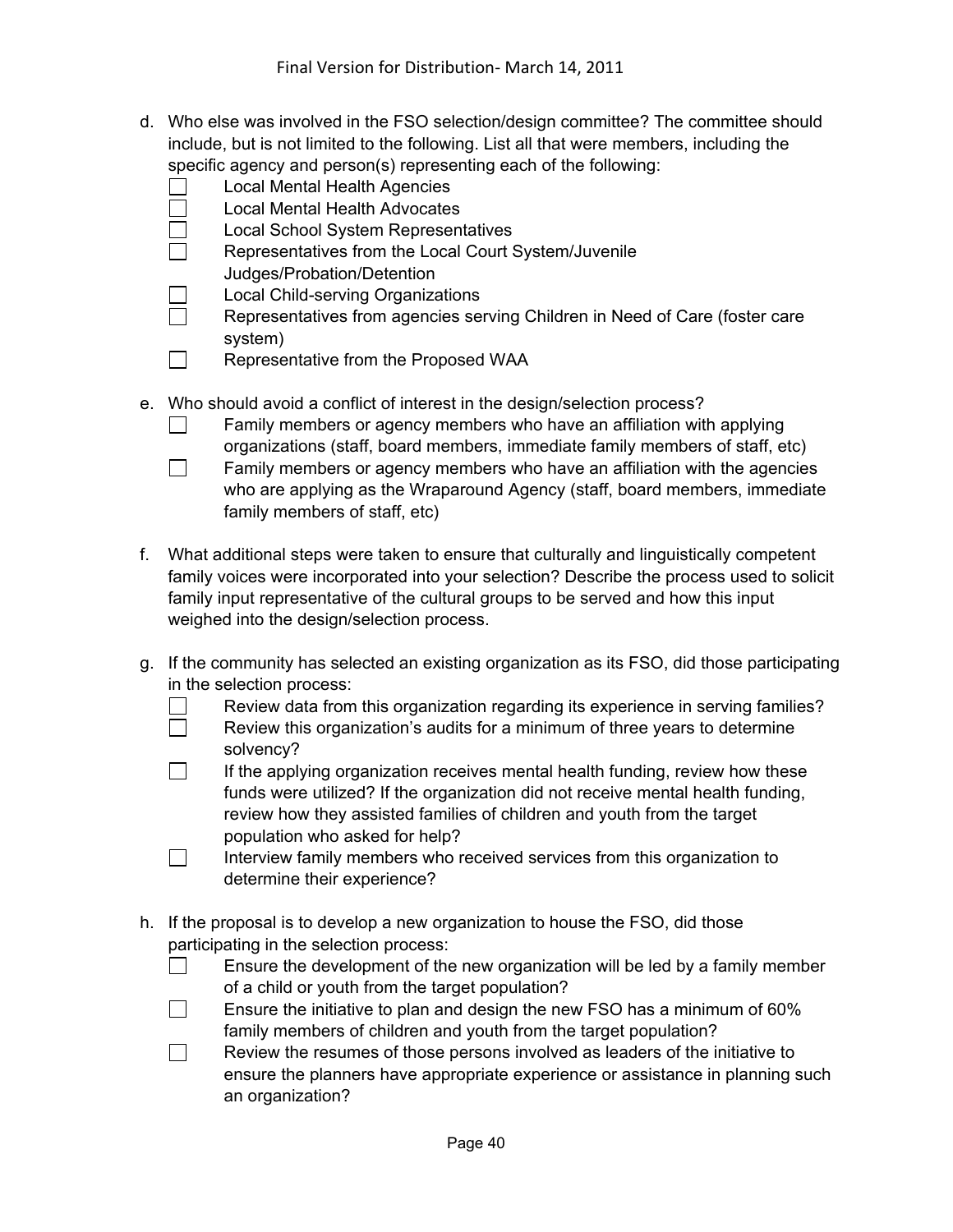d. Who else was involved in the FSO selection/design committee? The committee should include, but is not limited to the following. List all that were members, including the specific agency and person(s) representing each of the following:
   - ☐ Local Mental Health Agencies
   - ☐ Local Mental Health Advocates
   - ☐ Local School System Representatives
   - ☐ Representatives from the Local Court System/Juvenile Judges/Probation/Detention
   - ☐ Local Child-serving Organizations
   - ☐ Representatives from agencies serving Children in Need of Care (foster care system)
   - ☐ Representative from the Proposed WAA

e. Who should avoid a conflict of interest in the design/selection process?
   - ☐ Family members or agency members who have an affiliation with applying organizations (staff, board members, immediate family members of staff, etc)
   - ☐ Family members or agency members who have an affiliation with the agencies who are applying as the Wraparound Agency (staff, board members, immediate family members of staff, etc)

f. What additional steps were taken to ensure that culturally and linguistically competent family voices were incorporated into your selection? Describe the process used to solicit family input representative of the cultural groups to be served and how this input weighed into the design/selection process.

g. If the community has selected an existing organization as its FSO, did those participating in the selection process:
   - ☐ Review data from this organization regarding its experience in serving families?
   - ☐ Review this organization's audits for a minimum of three years to determine solvency?
   - ☐ If the applying organization receives mental health funding, review how these funds were utilized? If the organization did not receive mental health funding, review how they assisted families of children and youth from the target population who asked for help?
   - ☐ Interview family members who received services from this organization to determine their experience?

h. If the proposal is to develop a new organization to house the FSO, did those participating in the selection process:
   - ☐ Ensure the development of the new organization will be led by a family member of a child or youth from the target population?
   - ☐ Ensure the initiative to plan and design the new FSO has a minimum of 60% family members of children and youth from the target population?
   - ☐ Review the resumes of those persons involved as leaders of the initiative to ensure the planners have appropriate experience or assistance in planning such an organization?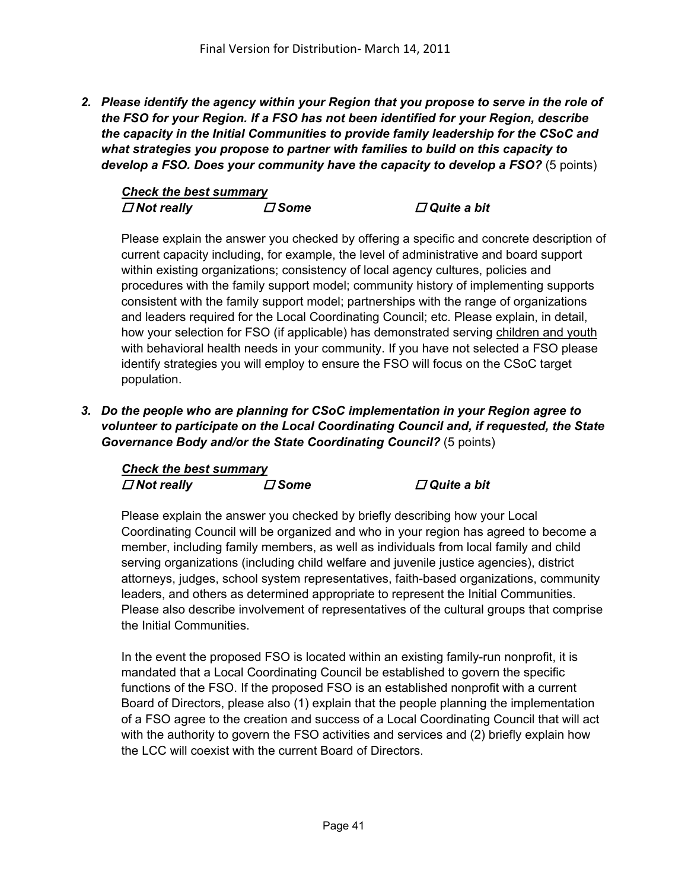2. ***Please identify the agency within your Region that you propose to serve in the role of the FSO for your Region. If a FSO has not been identified for your Region, describe the capacity in the Initial Communities to provide family leadership for the CSoC and what strategies you propose to partner with families to build on this capacity to develop a FSO. Does your community have the capacity to develop a FSO?*** (5 points)

   ***Check the best summary***

   ☐ ***Not really*** ☐ ***Some*** ☐ ***Quite a bit***

   Please explain the answer you checked by offering a specific and concrete description of current capacity including, for example, the level of administrative and board support within existing organizations; consistency of local agency cultures, policies and procedures with the family support model; community history of implementing supports consistent with the family support model; partnerships with the range of organizations and leaders required for the Local Coordinating Council; etc. Please explain, in detail, how your selection for FSO (if applicable) has demonstrated serving children and youth with behavioral health needs in your community. If you have not selected a FSO please identify strategies you will employ to ensure the FSO will focus on the CSoC target population.

3. ***Do the people who are planning for CSoC implementation in your Region agree to volunteer to participate on the Local Coordinating Council and, if requested, the State Governance Body and/or the State Coordinating Council?*** (5 points)

   ***Check the best summary***

   ☐ ***Not really*** ☐ ***Some*** ☐ ***Quite a bit***

   Please explain the answer you checked by briefly describing how your Local Coordinating Council will be organized and who in your region has agreed to become a member, including family members, as well as individuals from local family and child serving organizations (including child welfare and juvenile justice agencies), district attorneys, judges, school system representatives, faith-based organizations, community leaders, and others as determined appropriate to represent the Initial Communities. Please also describe involvement of representatives of the cultural groups that comprise the Initial Communities.

   In the event the proposed FSO is located within an existing family-run nonprofit, it is mandated that a Local Coordinating Council be established to govern the specific functions of the FSO. If the proposed FSO is an established nonprofit with a current Board of Directors, please also (1) explain that the people planning the implementation of a FSO agree to the creation and success of a Local Coordinating Council that will act with the authority to govern the FSO activities and services and (2) briefly explain how the LCC will coexist with the current Board of Directors.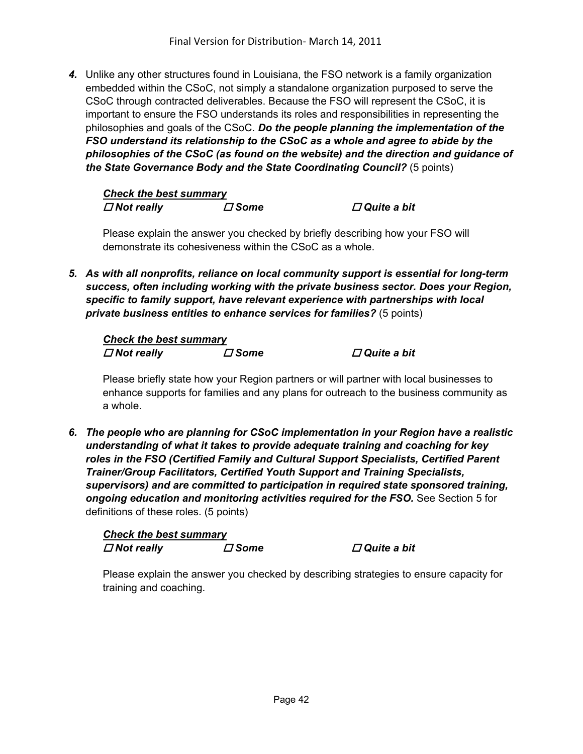***4.*** Unlike any other structures found in Louisiana, the FSO network is a family organization embedded within the CSoC, not simply a standalone organization purposed to serve the CSoC through contracted deliverables. Because the FSO will represent the CSoC, it is important to ensure the FSO understands its roles and responsibilities in representing the philosophies and goals of the CSoC. ***Do the people planning the implementation of the FSO understand its relationship to the CSoC as a whole and agree to abide by the philosophies of the CSoC (as found on the website) and the direction and guidance of the State Governance Body and the State Coordinating Council?*** (5 points)

***Check the best summary***

☐ ***Not really*** ☐ ***Some*** ☐ ***Quite a bit***

Please explain the answer you checked by briefly describing how your FSO will demonstrate its cohesiveness within the CSoC as a whole.

***5. As with all nonprofits, reliance on local community support is essential for long-term success, often including working with the private business sector. Does your Region, specific to family support, have relevant experience with partnerships with local private business entities to enhance services for families?*** (5 points)

***Check the best summary***

☐ ***Not really*** ☐ ***Some*** ☐ ***Quite a bit***

Please briefly state how your Region partners or will partner with local businesses to enhance supports for families and any plans for outreach to the business community as a whole.

***6. The people who are planning for CSoC implementation in your Region have a realistic understanding of what it takes to provide adequate training and coaching for key roles in the FSO (Certified Family and Cultural Support Specialists, Certified Parent Trainer/Group Facilitators, Certified Youth Support and Training Specialists, supervisors) and are committed to participation in required state sponsored training, ongoing education and monitoring activities required for the FSO.*** See Section 5 for definitions of these roles. (5 points)

***Check the best summary***

☐ ***Not really*** ☐ ***Some*** ☐ ***Quite a bit***

Please explain the answer you checked by describing strategies to ensure capacity for training and coaching.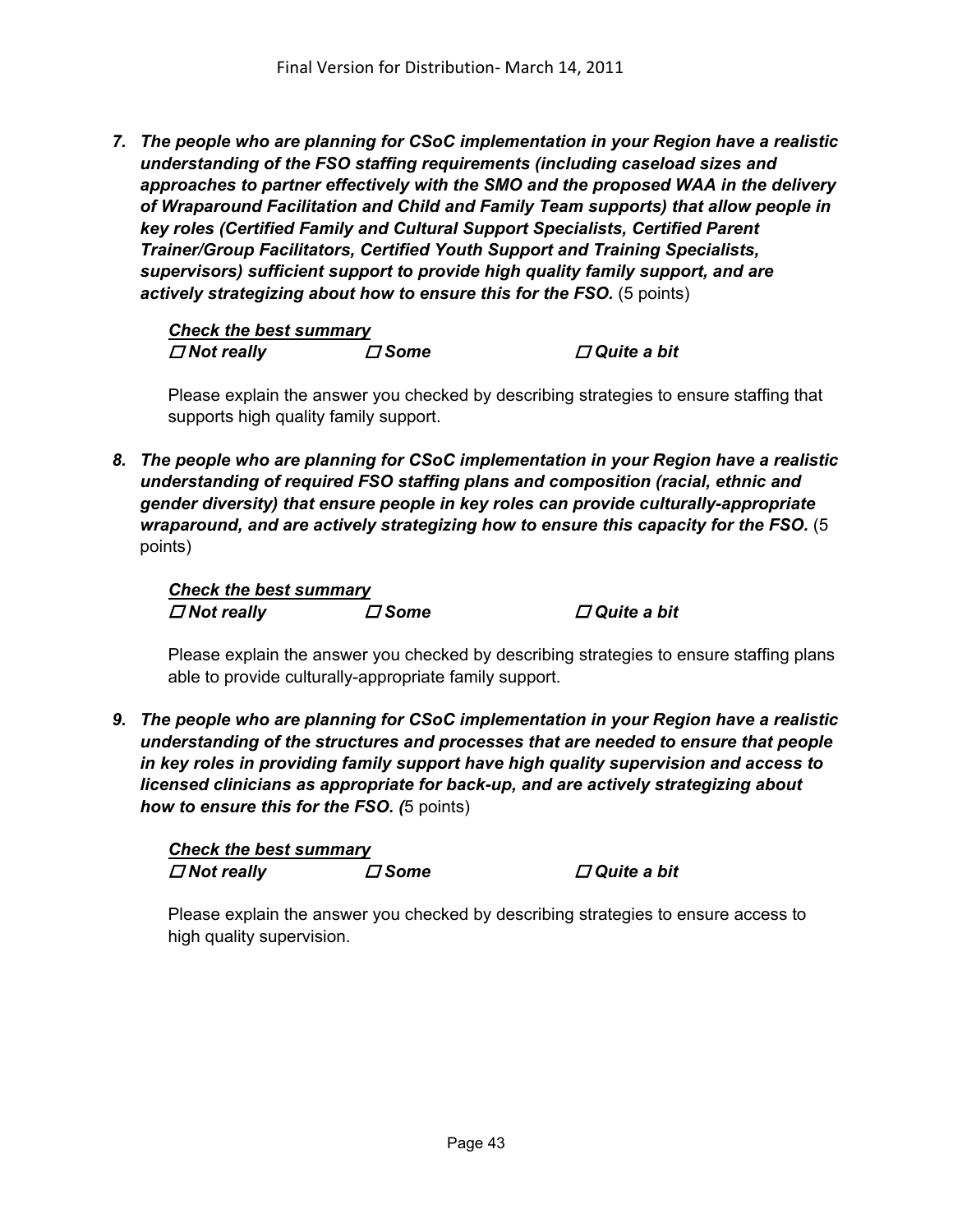7. ***The people who are planning for CSoC implementation in your Region have a realistic understanding of the FSO staffing requirements (including caseload sizes and approaches to partner effectively with the SMO and the proposed WAA in the delivery of Wraparound Facilitation and Child and Family Team supports) that allow people in key roles (Certified Family and Cultural Support Specialists, Certified Parent Trainer/Group Facilitators, Certified Youth Support and Training Specialists, supervisors) sufficient support to provide high quality family support, and are actively strategizing about how to ensure this for the FSO.*** (5 points)

   ***Check the best summary***
   ***☐ Not really*** ***☐ Some*** ***☐ Quite a bit***

   Please explain the answer you checked by describing strategies to ensure staffing that supports high quality family support.

8. ***The people who are planning for CSoC implementation in your Region have a realistic understanding of required FSO staffing plans and composition (racial, ethnic and gender diversity) that ensure people in key roles can provide culturally-appropriate wraparound, and are actively strategizing how to ensure this capacity for the FSO.*** (5 points)

   ***Check the best summary***
   ***☐ Not really*** ***☐ Some*** ***☐ Quite a bit***

   Please explain the answer you checked by describing strategies to ensure staffing plans able to provide culturally-appropriate family support.

9. ***The people who are planning for CSoC implementation in your Region have a realistic understanding of the structures and processes that are needed to ensure that people in key roles in providing family support have high quality supervision and access to licensed clinicians as appropriate for back-up, and are actively strategizing about how to ensure this for the FSO. (***5 points)

   ***Check the best summary***
   ***☐ Not really*** ***☐ Some*** ***☐ Quite a bit***

   Please explain the answer you checked by describing strategies to ensure access to high quality supervision.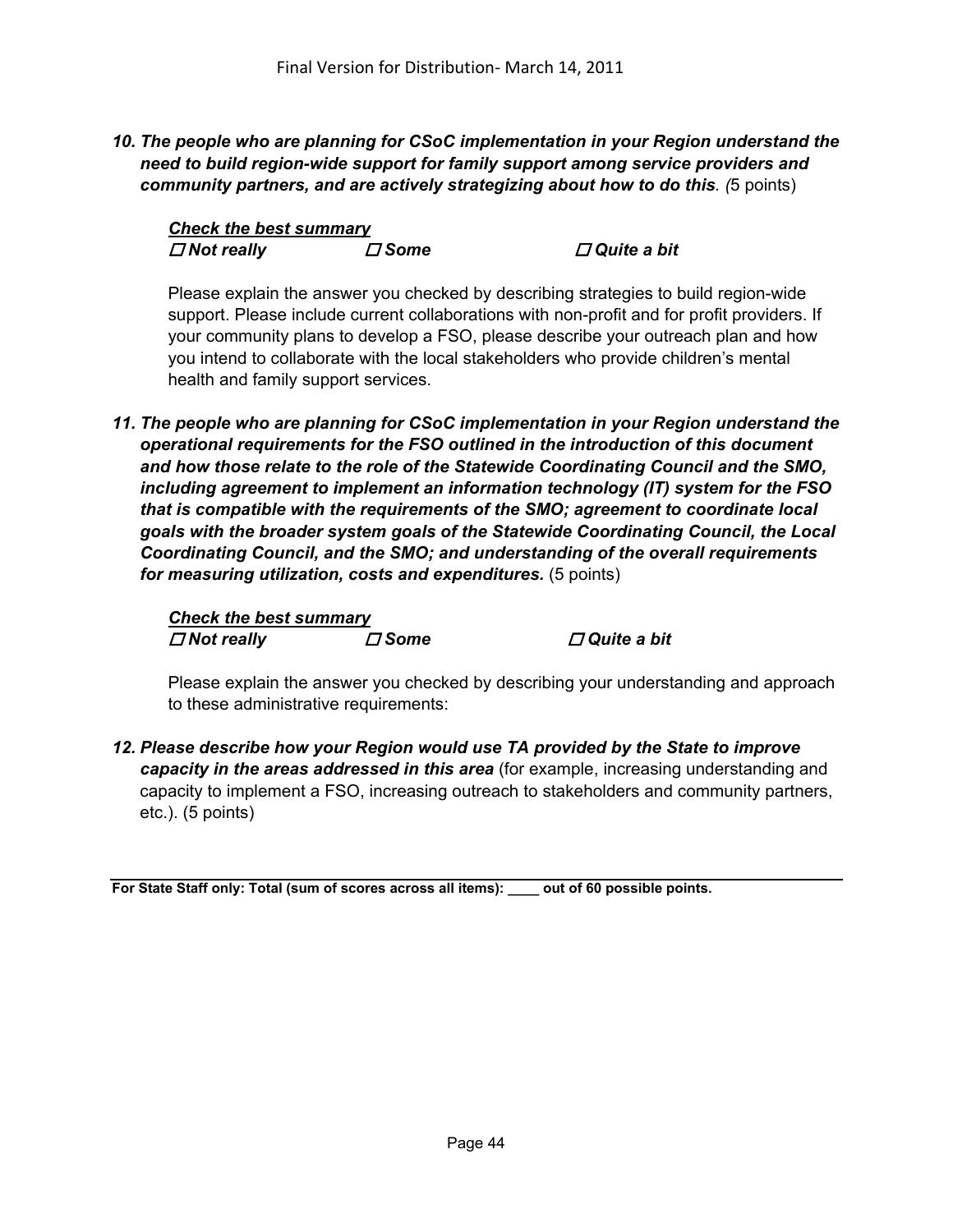***10. The people who are planning for CSoC implementation in your Region understand the need to build region-wide support for family support among service providers and community partners, and are actively strategizing about how to do this**. (*5 points)

***Check the best summary***

☐ ***Not really*** ☐ ***Some*** ☐ ***Quite a bit***

Please explain the answer you checked by describing strategies to build region-wide support. Please include current collaborations with non-profit and for profit providers. If your community plans to develop a FSO, please describe your outreach plan and how you intend to collaborate with the local stakeholders who provide children's mental health and family support services.

***11. The people who are planning for CSoC implementation in your Region understand the operational requirements for the FSO outlined in the introduction of this document and how those relate to the role of the Statewide Coordinating Council and the SMO, including agreement to implement an information technology (IT) system for the FSO that is compatible with the requirements of the SMO; agreement to coordinate local goals with the broader system goals of the Statewide Coordinating Council, the Local Coordinating Council, and the SMO; and understanding of the overall requirements for measuring utilization, costs and expenditures.*** (5 points)

***Check the best summary***

☐ ***Not really*** ☐ ***Some*** ☐ ***Quite a bit***

Please explain the answer you checked by describing your understanding and approach to these administrative requirements:

***12. Please describe how your Region would use TA provided by the State to improve capacity in the areas addressed in this area*** (for example, increasing understanding and capacity to implement a FSO, increasing outreach to stakeholders and community partners, etc.). (5 points)

---

**For State Staff only: Total (sum of scores across all items): ____ out of 60 possible points.**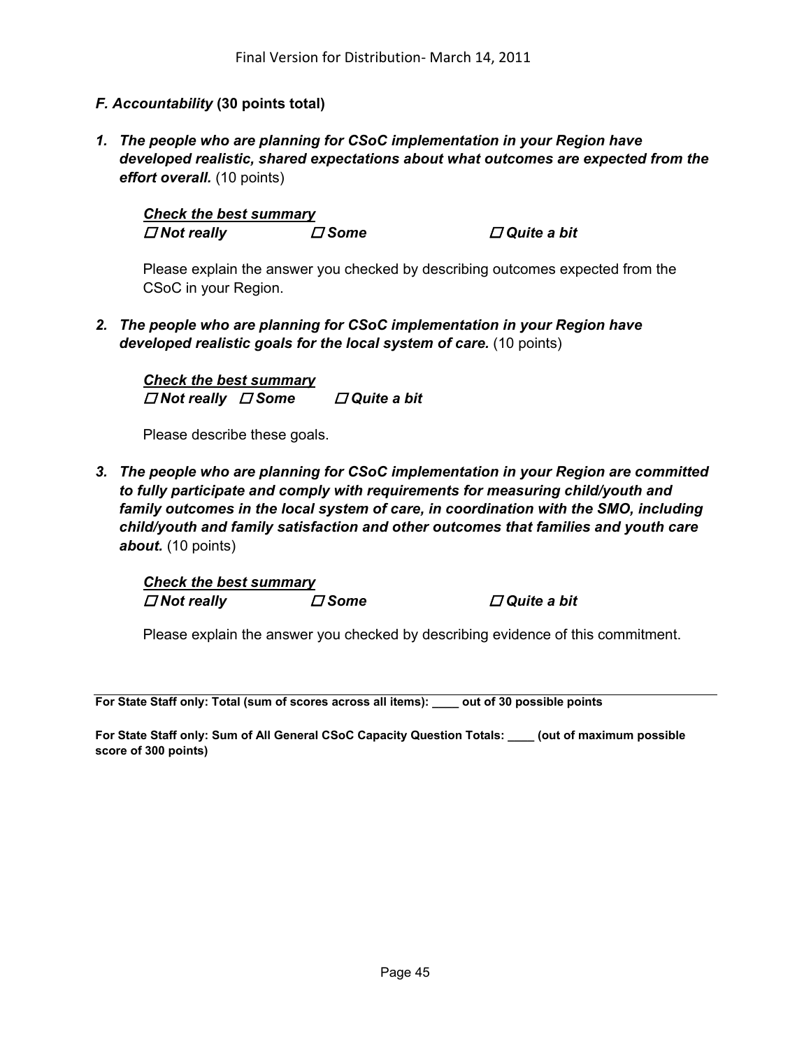### *F. Accountability* (30 points total)

***1. The people who are planning for CSoC implementation in your Region have developed realistic, shared expectations about what outcomes are expected from the effort overall.*** (10 points)

***Check the best summary***

***☐ Not really*** ***☐ Some*** ***☐ Quite a bit***

Please explain the answer you checked by describing outcomes expected from the CSoC in your Region.

***2. The people who are planning for CSoC implementation in your Region have developed realistic goals for the local system of care.*** (10 points)

***Check the best summary***

***☐ Not really*** ***☐ Some*** ***☐ Quite a bit***

Please describe these goals.

***3. The people who are planning for CSoC implementation in your Region are committed to fully participate and comply with requirements for measuring child/youth and family outcomes in the local system of care, in coordination with the SMO, including child/youth and family satisfaction and other outcomes that families and youth care about.*** (10 points)

***Check the best summary***

***☐ Not really*** ***☐ Some*** ***☐ Quite a bit***

Please explain the answer you checked by describing evidence of this commitment.

---

**For State Staff only: Total (sum of scores across all items): ____ out of 30 possible points**

**For State Staff only: Sum of All General CSoC Capacity Question Totals: ____ (out of maximum possible score of 300 points)**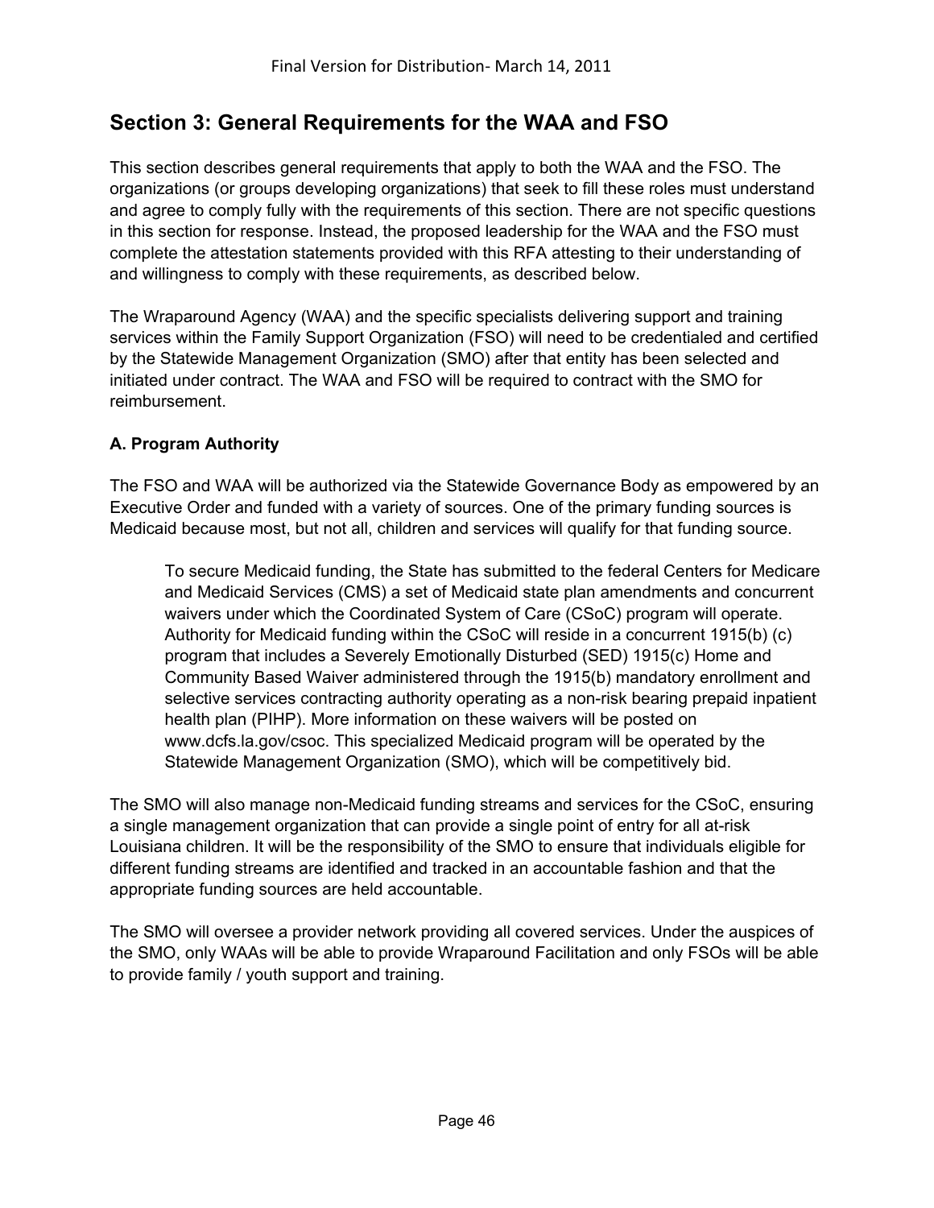## Section 3: General Requirements for the WAA and FSO

This section describes general requirements that apply to both the WAA and the FSO. The organizations (or groups developing organizations) that seek to fill these roles must understand and agree to comply fully with the requirements of this section. There are not specific questions in this section for response. Instead, the proposed leadership for the WAA and the FSO must complete the attestation statements provided with this RFA attesting to their understanding of and willingness to comply with these requirements, as described below.

The Wraparound Agency (WAA) and the specific specialists delivering support and training services within the Family Support Organization (FSO) will need to be credentialed and certified by the Statewide Management Organization (SMO) after that entity has been selected and initiated under contract. The WAA and FSO will be required to contract with the SMO for reimbursement.

### A. Program Authority

The FSO and WAA will be authorized via the Statewide Governance Body as empowered by an Executive Order and funded with a variety of sources. One of the primary funding sources is Medicaid because most, but not all, children and services will qualify for that funding source.

> To secure Medicaid funding, the State has submitted to the federal Centers for Medicare and Medicaid Services (CMS) a set of Medicaid state plan amendments and concurrent waivers under which the Coordinated System of Care (CSoC) program will operate. Authority for Medicaid funding within the CSoC will reside in a concurrent 1915(b) (c) program that includes a Severely Emotionally Disturbed (SED) 1915(c) Home and Community Based Waiver administered through the 1915(b) mandatory enrollment and selective services contracting authority operating as a non-risk bearing prepaid inpatient health plan (PIHP). More information on these waivers will be posted on www.dcfs.la.gov/csoc. This specialized Medicaid program will be operated by the Statewide Management Organization (SMO), which will be competitively bid.

The SMO will also manage non-Medicaid funding streams and services for the CSoC, ensuring a single management organization that can provide a single point of entry for all at-risk Louisiana children. It will be the responsibility of the SMO to ensure that individuals eligible for different funding streams are identified and tracked in an accountable fashion and that the appropriate funding sources are held accountable.

The SMO will oversee a provider network providing all covered services. Under the auspices of the SMO, only WAAs will be able to provide Wraparound Facilitation and only FSOs will be able to provide family / youth support and training.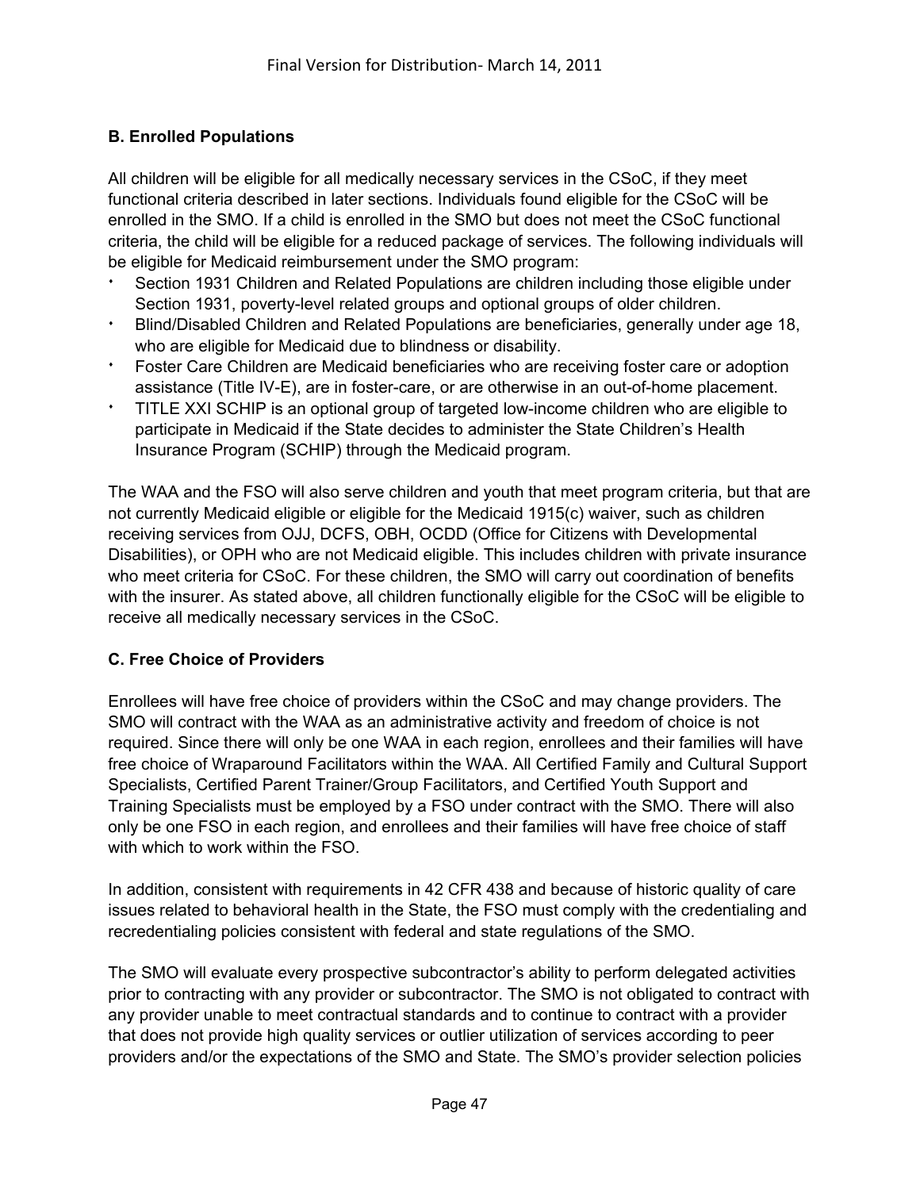**B. Enrolled Populations**

All children will be eligible for all medically necessary services in the CSoC, if they meet functional criteria described in later sections. Individuals found eligible for the CSoC will be enrolled in the SMO. If a child is enrolled in the SMO but does not meet the CSoC functional criteria, the child will be eligible for a reduced package of services. The following individuals will be eligible for Medicaid reimbursement under the SMO program:

- Section 1931 Children and Related Populations are children including those eligible under Section 1931, poverty-level related groups and optional groups of older children.
- Blind/Disabled Children and Related Populations are beneficiaries, generally under age 18, who are eligible for Medicaid due to blindness or disability.
- Foster Care Children are Medicaid beneficiaries who are receiving foster care or adoption assistance (Title IV-E), are in foster-care, or are otherwise in an out-of-home placement.
- TITLE XXI SCHIP is an optional group of targeted low-income children who are eligible to participate in Medicaid if the State decides to administer the State Children's Health Insurance Program (SCHIP) through the Medicaid program.

The WAA and the FSO will also serve children and youth that meet program criteria, but that are not currently Medicaid eligible or eligible for the Medicaid 1915(c) waiver, such as children receiving services from OJJ, DCFS, OBH, OCDD (Office for Citizens with Developmental Disabilities), or OPH who are not Medicaid eligible. This includes children with private insurance who meet criteria for CSoC. For these children, the SMO will carry out coordination of benefits with the insurer. As stated above, all children functionally eligible for the CSoC will be eligible to receive all medically necessary services in the CSoC.

**C. Free Choice of Providers**

Enrollees will have free choice of providers within the CSoC and may change providers. The SMO will contract with the WAA as an administrative activity and freedom of choice is not required. Since there will only be one WAA in each region, enrollees and their families will have free choice of Wraparound Facilitators within the WAA. All Certified Family and Cultural Support Specialists, Certified Parent Trainer/Group Facilitators, and Certified Youth Support and Training Specialists must be employed by a FSO under contract with the SMO. There will also only be one FSO in each region, and enrollees and their families will have free choice of staff with which to work within the FSO.

In addition, consistent with requirements in 42 CFR 438 and because of historic quality of care issues related to behavioral health in the State, the FSO must comply with the credentialing and recredentialing policies consistent with federal and state regulations of the SMO.

The SMO will evaluate every prospective subcontractor's ability to perform delegated activities prior to contracting with any provider or subcontractor. The SMO is not obligated to contract with any provider unable to meet contractual standards and to continue to contract with a provider that does not provide high quality services or outlier utilization of services according to peer providers and/or the expectations of the SMO and State. The SMO's provider selection policies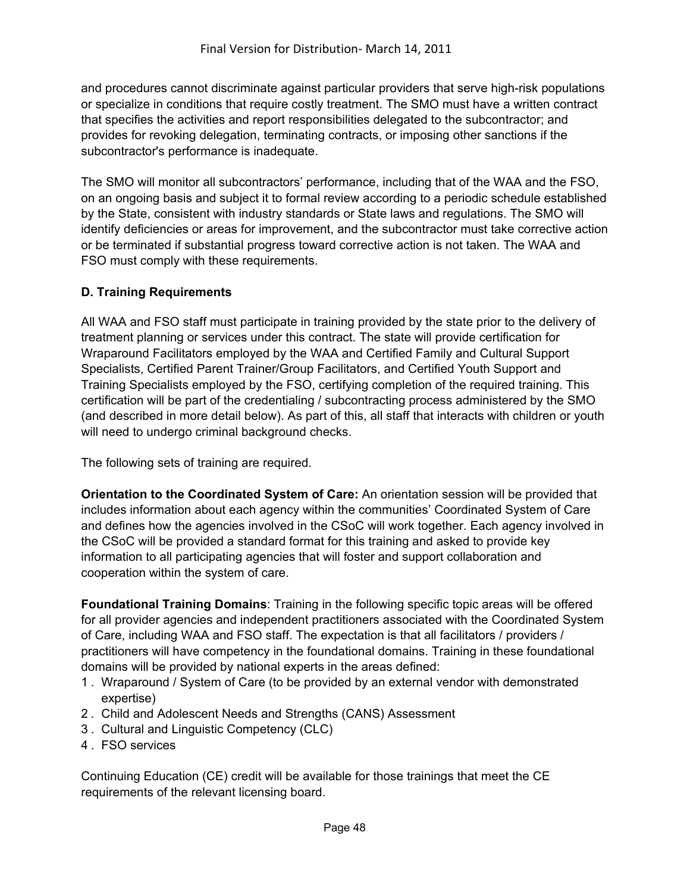and procedures cannot discriminate against particular providers that serve high-risk populations or specialize in conditions that require costly treatment. The SMO must have a written contract that specifies the activities and report responsibilities delegated to the subcontractor; and provides for revoking delegation, terminating contracts, or imposing other sanctions if the subcontractor's performance is inadequate.

The SMO will monitor all subcontractors' performance, including that of the WAA and the FSO, on an ongoing basis and subject it to formal review according to a periodic schedule established by the State, consistent with industry standards or State laws and regulations. The SMO will identify deficiencies or areas for improvement, and the subcontractor must take corrective action or be terminated if substantial progress toward corrective action is not taken. The WAA and FSO must comply with these requirements.

### D. Training Requirements

All WAA and FSO staff must participate in training provided by the state prior to the delivery of treatment planning or services under this contract. The state will provide certification for Wraparound Facilitators employed by the WAA and Certified Family and Cultural Support Specialists, Certified Parent Trainer/Group Facilitators, and Certified Youth Support and Training Specialists employed by the FSO, certifying completion of the required training. This certification will be part of the credentialing / subcontracting process administered by the SMO (and described in more detail below). As part of this, all staff that interacts with children or youth will need to undergo criminal background checks.

The following sets of training are required.

**Orientation to the Coordinated System of Care:** An orientation session will be provided that includes information about each agency within the communities' Coordinated System of Care and defines how the agencies involved in the CSoC will work together. Each agency involved in the CSoC will be provided a standard format for this training and asked to provide key information to all participating agencies that will foster and support collaboration and cooperation within the system of care.

**Foundational Training Domains**: Training in the following specific topic areas will be offered for all provider agencies and independent practitioners associated with the Coordinated System of Care, including WAA and FSO staff. The expectation is that all facilitators / providers / practitioners will have competency in the foundational domains. Training in these foundational domains will be provided by national experts in the areas defined:

1. Wraparound / System of Care (to be provided by an external vendor with demonstrated expertise)
2. Child and Adolescent Needs and Strengths (CANS) Assessment
3. Cultural and Linguistic Competency (CLC)
4. FSO services

Continuing Education (CE) credit will be available for those trainings that meet the CE requirements of the relevant licensing board.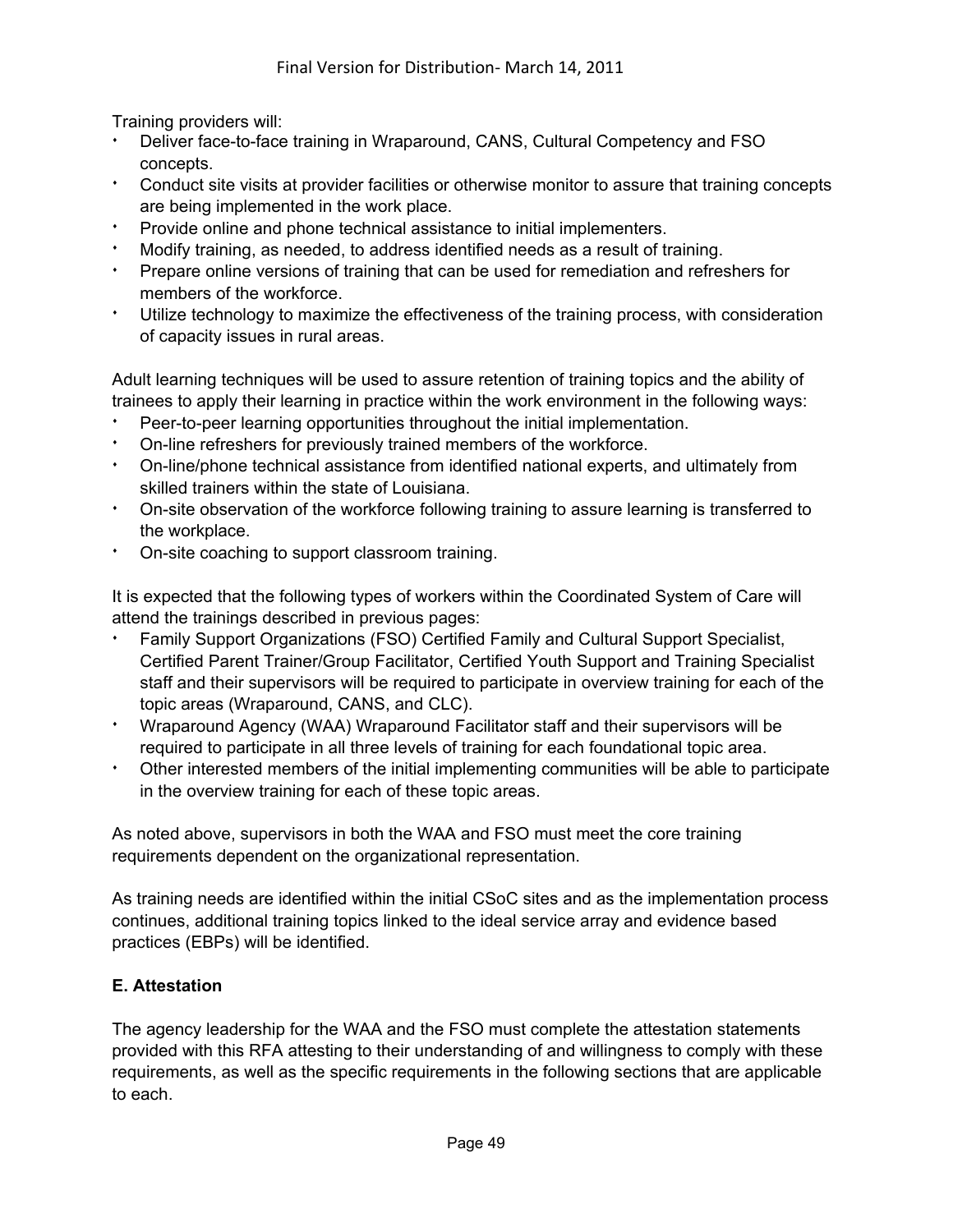Training providers will:

- Deliver face-to-face training in Wraparound, CANS, Cultural Competency and FSO concepts.
- Conduct site visits at provider facilities or otherwise monitor to assure that training concepts are being implemented in the work place.
- Provide online and phone technical assistance to initial implementers.
- Modify training, as needed, to address identified needs as a result of training.
- Prepare online versions of training that can be used for remediation and refreshers for members of the workforce.
- Utilize technology to maximize the effectiveness of the training process, with consideration of capacity issues in rural areas.

Adult learning techniques will be used to assure retention of training topics and the ability of trainees to apply their learning in practice within the work environment in the following ways:

- Peer-to-peer learning opportunities throughout the initial implementation.
- On-line refreshers for previously trained members of the workforce.
- On-line/phone technical assistance from identified national experts, and ultimately from skilled trainers within the state of Louisiana.
- On-site observation of the workforce following training to assure learning is transferred to the workplace.
- On-site coaching to support classroom training.

It is expected that the following types of workers within the Coordinated System of Care will attend the trainings described in previous pages:

- Family Support Organizations (FSO) Certified Family and Cultural Support Specialist, Certified Parent Trainer/Group Facilitator, Certified Youth Support and Training Specialist staff and their supervisors will be required to participate in overview training for each of the topic areas (Wraparound, CANS, and CLC).
- Wraparound Agency (WAA) Wraparound Facilitator staff and their supervisors will be required to participate in all three levels of training for each foundational topic area.
- Other interested members of the initial implementing communities will be able to participate in the overview training for each of these topic areas.

As noted above, supervisors in both the WAA and FSO must meet the core training requirements dependent on the organizational representation.

As training needs are identified within the initial CSoC sites and as the implementation process continues, additional training topics linked to the ideal service array and evidence based practices (EBPs) will be identified.

**E. Attestation**

The agency leadership for the WAA and the FSO must complete the attestation statements provided with this RFA attesting to their understanding of and willingness to comply with these requirements, as well as the specific requirements in the following sections that are applicable to each.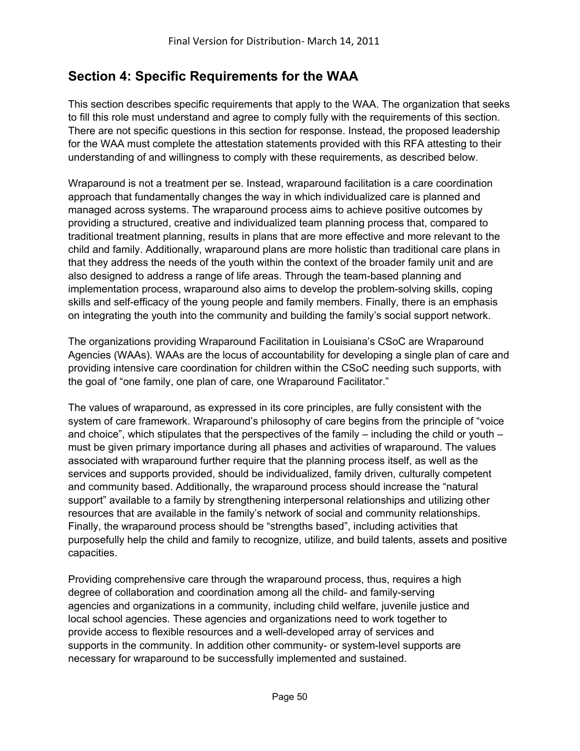## Section 4: Specific Requirements for the WAA

This section describes specific requirements that apply to the WAA. The organization that seeks to fill this role must understand and agree to comply fully with the requirements of this section. There are not specific questions in this section for response. Instead, the proposed leadership for the WAA must complete the attestation statements provided with this RFA attesting to their understanding of and willingness to comply with these requirements, as described below.

Wraparound is not a treatment per se. Instead, wraparound facilitation is a care coordination approach that fundamentally changes the way in which individualized care is planned and managed across systems. The wraparound process aims to achieve positive outcomes by providing a structured, creative and individualized team planning process that, compared to traditional treatment planning, results in plans that are more effective and more relevant to the child and family. Additionally, wraparound plans are more holistic than traditional care plans in that they address the needs of the youth within the context of the broader family unit and are also designed to address a range of life areas. Through the team-based planning and implementation process, wraparound also aims to develop the problem-solving skills, coping skills and self-efficacy of the young people and family members. Finally, there is an emphasis on integrating the youth into the community and building the family's social support network.

The organizations providing Wraparound Facilitation in Louisiana's CSoC are Wraparound Agencies (WAAs). WAAs are the locus of accountability for developing a single plan of care and providing intensive care coordination for children within the CSoC needing such supports, with the goal of "one family, one plan of care, one Wraparound Facilitator."

The values of wraparound, as expressed in its core principles, are fully consistent with the system of care framework. Wraparound's philosophy of care begins from the principle of "voice and choice", which stipulates that the perspectives of the family – including the child or youth – must be given primary importance during all phases and activities of wraparound. The values associated with wraparound further require that the planning process itself, as well as the services and supports provided, should be individualized, family driven, culturally competent and community based. Additionally, the wraparound process should increase the "natural support" available to a family by strengthening interpersonal relationships and utilizing other resources that are available in the family's network of social and community relationships. Finally, the wraparound process should be "strengths based", including activities that purposefully help the child and family to recognize, utilize, and build talents, assets and positive capacities.

Providing comprehensive care through the wraparound process, thus, requires a high degree of collaboration and coordination among all the child- and family-serving agencies and organizations in a community, including child welfare, juvenile justice and local school agencies. These agencies and organizations need to work together to provide access to flexible resources and a well-developed array of services and supports in the community. In addition other community- or system-level supports are necessary for wraparound to be successfully implemented and sustained.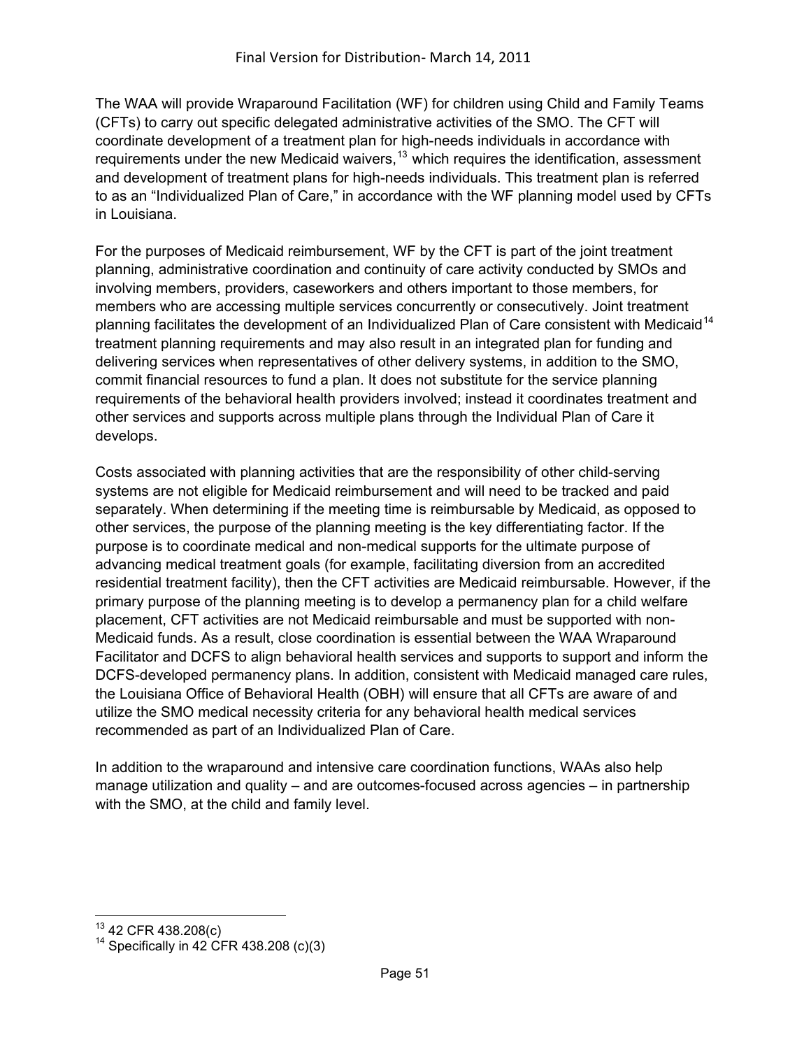The WAA will provide Wraparound Facilitation (WF) for children using Child and Family Teams (CFTs) to carry out specific delegated administrative activities of the SMO. The CFT will coordinate development of a treatment plan for high-needs individuals in accordance with requirements under the new Medicaid waivers,[13] which requires the identification, assessment and development of treatment plans for high-needs individuals. This treatment plan is referred to as an "Individualized Plan of Care," in accordance with the WF planning model used by CFTs in Louisiana.

For the purposes of Medicaid reimbursement, WF by the CFT is part of the joint treatment planning, administrative coordination and continuity of care activity conducted by SMOs and involving members, providers, caseworkers and others important to those members, for members who are accessing multiple services concurrently or consecutively. Joint treatment planning facilitates the development of an Individualized Plan of Care consistent with Medicaid[14] treatment planning requirements and may also result in an integrated plan for funding and delivering services when representatives of other delivery systems, in addition to the SMO, commit financial resources to fund a plan. It does not substitute for the service planning requirements of the behavioral health providers involved; instead it coordinates treatment and other services and supports across multiple plans through the Individual Plan of Care it develops.

Costs associated with planning activities that are the responsibility of other child-serving systems are not eligible for Medicaid reimbursement and will need to be tracked and paid separately. When determining if the meeting time is reimbursable by Medicaid, as opposed to other services, the purpose of the planning meeting is the key differentiating factor. If the purpose is to coordinate medical and non-medical supports for the ultimate purpose of advancing medical treatment goals (for example, facilitating diversion from an accredited residential treatment facility), then the CFT activities are Medicaid reimbursable. However, if the primary purpose of the planning meeting is to develop a permanency plan for a child welfare placement, CFT activities are not Medicaid reimbursable and must be supported with non-Medicaid funds. As a result, close coordination is essential between the WAA Wraparound Facilitator and DCFS to align behavioral health services and supports to support and inform the DCFS-developed permanency plans. In addition, consistent with Medicaid managed care rules, the Louisiana Office of Behavioral Health (OBH) will ensure that all CFTs are aware of and utilize the SMO medical necessity criteria for any behavioral health medical services recommended as part of an Individualized Plan of Care.

In addition to the wraparound and intensive care coordination functions, WAAs also help manage utilization and quality – and are outcomes-focused across agencies – in partnership with the SMO, at the child and family level.

---

[13] 42 CFR 438.208(c)

[14] Specifically in 42 CFR 438.208 (c)(3)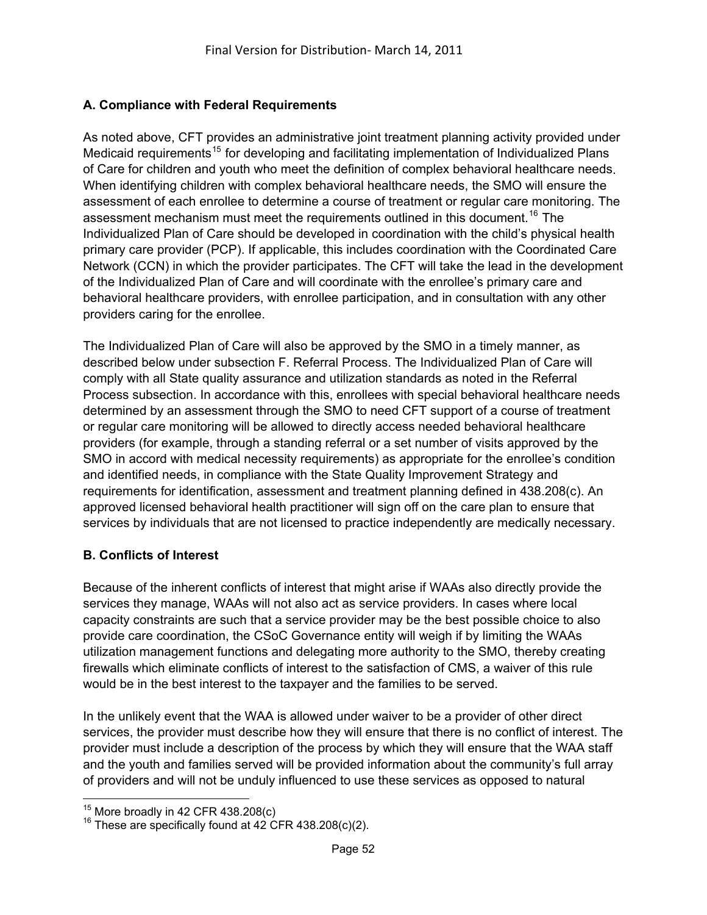## A. Compliance with Federal Requirements

As noted above, CFT provides an administrative joint treatment planning activity provided under Medicaid requirements[15] for developing and facilitating implementation of Individualized Plans of Care for children and youth who meet the definition of complex behavioral healthcare needs. When identifying children with complex behavioral healthcare needs, the SMO will ensure the assessment of each enrollee to determine a course of treatment or regular care monitoring. The assessment mechanism must meet the requirements outlined in this document.[16] The Individualized Plan of Care should be developed in coordination with the child's physical health primary care provider (PCP). If applicable, this includes coordination with the Coordinated Care Network (CCN) in which the provider participates. The CFT will take the lead in the development of the Individualized Plan of Care and will coordinate with the enrollee's primary care and behavioral healthcare providers, with enrollee participation, and in consultation with any other providers caring for the enrollee.

The Individualized Plan of Care will also be approved by the SMO in a timely manner, as described below under subsection F. Referral Process. The Individualized Plan of Care will comply with all State quality assurance and utilization standards as noted in the Referral Process subsection. In accordance with this, enrollees with special behavioral healthcare needs determined by an assessment through the SMO to need CFT support of a course of treatment or regular care monitoring will be allowed to directly access needed behavioral healthcare providers (for example, through a standing referral or a set number of visits approved by the SMO in accord with medical necessity requirements) as appropriate for the enrollee's condition and identified needs, in compliance with the State Quality Improvement Strategy and requirements for identification, assessment and treatment planning defined in 438.208(c). An approved licensed behavioral health practitioner will sign off on the care plan to ensure that services by individuals that are not licensed to practice independently are medically necessary.

## B. Conflicts of Interest

Because of the inherent conflicts of interest that might arise if WAAs also directly provide the services they manage, WAAs will not also act as service providers. In cases where local capacity constraints are such that a service provider may be the best possible choice to also provide care coordination, the CSoC Governance entity will weigh if by limiting the WAAs utilization management functions and delegating more authority to the SMO, thereby creating firewalls which eliminate conflicts of interest to the satisfaction of CMS, a waiver of this rule would be in the best interest to the taxpayer and the families to be served.

In the unlikely event that the WAA is allowed under waiver to be a provider of other direct services, the provider must describe how they will ensure that there is no conflict of interest. The provider must include a description of the process by which they will ensure that the WAA staff and the youth and families served will be provided information about the community's full array of providers and will not be unduly influenced to use these services as opposed to natural

---

[15] More broadly in 42 CFR 438.208(c)

[16] These are specifically found at 42 CFR 438.208(c)(2).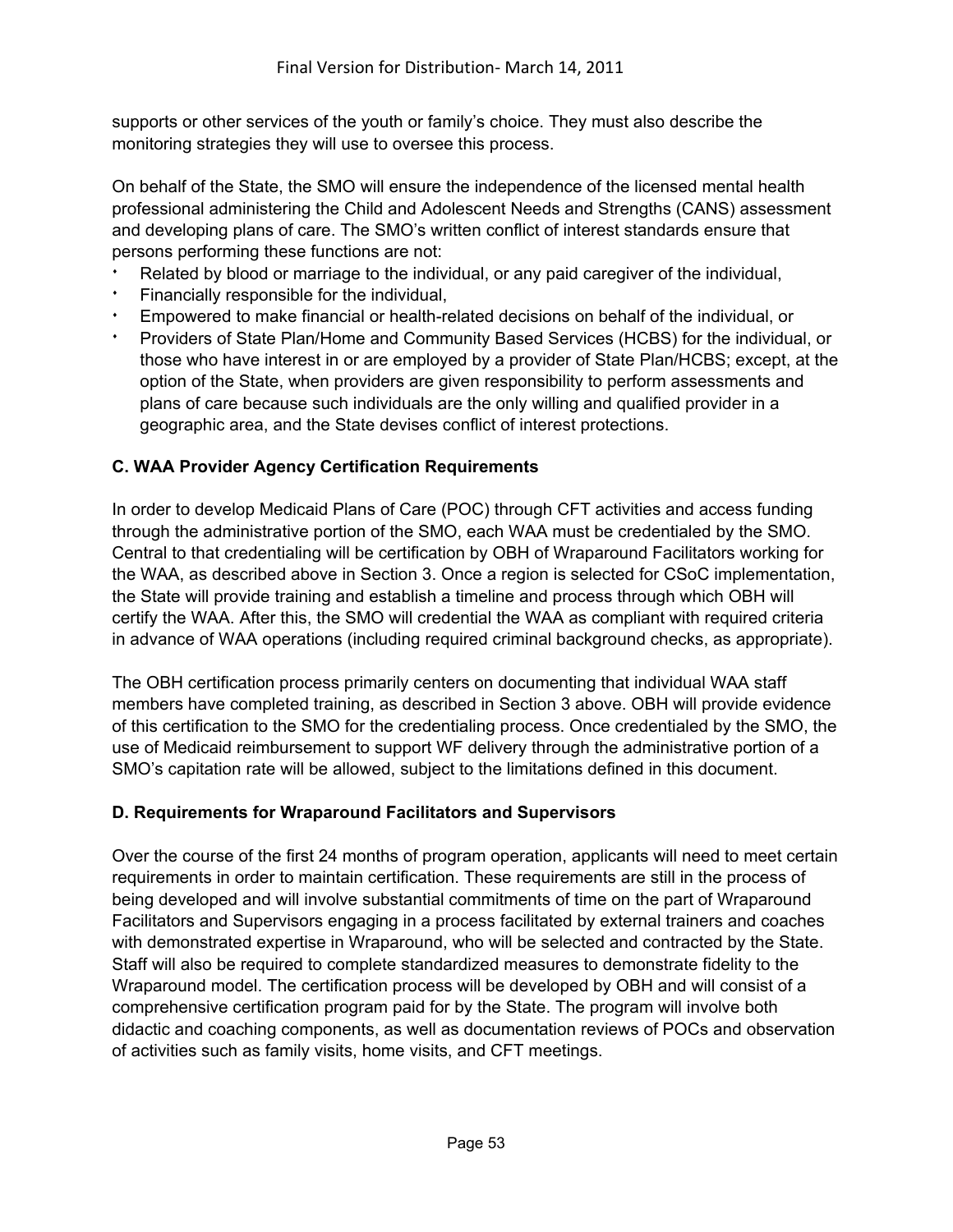supports or other services of the youth or family's choice. They must also describe the monitoring strategies they will use to oversee this process.

On behalf of the State, the SMO will ensure the independence of the licensed mental health professional administering the Child and Adolescent Needs and Strengths (CANS) assessment and developing plans of care. The SMO's written conflict of interest standards ensure that persons performing these functions are not:

- Related by blood or marriage to the individual, or any paid caregiver of the individual,
- Financially responsible for the individual,
- Empowered to make financial or health-related decisions on behalf of the individual, or
- Providers of State Plan/Home and Community Based Services (HCBS) for the individual, or those who have interest in or are employed by a provider of State Plan/HCBS; except, at the option of the State, when providers are given responsibility to perform assessments and plans of care because such individuals are the only willing and qualified provider in a geographic area, and the State devises conflict of interest protections.

### C. WAA Provider Agency Certification Requirements

In order to develop Medicaid Plans of Care (POC) through CFT activities and access funding through the administrative portion of the SMO, each WAA must be credentialed by the SMO. Central to that credentialing will be certification by OBH of Wraparound Facilitators working for the WAA, as described above in Section 3. Once a region is selected for CSoC implementation, the State will provide training and establish a timeline and process through which OBH will certify the WAA. After this, the SMO will credential the WAA as compliant with required criteria in advance of WAA operations (including required criminal background checks, as appropriate).

The OBH certification process primarily centers on documenting that individual WAA staff members have completed training, as described in Section 3 above. OBH will provide evidence of this certification to the SMO for the credentialing process. Once credentialed by the SMO, the use of Medicaid reimbursement to support WF delivery through the administrative portion of a SMO's capitation rate will be allowed, subject to the limitations defined in this document.

### D. Requirements for Wraparound Facilitators and Supervisors

Over the course of the first 24 months of program operation, applicants will need to meet certain requirements in order to maintain certification. These requirements are still in the process of being developed and will involve substantial commitments of time on the part of Wraparound Facilitators and Supervisors engaging in a process facilitated by external trainers and coaches with demonstrated expertise in Wraparound, who will be selected and contracted by the State. Staff will also be required to complete standardized measures to demonstrate fidelity to the Wraparound model. The certification process will be developed by OBH and will consist of a comprehensive certification program paid for by the State. The program will involve both didactic and coaching components, as well as documentation reviews of POCs and observation of activities such as family visits, home visits, and CFT meetings.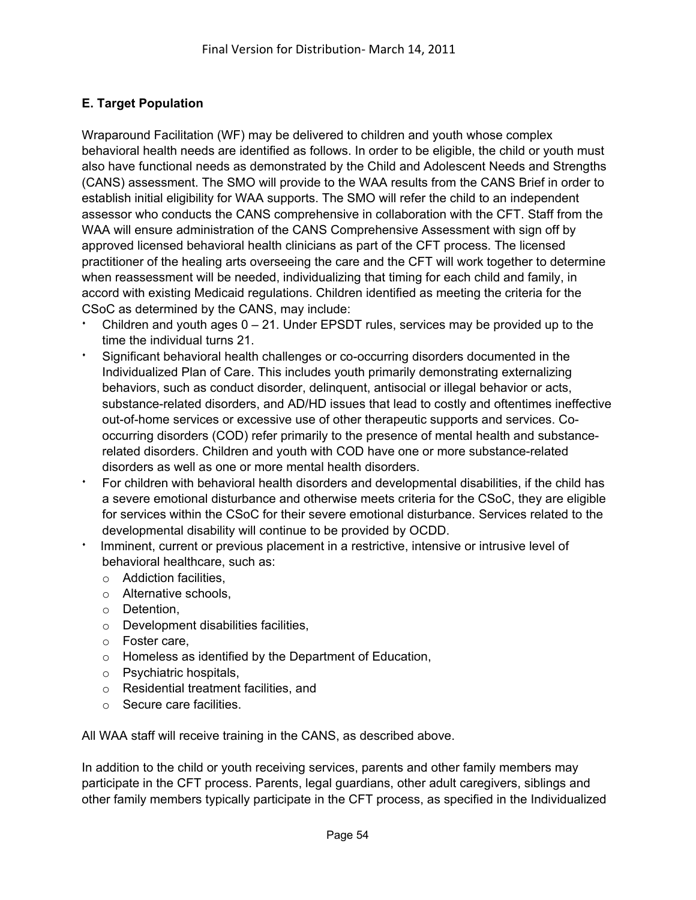### E. Target Population

Wraparound Facilitation (WF) may be delivered to children and youth whose complex behavioral health needs are identified as follows. In order to be eligible, the child or youth must also have functional needs as demonstrated by the Child and Adolescent Needs and Strengths (CANS) assessment. The SMO will provide to the WAA results from the CANS Brief in order to establish initial eligibility for WAA supports. The SMO will refer the child to an independent assessor who conducts the CANS comprehensive in collaboration with the CFT. Staff from the WAA will ensure administration of the CANS Comprehensive Assessment with sign off by approved licensed behavioral health clinicians as part of the CFT process. The licensed practitioner of the healing arts overseeing the care and the CFT will work together to determine when reassessment will be needed, individualizing that timing for each child and family, in accord with existing Medicaid regulations. Children identified as meeting the criteria for the CSoC as determined by the CANS, may include:

- Children and youth ages 0 – 21. Under EPSDT rules, services may be provided up to the time the individual turns 21.
- Significant behavioral health challenges or co-occurring disorders documented in the Individualized Plan of Care. This includes youth primarily demonstrating externalizing behaviors, such as conduct disorder, delinquent, antisocial or illegal behavior or acts, substance-related disorders, and AD/HD issues that lead to costly and oftentimes ineffective out-of-home services or excessive use of other therapeutic supports and services. Co-occurring disorders (COD) refer primarily to the presence of mental health and substance-related disorders. Children and youth with COD have one or more substance-related disorders as well as one or more mental health disorders.
- For children with behavioral health disorders and developmental disabilities, if the child has a severe emotional disturbance and otherwise meets criteria for the CSoC, they are eligible for services within the CSoC for their severe emotional disturbance. Services related to the developmental disability will continue to be provided by OCDD.
- Imminent, current or previous placement in a restrictive, intensive or intrusive level of behavioral healthcare, such as:
  - Addiction facilities,
  - Alternative schools,
  - Detention,
  - Development disabilities facilities,
  - Foster care,
  - Homeless as identified by the Department of Education,
  - Psychiatric hospitals,
  - Residential treatment facilities, and
  - Secure care facilities.

All WAA staff will receive training in the CANS, as described above.

In addition to the child or youth receiving services, parents and other family members may participate in the CFT process. Parents, legal guardians, other adult caregivers, siblings and other family members typically participate in the CFT process, as specified in the Individualized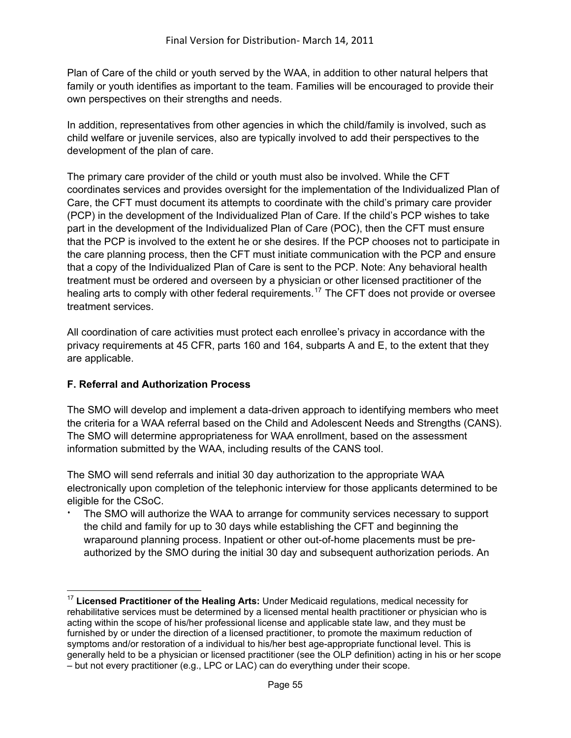Plan of Care of the child or youth served by the WAA, in addition to other natural helpers that family or youth identifies as important to the team. Families will be encouraged to provide their own perspectives on their strengths and needs.

In addition, representatives from other agencies in which the child/family is involved, such as child welfare or juvenile services, also are typically involved to add their perspectives to the development of the plan of care.

The primary care provider of the child or youth must also be involved. While the CFT coordinates services and provides oversight for the implementation of the Individualized Plan of Care, the CFT must document its attempts to coordinate with the child's primary care provider (PCP) in the development of the Individualized Plan of Care. If the child's PCP wishes to take part in the development of the Individualized Plan of Care (POC), then the CFT must ensure that the PCP is involved to the extent he or she desires. If the PCP chooses not to participate in the care planning process, then the CFT must initiate communication with the PCP and ensure that a copy of the Individualized Plan of Care is sent to the PCP. Note: Any behavioral health treatment must be ordered and overseen by a physician or other licensed practitioner of the healing arts to comply with other federal requirements.[17] The CFT does not provide or oversee treatment services.

All coordination of care activities must protect each enrollee's privacy in accordance with the privacy requirements at 45 CFR, parts 160 and 164, subparts A and E, to the extent that they are applicable.

**F. Referral and Authorization Process**

The SMO will develop and implement a data-driven approach to identifying members who meet the criteria for a WAA referral based on the Child and Adolescent Needs and Strengths (CANS). The SMO will determine appropriateness for WAA enrollment, based on the assessment information submitted by the WAA, including results of the CANS tool.

The SMO will send referrals and initial 30 day authorization to the appropriate WAA electronically upon completion of the telephonic interview for those applicants determined to be eligible for the CSoC.

- The SMO will authorize the WAA to arrange for community services necessary to support the child and family for up to 30 days while establishing the CFT and beginning the wraparound planning process. Inpatient or other out-of-home placements must be pre-authorized by the SMO during the initial 30 day and subsequent authorization periods. An

---

[17] **Licensed Practitioner of the Healing Arts:** Under Medicaid regulations, medical necessity for rehabilitative services must be determined by a licensed mental health practitioner or physician who is acting within the scope of his/her professional license and applicable state law, and they must be furnished by or under the direction of a licensed practitioner, to promote the maximum reduction of symptoms and/or restoration of a individual to his/her best age-appropriate functional level. This is generally held to be a physician or licensed practitioner (see the OLP definition) acting in his or her scope – but not every practitioner (e.g., LPC or LAC) can do everything under their scope.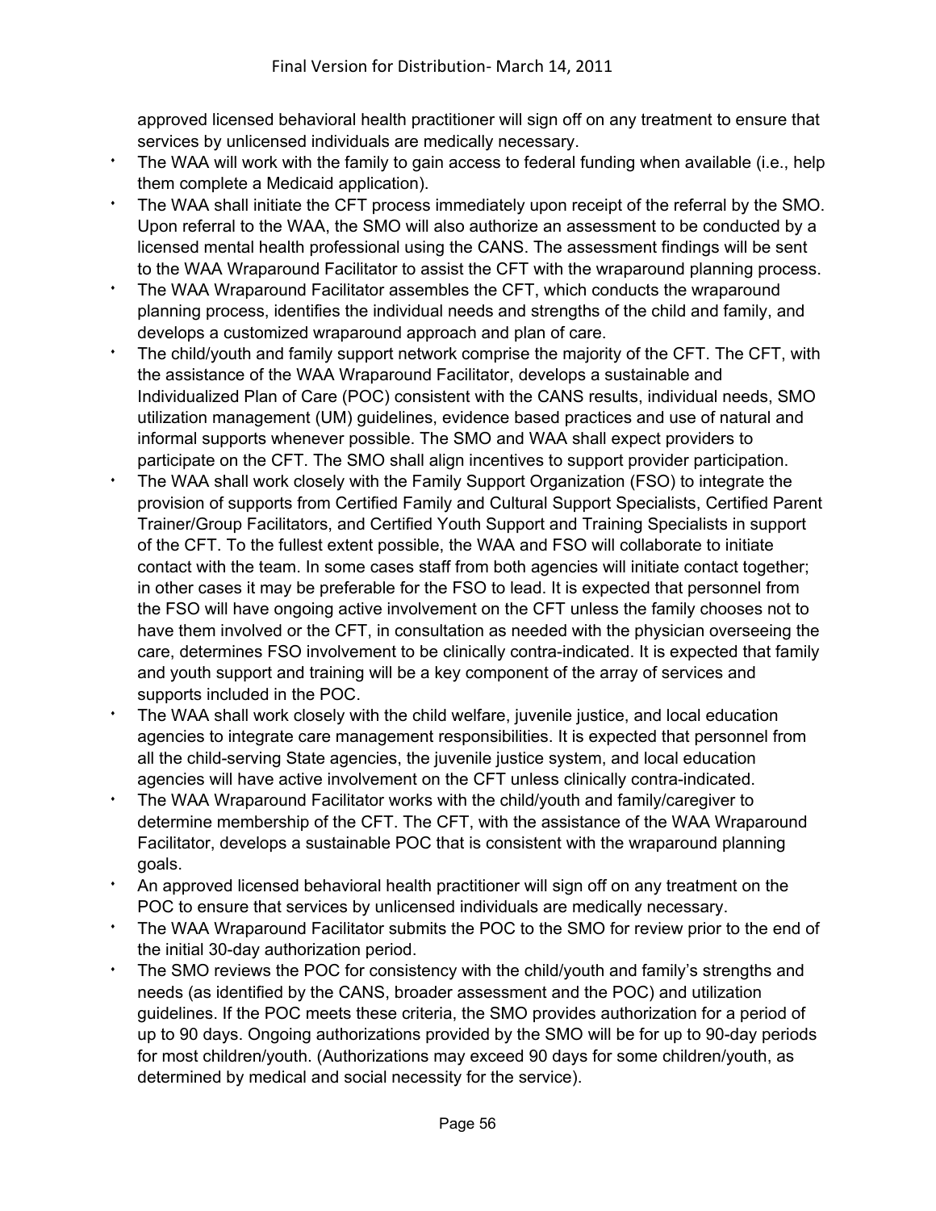approved licensed behavioral health practitioner will sign off on any treatment to ensure that services by unlicensed individuals are medically necessary.

- The WAA will work with the family to gain access to federal funding when available (i.e., help them complete a Medicaid application).
- The WAA shall initiate the CFT process immediately upon receipt of the referral by the SMO. Upon referral to the WAA, the SMO will also authorize an assessment to be conducted by a licensed mental health professional using the CANS. The assessment findings will be sent to the WAA Wraparound Facilitator to assist the CFT with the wraparound planning process.
- The WAA Wraparound Facilitator assembles the CFT, which conducts the wraparound planning process, identifies the individual needs and strengths of the child and family, and develops a customized wraparound approach and plan of care.
- The child/youth and family support network comprise the majority of the CFT. The CFT, with the assistance of the WAA Wraparound Facilitator, develops a sustainable and Individualized Plan of Care (POC) consistent with the CANS results, individual needs, SMO utilization management (UM) guidelines, evidence based practices and use of natural and informal supports whenever possible. The SMO and WAA shall expect providers to participate on the CFT. The SMO shall align incentives to support provider participation.
- The WAA shall work closely with the Family Support Organization (FSO) to integrate the provision of supports from Certified Family and Cultural Support Specialists, Certified Parent Trainer/Group Facilitators, and Certified Youth Support and Training Specialists in support of the CFT. To the fullest extent possible, the WAA and FSO will collaborate to initiate contact with the team. In some cases staff from both agencies will initiate contact together; in other cases it may be preferable for the FSO to lead. It is expected that personnel from the FSO will have ongoing active involvement on the CFT unless the family chooses not to have them involved or the CFT, in consultation as needed with the physician overseeing the care, determines FSO involvement to be clinically contra-indicated. It is expected that family and youth support and training will be a key component of the array of services and supports included in the POC.
- The WAA shall work closely with the child welfare, juvenile justice, and local education agencies to integrate care management responsibilities. It is expected that personnel from all the child-serving State agencies, the juvenile justice system, and local education agencies will have active involvement on the CFT unless clinically contra-indicated.
- The WAA Wraparound Facilitator works with the child/youth and family/caregiver to determine membership of the CFT. The CFT, with the assistance of the WAA Wraparound Facilitator, develops a sustainable POC that is consistent with the wraparound planning goals.
- An approved licensed behavioral health practitioner will sign off on any treatment on the POC to ensure that services by unlicensed individuals are medically necessary.
- The WAA Wraparound Facilitator submits the POC to the SMO for review prior to the end of the initial 30-day authorization period.
- The SMO reviews the POC for consistency with the child/youth and family's strengths and needs (as identified by the CANS, broader assessment and the POC) and utilization guidelines. If the POC meets these criteria, the SMO provides authorization for a period of up to 90 days. Ongoing authorizations provided by the SMO will be for up to 90-day periods for most children/youth. (Authorizations may exceed 90 days for some children/youth, as determined by medical and social necessity for the service).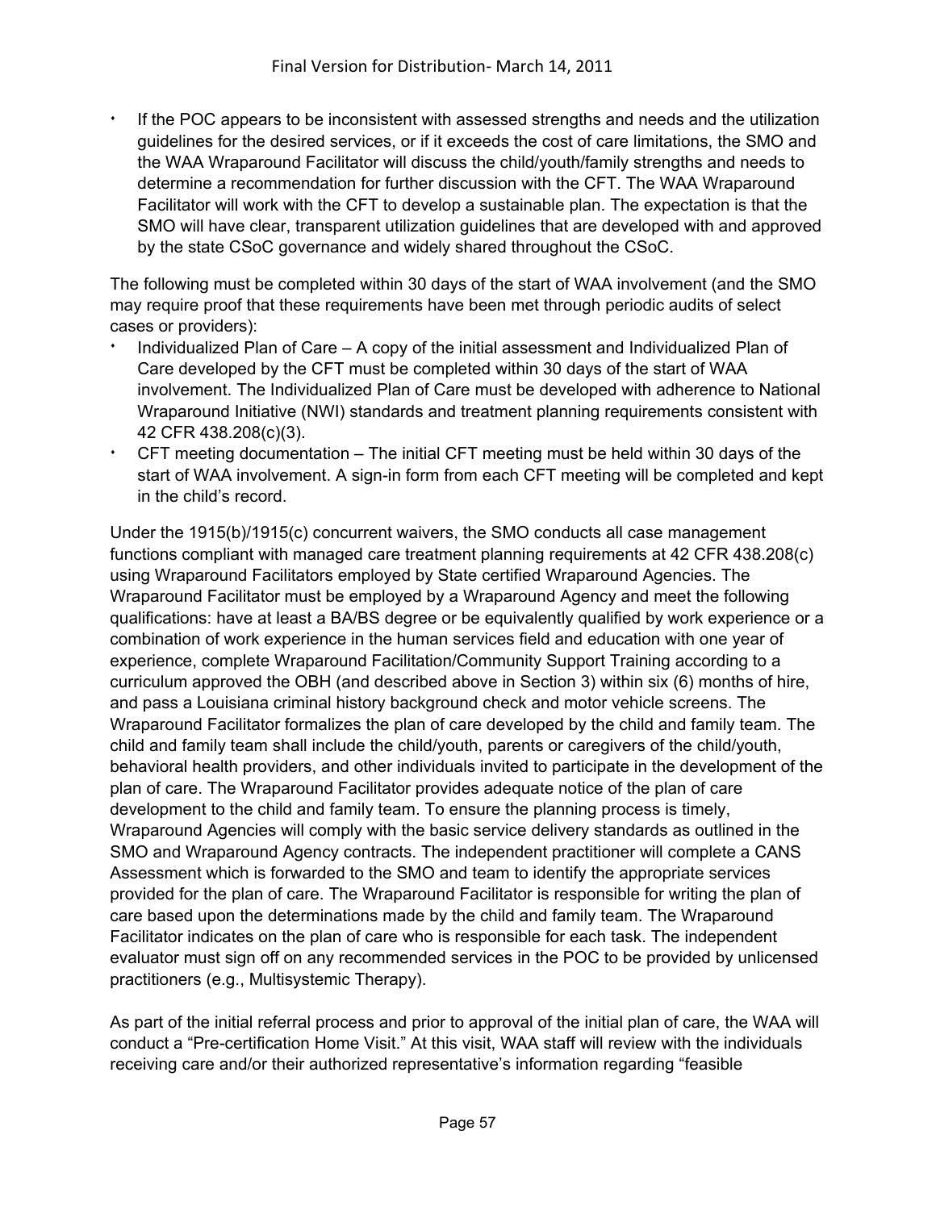- If the POC appears to be inconsistent with assessed strengths and needs and the utilization guidelines for the desired services, or if it exceeds the cost of care limitations, the SMO and the WAA Wraparound Facilitator will discuss the child/youth/family strengths and needs to determine a recommendation for further discussion with the CFT. The WAA Wraparound Facilitator will work with the CFT to develop a sustainable plan. The expectation is that the SMO will have clear, transparent utilization guidelines that are developed with and approved by the state CSoC governance and widely shared throughout the CSoC.

The following must be completed within 30 days of the start of WAA involvement (and the SMO may require proof that these requirements have been met through periodic audits of select cases or providers):

- Individualized Plan of Care – A copy of the initial assessment and Individualized Plan of Care developed by the CFT must be completed within 30 days of the start of WAA involvement. The Individualized Plan of Care must be developed with adherence to National Wraparound Initiative (NWI) standards and treatment planning requirements consistent with 42 CFR 438.208(c)(3).
- CFT meeting documentation – The initial CFT meeting must be held within 30 days of the start of WAA involvement. A sign-in form from each CFT meeting will be completed and kept in the child's record.

Under the 1915(b)/1915(c) concurrent waivers, the SMO conducts all case management functions compliant with managed care treatment planning requirements at 42 CFR 438.208(c) using Wraparound Facilitators employed by State certified Wraparound Agencies. The Wraparound Facilitator must be employed by a Wraparound Agency and meet the following qualifications: have at least a BA/BS degree or be equivalently qualified by work experience or a combination of work experience in the human services field and education with one year of experience, complete Wraparound Facilitation/Community Support Training according to a curriculum approved the OBH (and described above in Section 3) within six (6) months of hire, and pass a Louisiana criminal history background check and motor vehicle screens. The Wraparound Facilitator formalizes the plan of care developed by the child and family team. The child and family team shall include the child/youth, parents or caregivers of the child/youth, behavioral health providers, and other individuals invited to participate in the development of the plan of care. The Wraparound Facilitator provides adequate notice of the plan of care development to the child and family team. To ensure the planning process is timely, Wraparound Agencies will comply with the basic service delivery standards as outlined in the SMO and Wraparound Agency contracts. The independent practitioner will complete a CANS Assessment which is forwarded to the SMO and team to identify the appropriate services provided for the plan of care. The Wraparound Facilitator is responsible for writing the plan of care based upon the determinations made by the child and family team. The Wraparound Facilitator indicates on the plan of care who is responsible for each task. The independent evaluator must sign off on any recommended services in the POC to be provided by unlicensed practitioners (e.g., Multisystemic Therapy).

As part of the initial referral process and prior to approval of the initial plan of care, the WAA will conduct a "Pre-certification Home Visit." At this visit, WAA staff will review with the individuals receiving care and/or their authorized representative's information regarding "feasible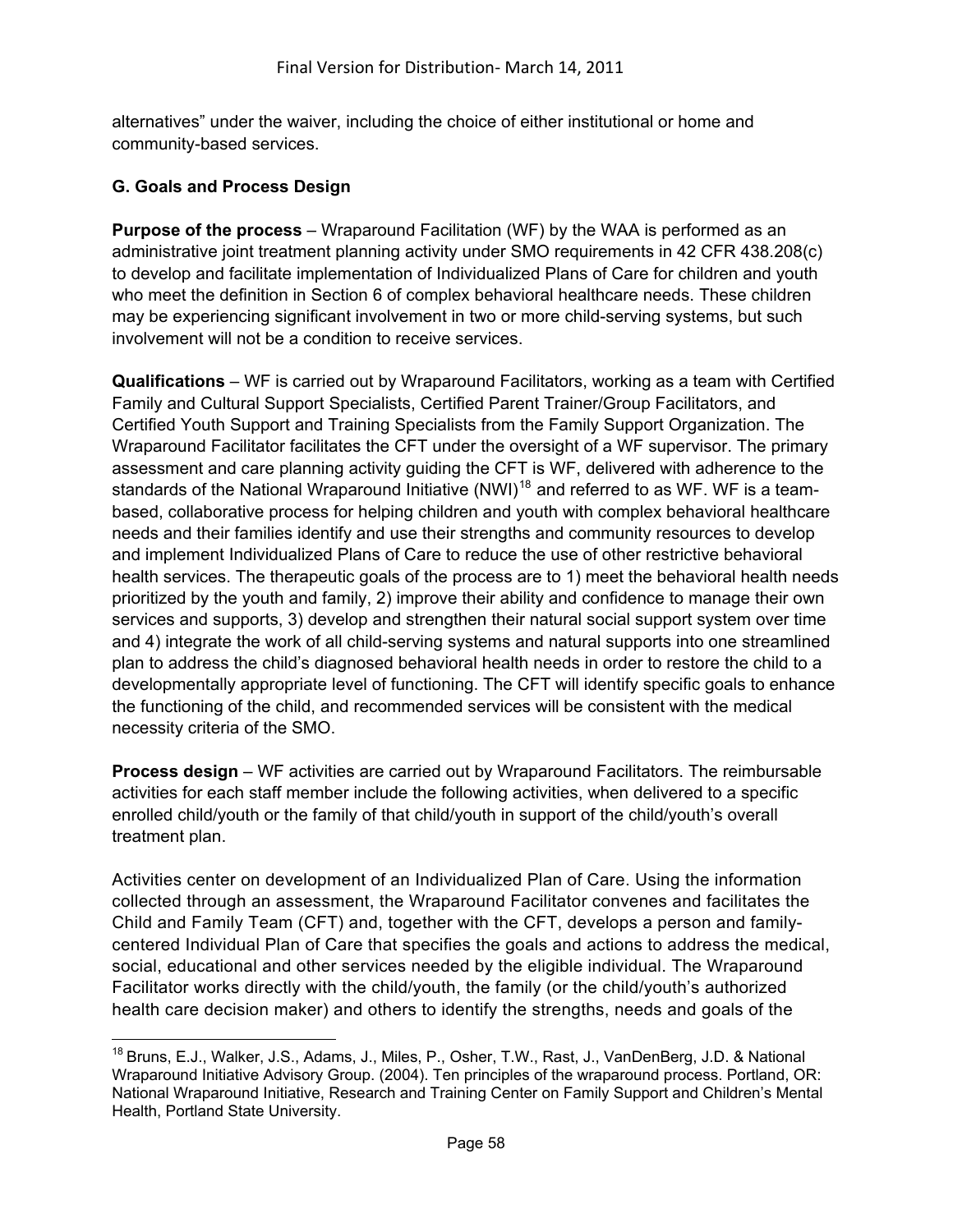alternatives" under the waiver, including the choice of either institutional or home and community-based services.

### G. Goals and Process Design

**Purpose of the process** – Wraparound Facilitation (WF) by the WAA is performed as an administrative joint treatment planning activity under SMO requirements in 42 CFR 438.208(c) to develop and facilitate implementation of Individualized Plans of Care for children and youth who meet the definition in Section 6 of complex behavioral healthcare needs. These children may be experiencing significant involvement in two or more child-serving systems, but such involvement will not be a condition to receive services.

**Qualifications** – WF is carried out by Wraparound Facilitators, working as a team with Certified Family and Cultural Support Specialists, Certified Parent Trainer/Group Facilitators, and Certified Youth Support and Training Specialists from the Family Support Organization. The Wraparound Facilitator facilitates the CFT under the oversight of a WF supervisor. The primary assessment and care planning activity guiding the CFT is WF, delivered with adherence to the standards of the National Wraparound Initiative (NWI)[18] and referred to as WF. WF is a team-based, collaborative process for helping children and youth with complex behavioral healthcare needs and their families identify and use their strengths and community resources to develop and implement Individualized Plans of Care to reduce the use of other restrictive behavioral health services. The therapeutic goals of the process are to 1) meet the behavioral health needs prioritized by the youth and family, 2) improve their ability and confidence to manage their own services and supports, 3) develop and strengthen their natural social support system over time and 4) integrate the work of all child-serving systems and natural supports into one streamlined plan to address the child's diagnosed behavioral health needs in order to restore the child to a developmentally appropriate level of functioning. The CFT will identify specific goals to enhance the functioning of the child, and recommended services will be consistent with the medical necessity criteria of the SMO.

**Process design** – WF activities are carried out by Wraparound Facilitators. The reimbursable activities for each staff member include the following activities, when delivered to a specific enrolled child/youth or the family of that child/youth in support of the child/youth's overall treatment plan.

Activities center on development of an Individualized Plan of Care. Using the information collected through an assessment, the Wraparound Facilitator convenes and facilitates the Child and Family Team (CFT) and, together with the CFT, develops a person and family-centered Individual Plan of Care that specifies the goals and actions to address the medical, social, educational and other services needed by the eligible individual. The Wraparound Facilitator works directly with the child/youth, the family (or the child/youth's authorized health care decision maker) and others to identify the strengths, needs and goals of the

---

[18] Bruns, E.J., Walker, J.S., Adams, J., Miles, P., Osher, T.W., Rast, J., VanDenBerg, J.D. & National Wraparound Initiative Advisory Group. (2004). Ten principles of the wraparound process. Portland, OR: National Wraparound Initiative, Research and Training Center on Family Support and Children's Mental Health, Portland State University.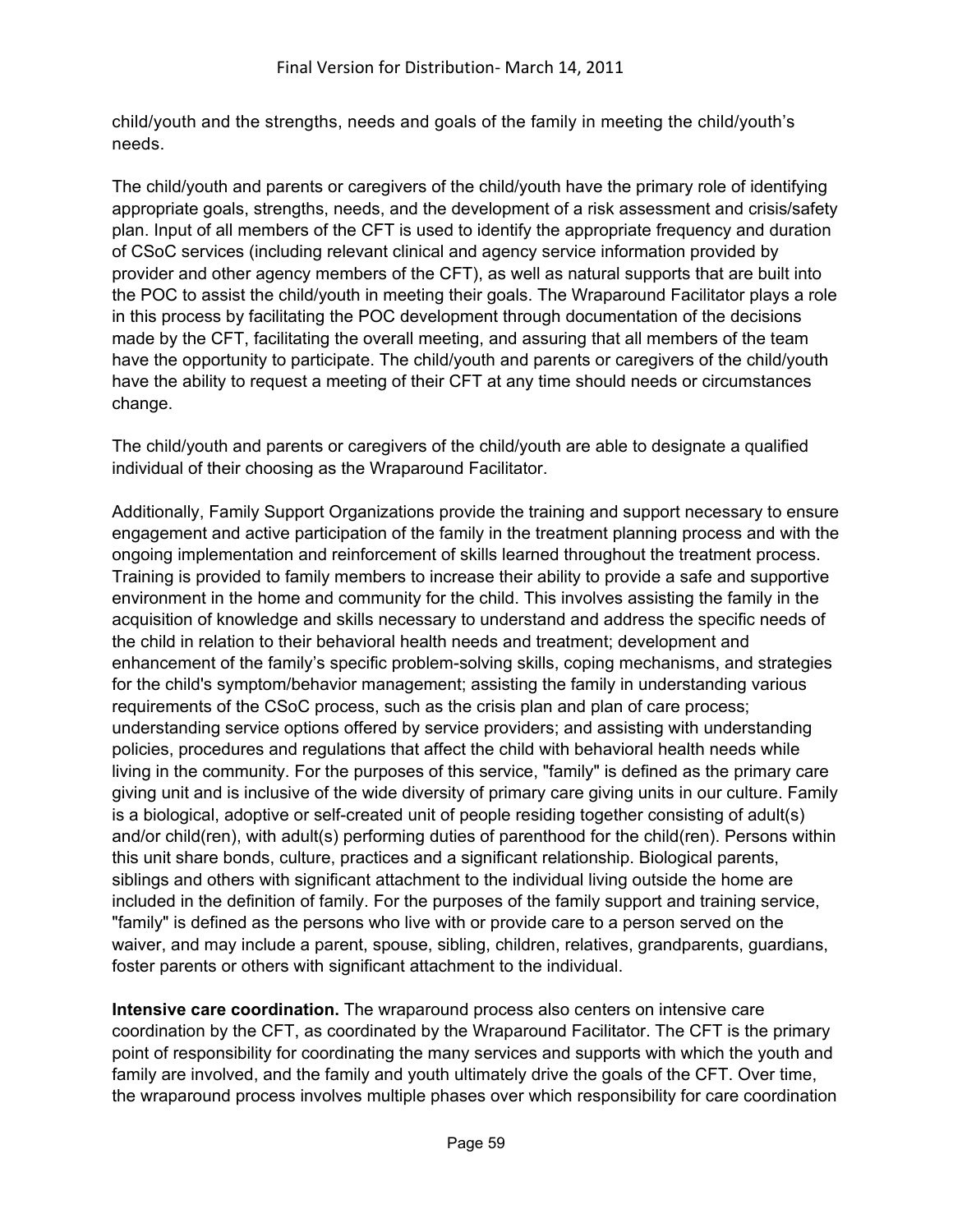child/youth and the strengths, needs and goals of the family in meeting the child/youth's needs.

The child/youth and parents or caregivers of the child/youth have the primary role of identifying appropriate goals, strengths, needs, and the development of a risk assessment and crisis/safety plan. Input of all members of the CFT is used to identify the appropriate frequency and duration of CSoC services (including relevant clinical and agency service information provided by provider and other agency members of the CFT), as well as natural supports that are built into the POC to assist the child/youth in meeting their goals. The Wraparound Facilitator plays a role in this process by facilitating the POC development through documentation of the decisions made by the CFT, facilitating the overall meeting, and assuring that all members of the team have the opportunity to participate. The child/youth and parents or caregivers of the child/youth have the ability to request a meeting of their CFT at any time should needs or circumstances change.

The child/youth and parents or caregivers of the child/youth are able to designate a qualified individual of their choosing as the Wraparound Facilitator.

Additionally, Family Support Organizations provide the training and support necessary to ensure engagement and active participation of the family in the treatment planning process and with the ongoing implementation and reinforcement of skills learned throughout the treatment process. Training is provided to family members to increase their ability to provide a safe and supportive environment in the home and community for the child. This involves assisting the family in the acquisition of knowledge and skills necessary to understand and address the specific needs of the child in relation to their behavioral health needs and treatment; development and enhancement of the family's specific problem-solving skills, coping mechanisms, and strategies for the child's symptom/behavior management; assisting the family in understanding various requirements of the CSoC process, such as the crisis plan and plan of care process; understanding service options offered by service providers; and assisting with understanding policies, procedures and regulations that affect the child with behavioral health needs while living in the community. For the purposes of this service, "family" is defined as the primary care giving unit and is inclusive of the wide diversity of primary care giving units in our culture. Family is a biological, adoptive or self-created unit of people residing together consisting of adult(s) and/or child(ren), with adult(s) performing duties of parenthood for the child(ren). Persons within this unit share bonds, culture, practices and a significant relationship. Biological parents, siblings and others with significant attachment to the individual living outside the home are included in the definition of family. For the purposes of the family support and training service, "family" is defined as the persons who live with or provide care to a person served on the waiver, and may include a parent, spouse, sibling, children, relatives, grandparents, guardians, foster parents or others with significant attachment to the individual.

**Intensive care coordination.** The wraparound process also centers on intensive care coordination by the CFT, as coordinated by the Wraparound Facilitator. The CFT is the primary point of responsibility for coordinating the many services and supports with which the youth and family are involved, and the family and youth ultimately drive the goals of the CFT. Over time, the wraparound process involves multiple phases over which responsibility for care coordination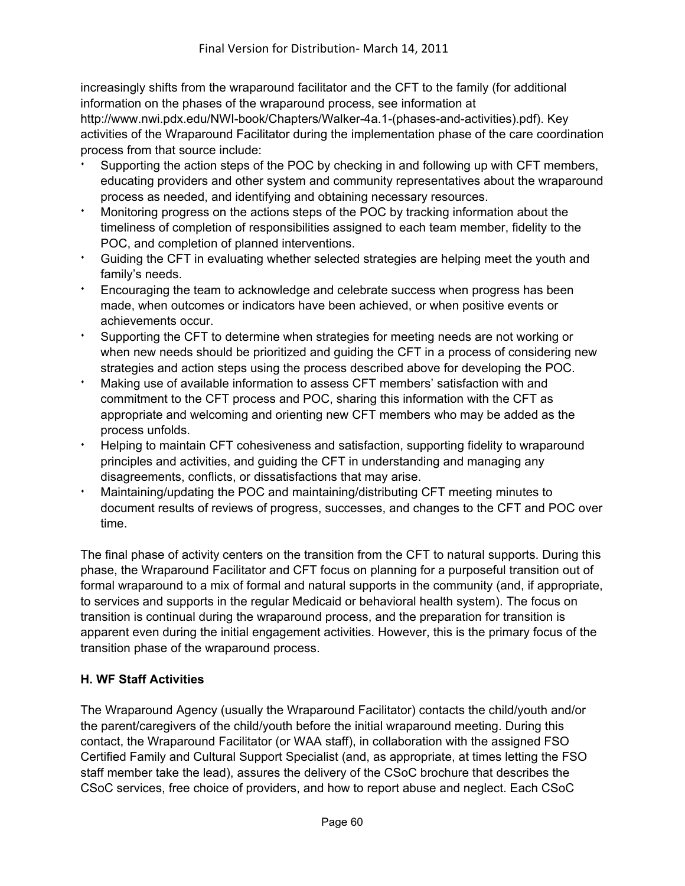increasingly shifts from the wraparound facilitator and the CFT to the family (for additional information on the phases of the wraparound process, see information at http://www.nwi.pdx.edu/NWI-book/Chapters/Walker-4a.1-(phases-and-activities).pdf). Key activities of the Wraparound Facilitator during the implementation phase of the care coordination process from that source include:

- Supporting the action steps of the POC by checking in and following up with CFT members, educating providers and other system and community representatives about the wraparound process as needed, and identifying and obtaining necessary resources.
- Monitoring progress on the actions steps of the POC by tracking information about the timeliness of completion of responsibilities assigned to each team member, fidelity to the POC, and completion of planned interventions.
- Guiding the CFT in evaluating whether selected strategies are helping meet the youth and family's needs.
- Encouraging the team to acknowledge and celebrate success when progress has been made, when outcomes or indicators have been achieved, or when positive events or achievements occur.
- Supporting the CFT to determine when strategies for meeting needs are not working or when new needs should be prioritized and guiding the CFT in a process of considering new strategies and action steps using the process described above for developing the POC.
- Making use of available information to assess CFT members' satisfaction with and commitment to the CFT process and POC, sharing this information with the CFT as appropriate and welcoming and orienting new CFT members who may be added as the process unfolds.
- Helping to maintain CFT cohesiveness and satisfaction, supporting fidelity to wraparound principles and activities, and guiding the CFT in understanding and managing any disagreements, conflicts, or dissatisfactions that may arise.
- Maintaining/updating the POC and maintaining/distributing CFT meeting minutes to document results of reviews of progress, successes, and changes to the CFT and POC over time.

The final phase of activity centers on the transition from the CFT to natural supports. During this phase, the Wraparound Facilitator and CFT focus on planning for a purposeful transition out of formal wraparound to a mix of formal and natural supports in the community (and, if appropriate, to services and supports in the regular Medicaid or behavioral health system). The focus on transition is continual during the wraparound process, and the preparation for transition is apparent even during the initial engagement activities. However, this is the primary focus of the transition phase of the wraparound process.

**H. WF Staff Activities**

The Wraparound Agency (usually the Wraparound Facilitator) contacts the child/youth and/or the parent/caregivers of the child/youth before the initial wraparound meeting. During this contact, the Wraparound Facilitator (or WAA staff), in collaboration with the assigned FSO Certified Family and Cultural Support Specialist (and, as appropriate, at times letting the FSO staff member take the lead), assures the delivery of the CSoC brochure that describes the CSoC services, free choice of providers, and how to report abuse and neglect. Each CSoC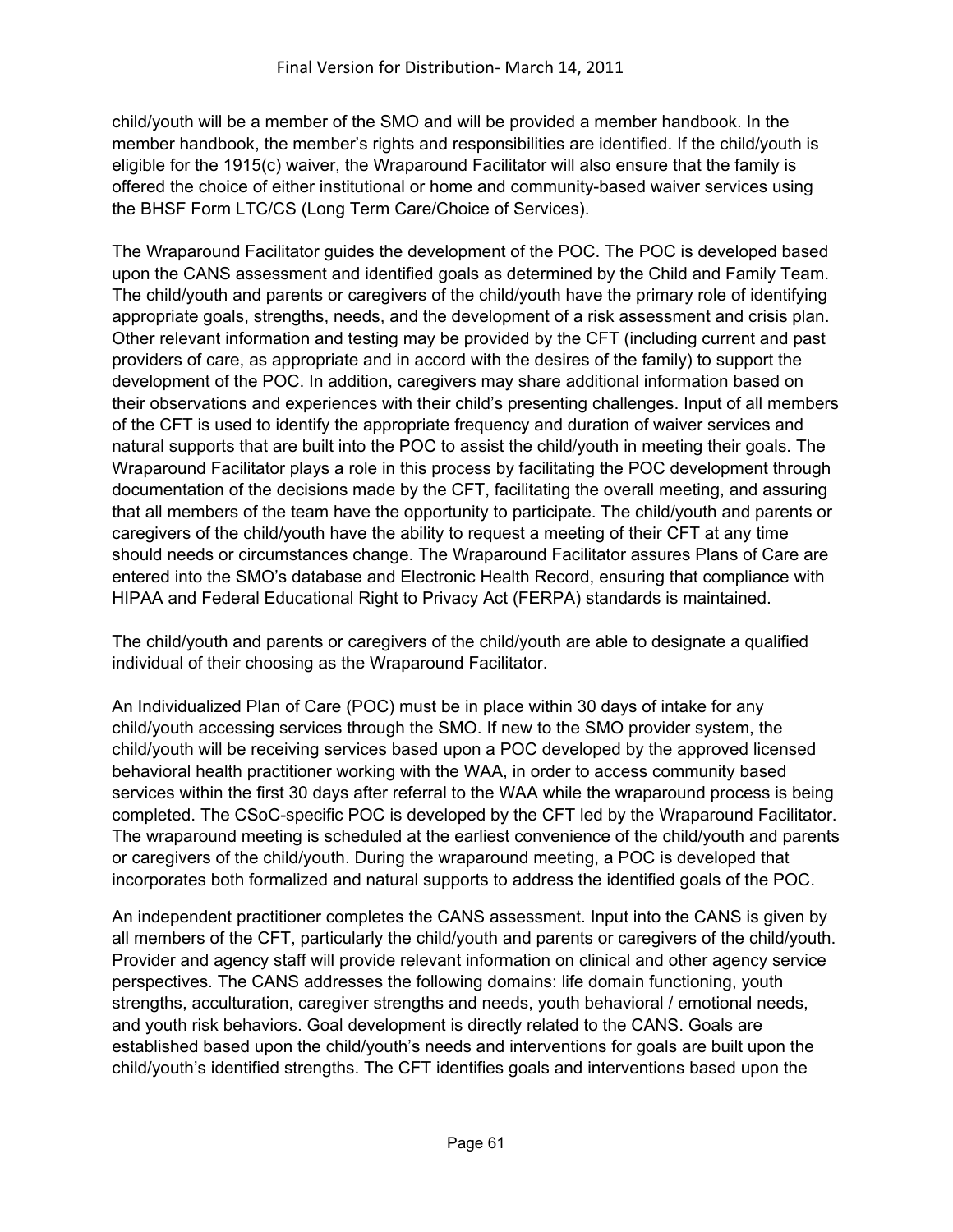child/youth will be a member of the SMO and will be provided a member handbook. In the member handbook, the member's rights and responsibilities are identified. If the child/youth is eligible for the 1915(c) waiver, the Wraparound Facilitator will also ensure that the family is offered the choice of either institutional or home and community-based waiver services using the BHSF Form LTC/CS (Long Term Care/Choice of Services).

The Wraparound Facilitator guides the development of the POC. The POC is developed based upon the CANS assessment and identified goals as determined by the Child and Family Team. The child/youth and parents or caregivers of the child/youth have the primary role of identifying appropriate goals, strengths, needs, and the development of a risk assessment and crisis plan. Other relevant information and testing may be provided by the CFT (including current and past providers of care, as appropriate and in accord with the desires of the family) to support the development of the POC. In addition, caregivers may share additional information based on their observations and experiences with their child's presenting challenges. Input of all members of the CFT is used to identify the appropriate frequency and duration of waiver services and natural supports that are built into the POC to assist the child/youth in meeting their goals. The Wraparound Facilitator plays a role in this process by facilitating the POC development through documentation of the decisions made by the CFT, facilitating the overall meeting, and assuring that all members of the team have the opportunity to participate. The child/youth and parents or caregivers of the child/youth have the ability to request a meeting of their CFT at any time should needs or circumstances change. The Wraparound Facilitator assures Plans of Care are entered into the SMO's database and Electronic Health Record, ensuring that compliance with HIPAA and Federal Educational Right to Privacy Act (FERPA) standards is maintained.

The child/youth and parents or caregivers of the child/youth are able to designate a qualified individual of their choosing as the Wraparound Facilitator.

An Individualized Plan of Care (POC) must be in place within 30 days of intake for any child/youth accessing services through the SMO. If new to the SMO provider system, the child/youth will be receiving services based upon a POC developed by the approved licensed behavioral health practitioner working with the WAA, in order to access community based services within the first 30 days after referral to the WAA while the wraparound process is being completed. The CSoC-specific POC is developed by the CFT led by the Wraparound Facilitator. The wraparound meeting is scheduled at the earliest convenience of the child/youth and parents or caregivers of the child/youth. During the wraparound meeting, a POC is developed that incorporates both formalized and natural supports to address the identified goals of the POC.

An independent practitioner completes the CANS assessment. Input into the CANS is given by all members of the CFT, particularly the child/youth and parents or caregivers of the child/youth. Provider and agency staff will provide relevant information on clinical and other agency service perspectives. The CANS addresses the following domains: life domain functioning, youth strengths, acculturation, caregiver strengths and needs, youth behavioral / emotional needs, and youth risk behaviors. Goal development is directly related to the CANS. Goals are established based upon the child/youth's needs and interventions for goals are built upon the child/youth's identified strengths. The CFT identifies goals and interventions based upon the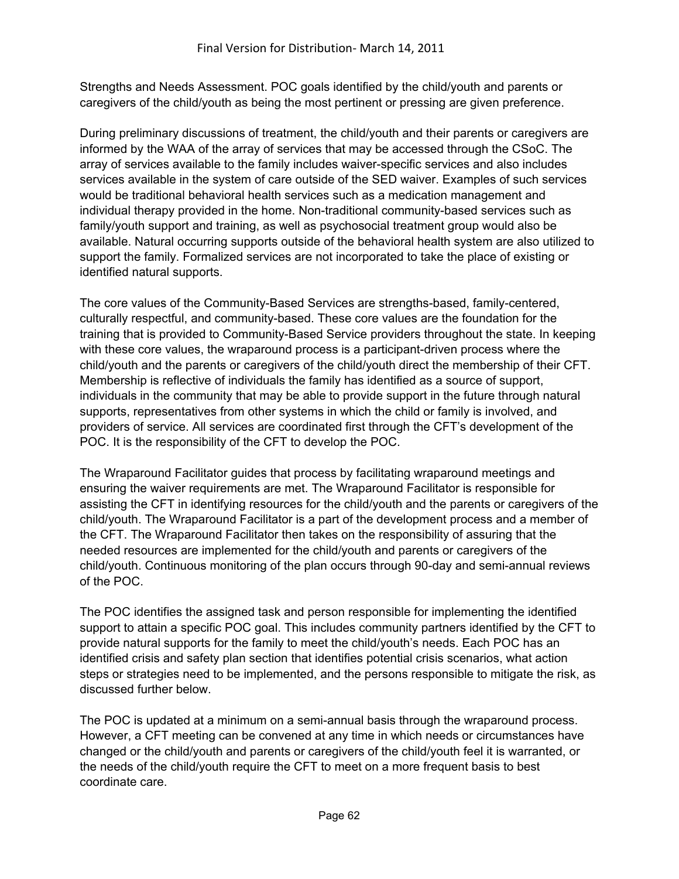Strengths and Needs Assessment. POC goals identified by the child/youth and parents or caregivers of the child/youth as being the most pertinent or pressing are given preference.

During preliminary discussions of treatment, the child/youth and their parents or caregivers are informed by the WAA of the array of services that may be accessed through the CSoC. The array of services available to the family includes waiver-specific services and also includes services available in the system of care outside of the SED waiver. Examples of such services would be traditional behavioral health services such as a medication management and individual therapy provided in the home. Non-traditional community-based services such as family/youth support and training, as well as psychosocial treatment group would also be available. Natural occurring supports outside of the behavioral health system are also utilized to support the family. Formalized services are not incorporated to take the place of existing or identified natural supports.

The core values of the Community-Based Services are strengths-based, family-centered, culturally respectful, and community-based. These core values are the foundation for the training that is provided to Community-Based Service providers throughout the state. In keeping with these core values, the wraparound process is a participant-driven process where the child/youth and the parents or caregivers of the child/youth direct the membership of their CFT. Membership is reflective of individuals the family has identified as a source of support, individuals in the community that may be able to provide support in the future through natural supports, representatives from other systems in which the child or family is involved, and providers of service. All services are coordinated first through the CFT's development of the POC. It is the responsibility of the CFT to develop the POC.

The Wraparound Facilitator guides that process by facilitating wraparound meetings and ensuring the waiver requirements are met. The Wraparound Facilitator is responsible for assisting the CFT in identifying resources for the child/youth and the parents or caregivers of the child/youth. The Wraparound Facilitator is a part of the development process and a member of the CFT. The Wraparound Facilitator then takes on the responsibility of assuring that the needed resources are implemented for the child/youth and parents or caregivers of the child/youth. Continuous monitoring of the plan occurs through 90-day and semi-annual reviews of the POC.

The POC identifies the assigned task and person responsible for implementing the identified support to attain a specific POC goal. This includes community partners identified by the CFT to provide natural supports for the family to meet the child/youth's needs. Each POC has an identified crisis and safety plan section that identifies potential crisis scenarios, what action steps or strategies need to be implemented, and the persons responsible to mitigate the risk, as discussed further below.

The POC is updated at a minimum on a semi-annual basis through the wraparound process. However, a CFT meeting can be convened at any time in which needs or circumstances have changed or the child/youth and parents or caregivers of the child/youth feel it is warranted, or the needs of the child/youth require the CFT to meet on a more frequent basis to best coordinate care.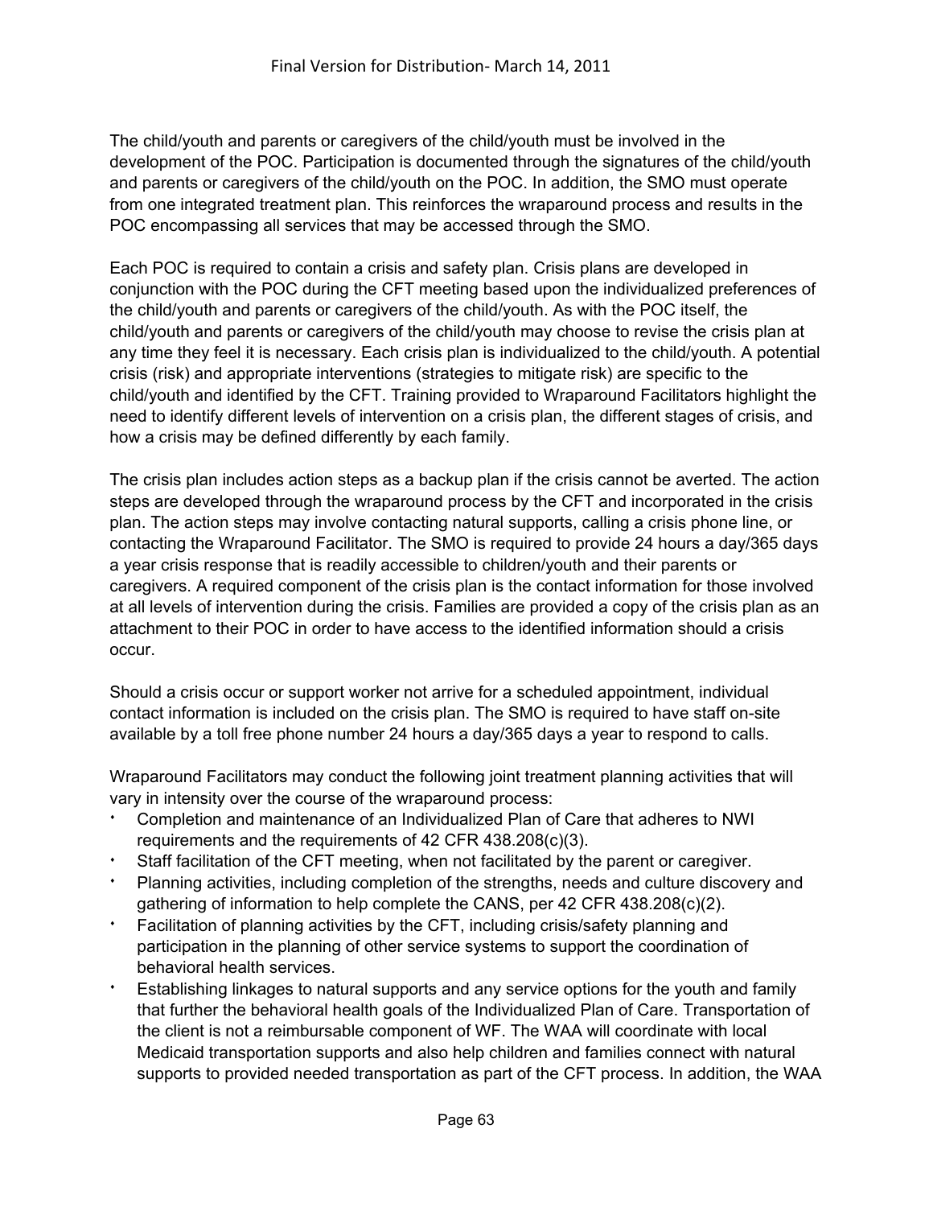The child/youth and parents or caregivers of the child/youth must be involved in the development of the POC. Participation is documented through the signatures of the child/youth and parents or caregivers of the child/youth on the POC. In addition, the SMO must operate from one integrated treatment plan. This reinforces the wraparound process and results in the POC encompassing all services that may be accessed through the SMO.

Each POC is required to contain a crisis and safety plan. Crisis plans are developed in conjunction with the POC during the CFT meeting based upon the individualized preferences of the child/youth and parents or caregivers of the child/youth. As with the POC itself, the child/youth and parents or caregivers of the child/youth may choose to revise the crisis plan at any time they feel it is necessary. Each crisis plan is individualized to the child/youth. A potential crisis (risk) and appropriate interventions (strategies to mitigate risk) are specific to the child/youth and identified by the CFT. Training provided to Wraparound Facilitators highlight the need to identify different levels of intervention on a crisis plan, the different stages of crisis, and how a crisis may be defined differently by each family.

The crisis plan includes action steps as a backup plan if the crisis cannot be averted. The action steps are developed through the wraparound process by the CFT and incorporated in the crisis plan. The action steps may involve contacting natural supports, calling a crisis phone line, or contacting the Wraparound Facilitator. The SMO is required to provide 24 hours a day/365 days a year crisis response that is readily accessible to children/youth and their parents or caregivers. A required component of the crisis plan is the contact information for those involved at all levels of intervention during the crisis. Families are provided a copy of the crisis plan as an attachment to their POC in order to have access to the identified information should a crisis occur.

Should a crisis occur or support worker not arrive for a scheduled appointment, individual contact information is included on the crisis plan. The SMO is required to have staff on-site available by a toll free phone number 24 hours a day/365 days a year to respond to calls.

Wraparound Facilitators may conduct the following joint treatment planning activities that will vary in intensity over the course of the wraparound process:

- Completion and maintenance of an Individualized Plan of Care that adheres to NWI requirements and the requirements of 42 CFR 438.208(c)(3).
- Staff facilitation of the CFT meeting, when not facilitated by the parent or caregiver.
- Planning activities, including completion of the strengths, needs and culture discovery and gathering of information to help complete the CANS, per 42 CFR 438.208(c)(2).
- Facilitation of planning activities by the CFT, including crisis/safety planning and participation in the planning of other service systems to support the coordination of behavioral health services.
- Establishing linkages to natural supports and any service options for the youth and family that further the behavioral health goals of the Individualized Plan of Care. Transportation of the client is not a reimbursable component of WF. The WAA will coordinate with local Medicaid transportation supports and also help children and families connect with natural supports to provided needed transportation as part of the CFT process. In addition, the WAA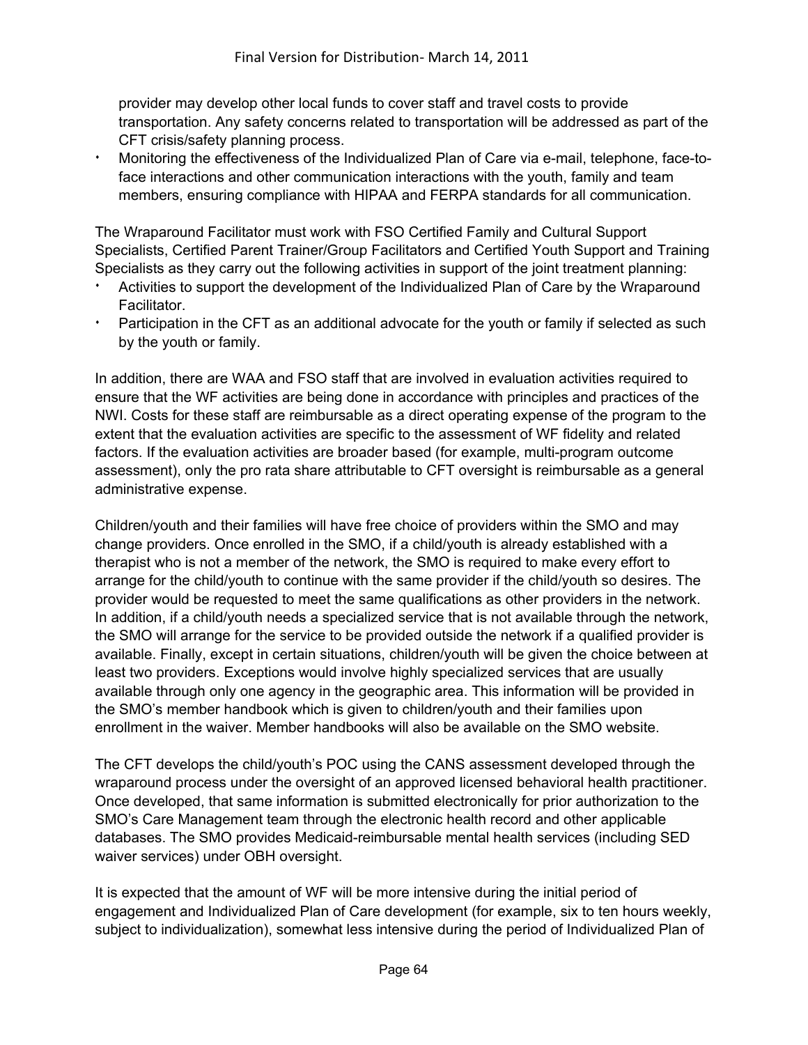provider may develop other local funds to cover staff and travel costs to provide transportation. Any safety concerns related to transportation will be addressed as part of the CFT crisis/safety planning process.

- Monitoring the effectiveness of the Individualized Plan of Care via e-mail, telephone, face-to-face interactions and other communication interactions with the youth, family and team members, ensuring compliance with HIPAA and FERPA standards for all communication.

The Wraparound Facilitator must work with FSO Certified Family and Cultural Support Specialists, Certified Parent Trainer/Group Facilitators and Certified Youth Support and Training Specialists as they carry out the following activities in support of the joint treatment planning:

- Activities to support the development of the Individualized Plan of Care by the Wraparound Facilitator.
- Participation in the CFT as an additional advocate for the youth or family if selected as such by the youth or family.

In addition, there are WAA and FSO staff that are involved in evaluation activities required to ensure that the WF activities are being done in accordance with principles and practices of the NWI. Costs for these staff are reimbursable as a direct operating expense of the program to the extent that the evaluation activities are specific to the assessment of WF fidelity and related factors. If the evaluation activities are broader based (for example, multi-program outcome assessment), only the pro rata share attributable to CFT oversight is reimbursable as a general administrative expense.

Children/youth and their families will have free choice of providers within the SMO and may change providers. Once enrolled in the SMO, if a child/youth is already established with a therapist who is not a member of the network, the SMO is required to make every effort to arrange for the child/youth to continue with the same provider if the child/youth so desires. The provider would be requested to meet the same qualifications as other providers in the network. In addition, if a child/youth needs a specialized service that is not available through the network, the SMO will arrange for the service to be provided outside the network if a qualified provider is available. Finally, except in certain situations, children/youth will be given the choice between at least two providers. Exceptions would involve highly specialized services that are usually available through only one agency in the geographic area. This information will be provided in the SMO's member handbook which is given to children/youth and their families upon enrollment in the waiver. Member handbooks will also be available on the SMO website.

The CFT develops the child/youth's POC using the CANS assessment developed through the wraparound process under the oversight of an approved licensed behavioral health practitioner. Once developed, that same information is submitted electronically for prior authorization to the SMO's Care Management team through the electronic health record and other applicable databases. The SMO provides Medicaid-reimbursable mental health services (including SED waiver services) under OBH oversight.

It is expected that the amount of WF will be more intensive during the initial period of engagement and Individualized Plan of Care development (for example, six to ten hours weekly, subject to individualization), somewhat less intensive during the period of Individualized Plan of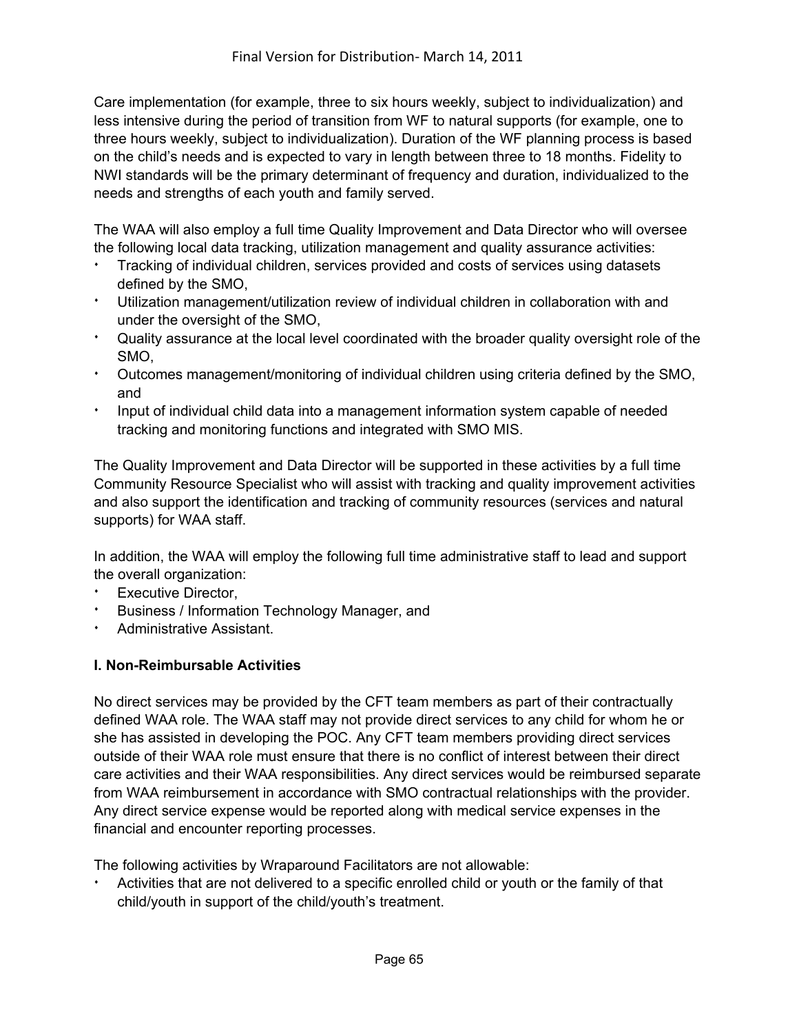Care implementation (for example, three to six hours weekly, subject to individualization) and less intensive during the period of transition from WF to natural supports (for example, one to three hours weekly, subject to individualization). Duration of the WF planning process is based on the child's needs and is expected to vary in length between three to 18 months. Fidelity to NWI standards will be the primary determinant of frequency and duration, individualized to the needs and strengths of each youth and family served.

The WAA will also employ a full time Quality Improvement and Data Director who will oversee the following local data tracking, utilization management and quality assurance activities:

- Tracking of individual children, services provided and costs of services using datasets defined by the SMO,
- Utilization management/utilization review of individual children in collaboration with and under the oversight of the SMO,
- Quality assurance at the local level coordinated with the broader quality oversight role of the SMO,
- Outcomes management/monitoring of individual children using criteria defined by the SMO, and
- Input of individual child data into a management information system capable of needed tracking and monitoring functions and integrated with SMO MIS.

The Quality Improvement and Data Director will be supported in these activities by a full time Community Resource Specialist who will assist with tracking and quality improvement activities and also support the identification and tracking of community resources (services and natural supports) for WAA staff.

In addition, the WAA will employ the following full time administrative staff to lead and support the overall organization:

- Executive Director,
- Business / Information Technology Manager, and
- Administrative Assistant.

**I. Non-Reimbursable Activities**

No direct services may be provided by the CFT team members as part of their contractually defined WAA role. The WAA staff may not provide direct services to any child for whom he or she has assisted in developing the POC. Any CFT team members providing direct services outside of their WAA role must ensure that there is no conflict of interest between their direct care activities and their WAA responsibilities. Any direct services would be reimbursed separate from WAA reimbursement in accordance with SMO contractual relationships with the provider. Any direct service expense would be reported along with medical service expenses in the financial and encounter reporting processes.

The following activities by Wraparound Facilitators are not allowable:

- Activities that are not delivered to a specific enrolled child or youth or the family of that child/youth in support of the child/youth's treatment.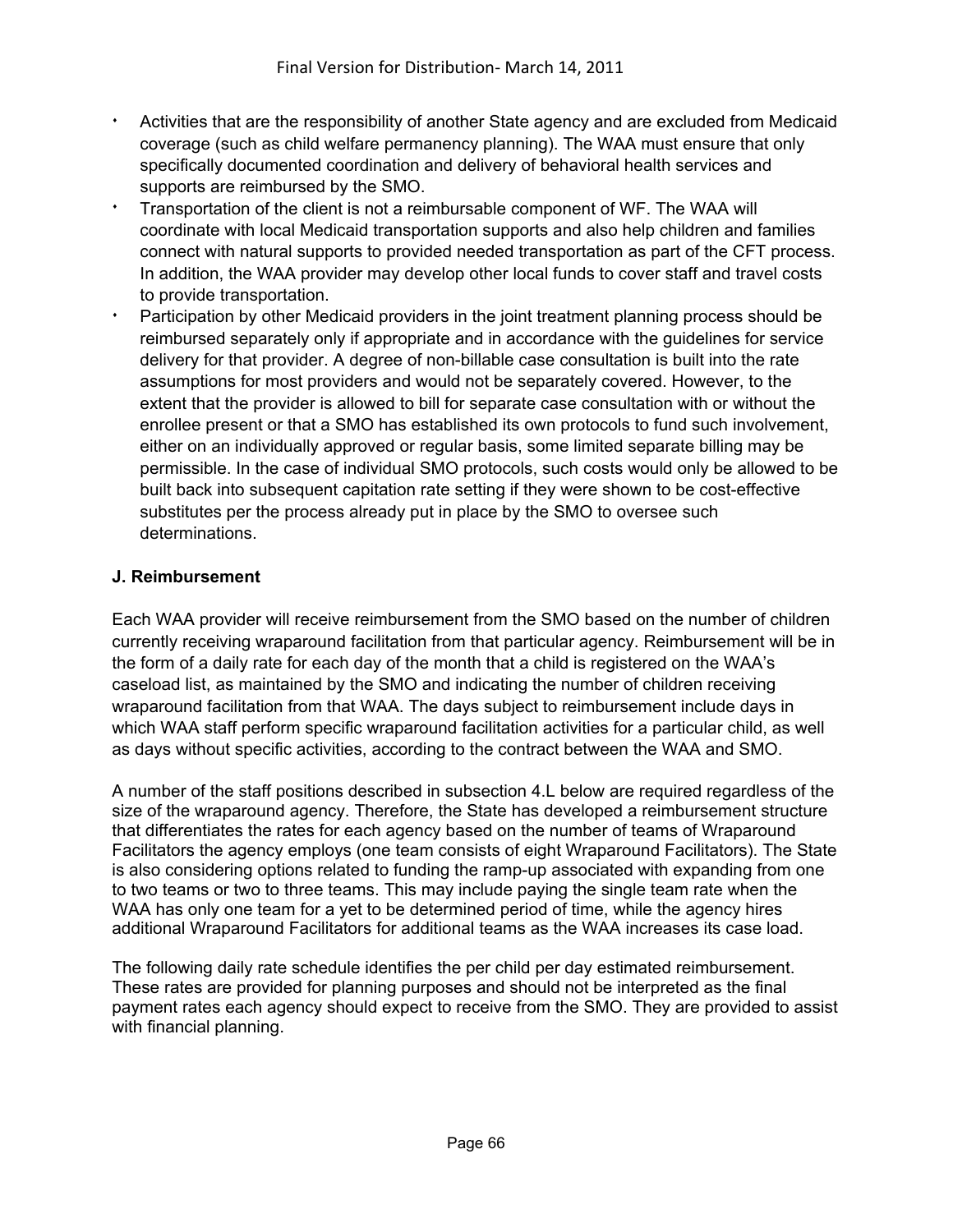- Activities that are the responsibility of another State agency and are excluded from Medicaid coverage (such as child welfare permanency planning). The WAA must ensure that only specifically documented coordination and delivery of behavioral health services and supports are reimbursed by the SMO.
- Transportation of the client is not a reimbursable component of WF. The WAA will coordinate with local Medicaid transportation supports and also help children and families connect with natural supports to provided needed transportation as part of the CFT process. In addition, the WAA provider may develop other local funds to cover staff and travel costs to provide transportation.
- Participation by other Medicaid providers in the joint treatment planning process should be reimbursed separately only if appropriate and in accordance with the guidelines for service delivery for that provider. A degree of non-billable case consultation is built into the rate assumptions for most providers and would not be separately covered. However, to the extent that the provider is allowed to bill for separate case consultation with or without the enrollee present or that a SMO has established its own protocols to fund such involvement, either on an individually approved or regular basis, some limited separate billing may be permissible. In the case of individual SMO protocols, such costs would only be allowed to be built back into subsequent capitation rate setting if they were shown to be cost-effective substitutes per the process already put in place by the SMO to oversee such determinations.

**J. Reimbursement**

Each WAA provider will receive reimbursement from the SMO based on the number of children currently receiving wraparound facilitation from that particular agency. Reimbursement will be in the form of a daily rate for each day of the month that a child is registered on the WAA's caseload list, as maintained by the SMO and indicating the number of children receiving wraparound facilitation from that WAA. The days subject to reimbursement include days in which WAA staff perform specific wraparound facilitation activities for a particular child, as well as days without specific activities, according to the contract between the WAA and SMO.

A number of the staff positions described in subsection 4.L below are required regardless of the size of the wraparound agency. Therefore, the State has developed a reimbursement structure that differentiates the rates for each agency based on the number of teams of Wraparound Facilitators the agency employs (one team consists of eight Wraparound Facilitators). The State is also considering options related to funding the ramp-up associated with expanding from one to two teams or two to three teams. This may include paying the single team rate when the WAA has only one team for a yet to be determined period of time, while the agency hires additional Wraparound Facilitators for additional teams as the WAA increases its case load.

The following daily rate schedule identifies the per child per day estimated reimbursement. These rates are provided for planning purposes and should not be interpreted as the final payment rates each agency should expect to receive from the SMO. They are provided to assist with financial planning.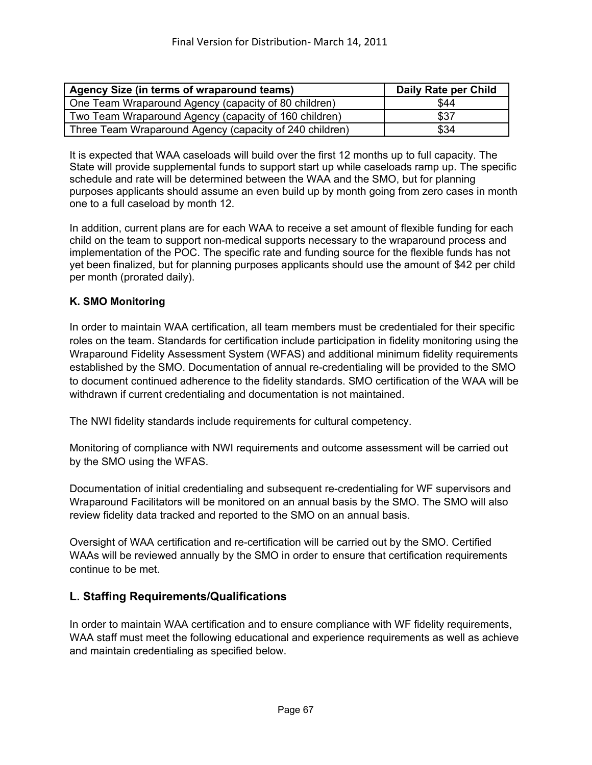| Agency Size (in terms of wraparound teams) | Daily Rate per Child |
|---|---|
| One Team Wraparound Agency (capacity of 80 children) | $44 |
| Two Team Wraparound Agency (capacity of 160 children) | $37 |
| Three Team Wraparound Agency (capacity of 240 children) | $34 |

It is expected that WAA caseloads will build over the first 12 months up to full capacity. The State will provide supplemental funds to support start up while caseloads ramp up. The specific schedule and rate will be determined between the WAA and the SMO, but for planning purposes applicants should assume an even build up by month going from zero cases in month one to a full caseload by month 12.

In addition, current plans are for each WAA to receive a set amount of flexible funding for each child on the team to support non-medical supports necessary to the wraparound process and implementation of the POC. The specific rate and funding source for the flexible funds has not yet been finalized, but for planning purposes applicants should use the amount of $42 per child per month (prorated daily).

**K. SMO Monitoring**

In order to maintain WAA certification, all team members must be credentialed for their specific roles on the team. Standards for certification include participation in fidelity monitoring using the Wraparound Fidelity Assessment System (WFAS) and additional minimum fidelity requirements established by the SMO. Documentation of annual re-credentialing will be provided to the SMO to document continued adherence to the fidelity standards. SMO certification of the WAA will be withdrawn if current credentialing and documentation is not maintained.

The NWI fidelity standards include requirements for cultural competency.

Monitoring of compliance with NWI requirements and outcome assessment will be carried out by the SMO using the WFAS.

Documentation of initial credentialing and subsequent re-credentialing for WF supervisors and Wraparound Facilitators will be monitored on an annual basis by the SMO. The SMO will also review fidelity data tracked and reported to the SMO on an annual basis.

Oversight of WAA certification and re-certification will be carried out by the SMO. Certified WAAs will be reviewed annually by the SMO in order to ensure that certification requirements continue to be met.

## L. Staffing Requirements/Qualifications

In order to maintain WAA certification and to ensure compliance with WF fidelity requirements, WAA staff must meet the following educational and experience requirements as well as achieve and maintain credentialing as specified below.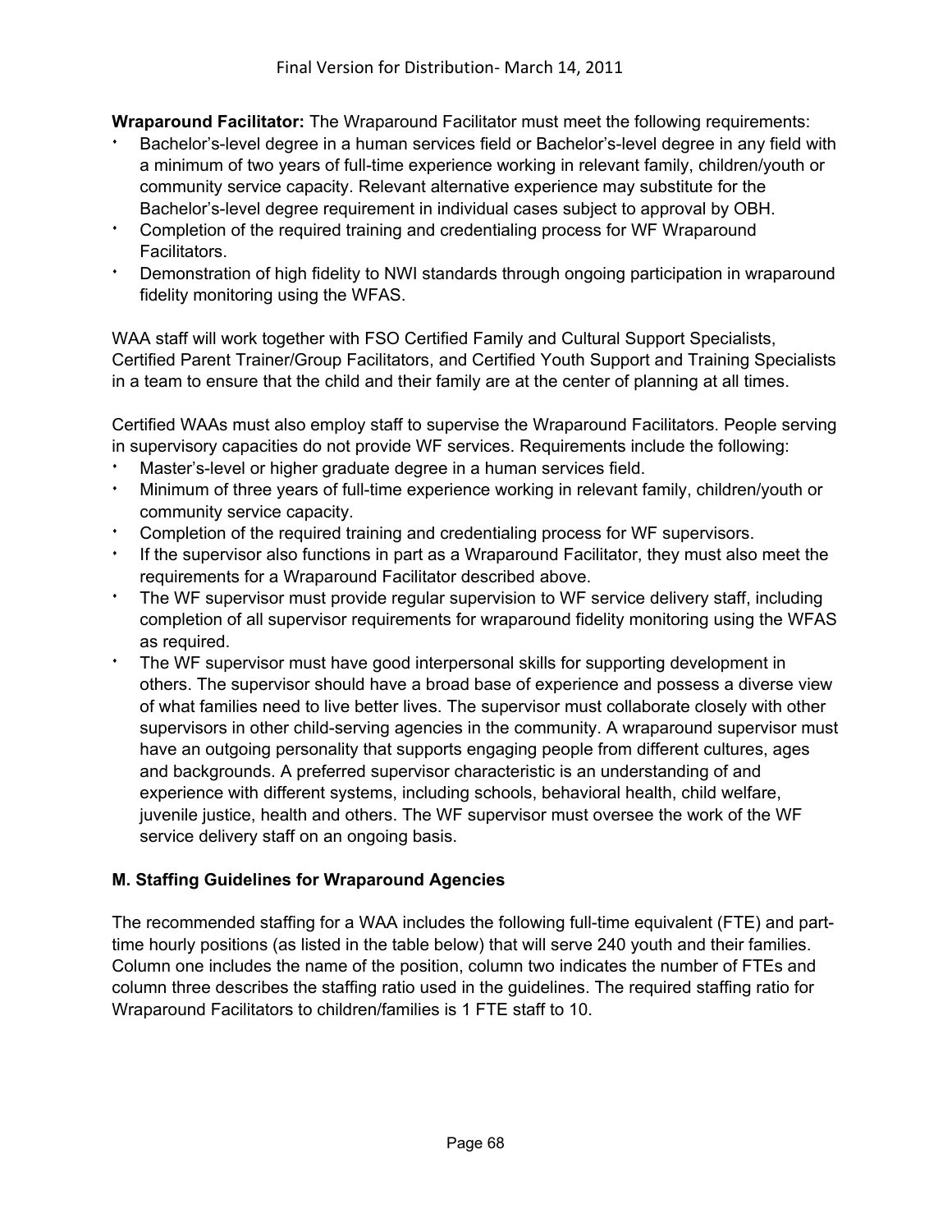**Wraparound Facilitator:** The Wraparound Facilitator must meet the following requirements:

- Bachelor's-level degree in a human services field or Bachelor's-level degree in any field with a minimum of two years of full-time experience working in relevant family, children/youth or community service capacity. Relevant alternative experience may substitute for the Bachelor's-level degree requirement in individual cases subject to approval by OBH.
- Completion of the required training and credentialing process for WF Wraparound Facilitators.
- Demonstration of high fidelity to NWI standards through ongoing participation in wraparound fidelity monitoring using the WFAS.

WAA staff will work together with FSO Certified Family and Cultural Support Specialists, Certified Parent Trainer/Group Facilitators, and Certified Youth Support and Training Specialists in a team to ensure that the child and their family are at the center of planning at all times.

Certified WAAs must also employ staff to supervise the Wraparound Facilitators. People serving in supervisory capacities do not provide WF services. Requirements include the following:

- Master's-level or higher graduate degree in a human services field.
- Minimum of three years of full-time experience working in relevant family, children/youth or community service capacity.
- Completion of the required training and credentialing process for WF supervisors.
- If the supervisor also functions in part as a Wraparound Facilitator, they must also meet the requirements for a Wraparound Facilitator described above.
- The WF supervisor must provide regular supervision to WF service delivery staff, including completion of all supervisor requirements for wraparound fidelity monitoring using the WFAS as required.
- The WF supervisor must have good interpersonal skills for supporting development in others. The supervisor should have a broad base of experience and possess a diverse view of what families need to live better lives. The supervisor must collaborate closely with other supervisors in other child-serving agencies in the community. A wraparound supervisor must have an outgoing personality that supports engaging people from different cultures, ages and backgrounds. A preferred supervisor characteristic is an understanding of and experience with different systems, including schools, behavioral health, child welfare, juvenile justice, health and others. The WF supervisor must oversee the work of the WF service delivery staff on an ongoing basis.

## M. Staffing Guidelines for Wraparound Agencies

The recommended staffing for a WAA includes the following full-time equivalent (FTE) and part-time hourly positions (as listed in the table below) that will serve 240 youth and their families. Column one includes the name of the position, column two indicates the number of FTEs and column three describes the staffing ratio used in the guidelines. The required staffing ratio for Wraparound Facilitators to children/families is 1 FTE staff to 10.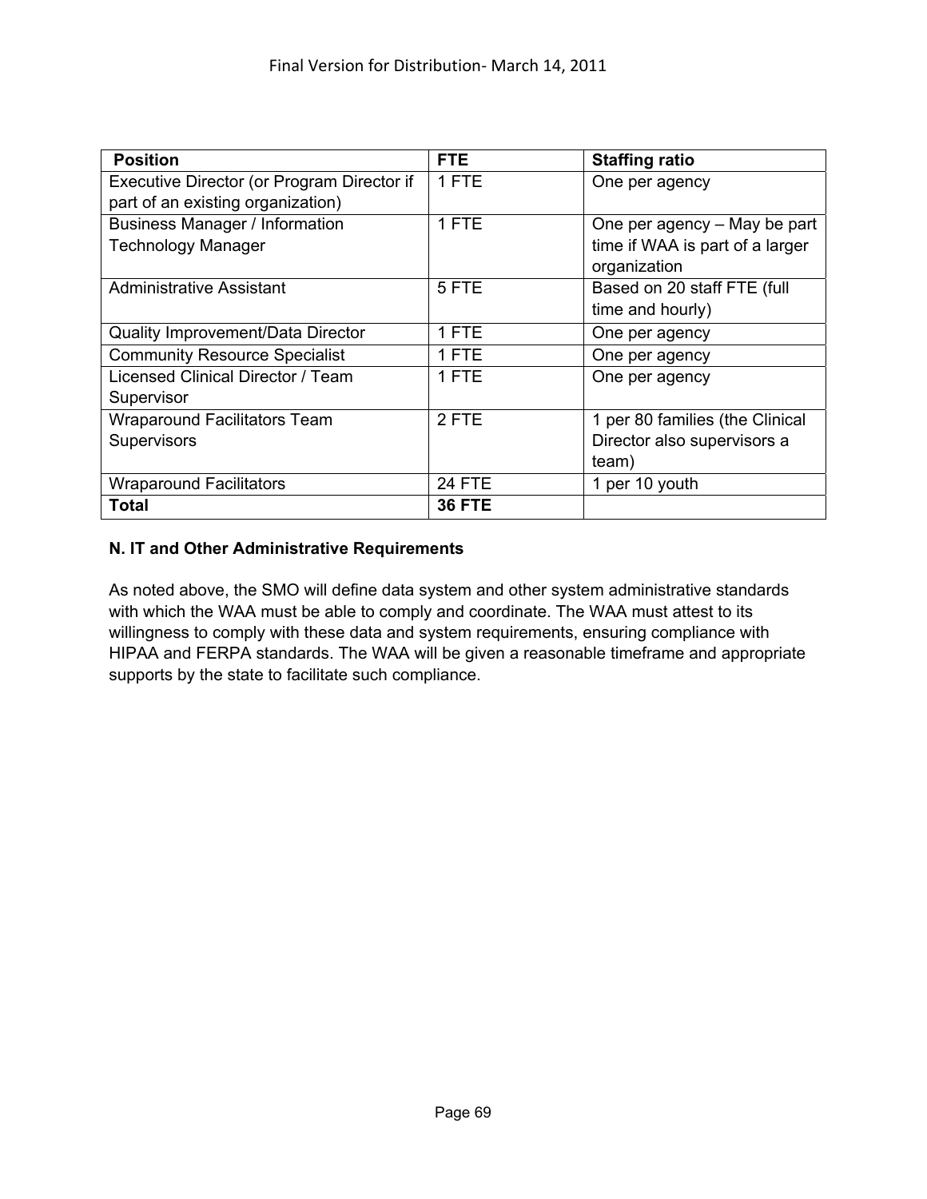| Position | FTE | Staffing ratio |
| --- | --- | --- |
| Executive Director (or Program Director if part of an existing organization) | 1 FTE | One per agency |
| Business Manager / Information Technology Manager | 1 FTE | One per agency – May be part time if WAA is part of a larger organization |
| Administrative Assistant | 5 FTE | Based on 20 staff FTE (full time and hourly) |
| Quality Improvement/Data Director | 1 FTE | One per agency |
| Community Resource Specialist | 1 FTE | One per agency |
| Licensed Clinical Director / Team Supervisor | 1 FTE | One per agency |
| Wraparound Facilitators Team Supervisors | 2 FTE | 1 per 80 families (the Clinical Director also supervisors a team) |
| Wraparound Facilitators | 24 FTE | 1 per 10 youth |
| **Total** | **36 FTE** | |

### N. IT and Other Administrative Requirements

As noted above, the SMO will define data system and other system administrative standards with which the WAA must be able to comply and coordinate. The WAA must attest to its willingness to comply with these data and system requirements, ensuring compliance with HIPAA and FERPA standards. The WAA will be given a reasonable timeframe and appropriate supports by the state to facilitate such compliance.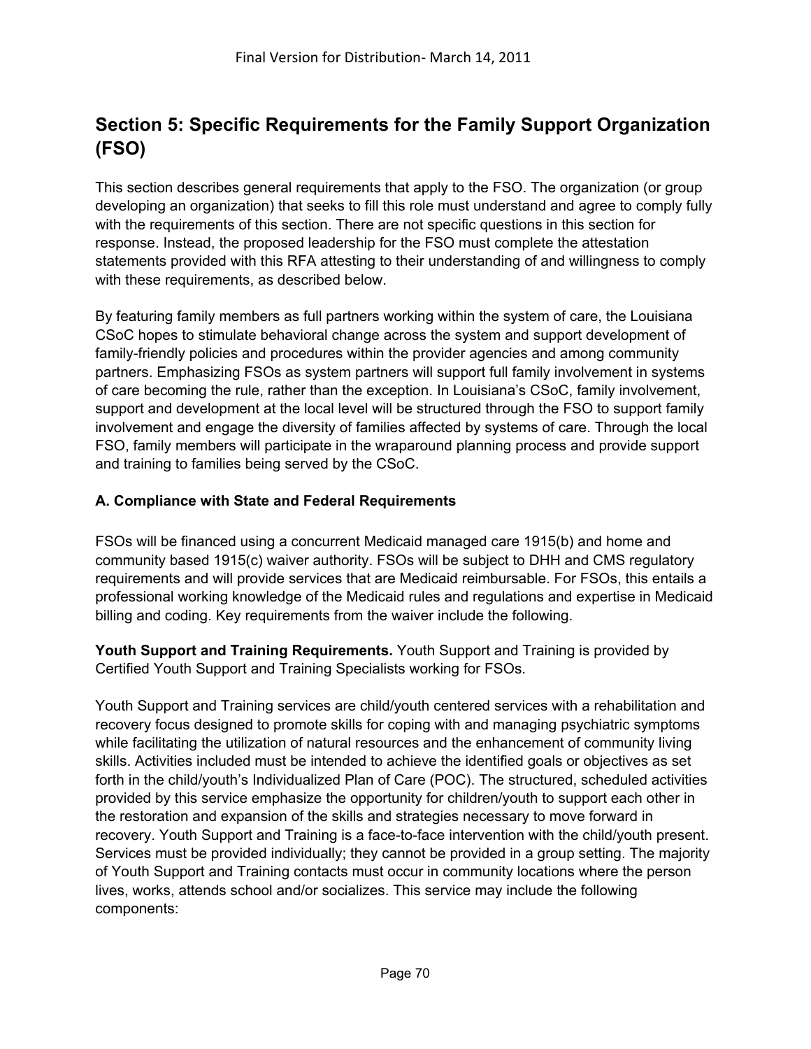## Section 5: Specific Requirements for the Family Support Organization (FSO)

This section describes general requirements that apply to the FSO. The organization (or group developing an organization) that seeks to fill this role must understand and agree to comply fully with the requirements of this section. There are not specific questions in this section for response. Instead, the proposed leadership for the FSO must complete the attestation statements provided with this RFA attesting to their understanding of and willingness to comply with these requirements, as described below.

By featuring family members as full partners working within the system of care, the Louisiana CSoC hopes to stimulate behavioral change across the system and support development of family-friendly policies and procedures within the provider agencies and among community partners. Emphasizing FSOs as system partners will support full family involvement in systems of care becoming the rule, rather than the exception. In Louisiana's CSoC, family involvement, support and development at the local level will be structured through the FSO to support family involvement and engage the diversity of families affected by systems of care. Through the local FSO, family members will participate in the wraparound planning process and provide support and training to families being served by the CSoC.

### A. Compliance with State and Federal Requirements

FSOs will be financed using a concurrent Medicaid managed care 1915(b) and home and community based 1915(c) waiver authority. FSOs will be subject to DHH and CMS regulatory requirements and will provide services that are Medicaid reimbursable. For FSOs, this entails a professional working knowledge of the Medicaid rules and regulations and expertise in Medicaid billing and coding. Key requirements from the waiver include the following.

**Youth Support and Training Requirements.** Youth Support and Training is provided by Certified Youth Support and Training Specialists working for FSOs.

Youth Support and Training services are child/youth centered services with a rehabilitation and recovery focus designed to promote skills for coping with and managing psychiatric symptoms while facilitating the utilization of natural resources and the enhancement of community living skills. Activities included must be intended to achieve the identified goals or objectives as set forth in the child/youth's Individualized Plan of Care (POC). The structured, scheduled activities provided by this service emphasize the opportunity for children/youth to support each other in the restoration and expansion of the skills and strategies necessary to move forward in recovery. Youth Support and Training is a face-to-face intervention with the child/youth present. Services must be provided individually; they cannot be provided in a group setting. The majority of Youth Support and Training contacts must occur in community locations where the person lives, works, attends school and/or socializes. This service may include the following components: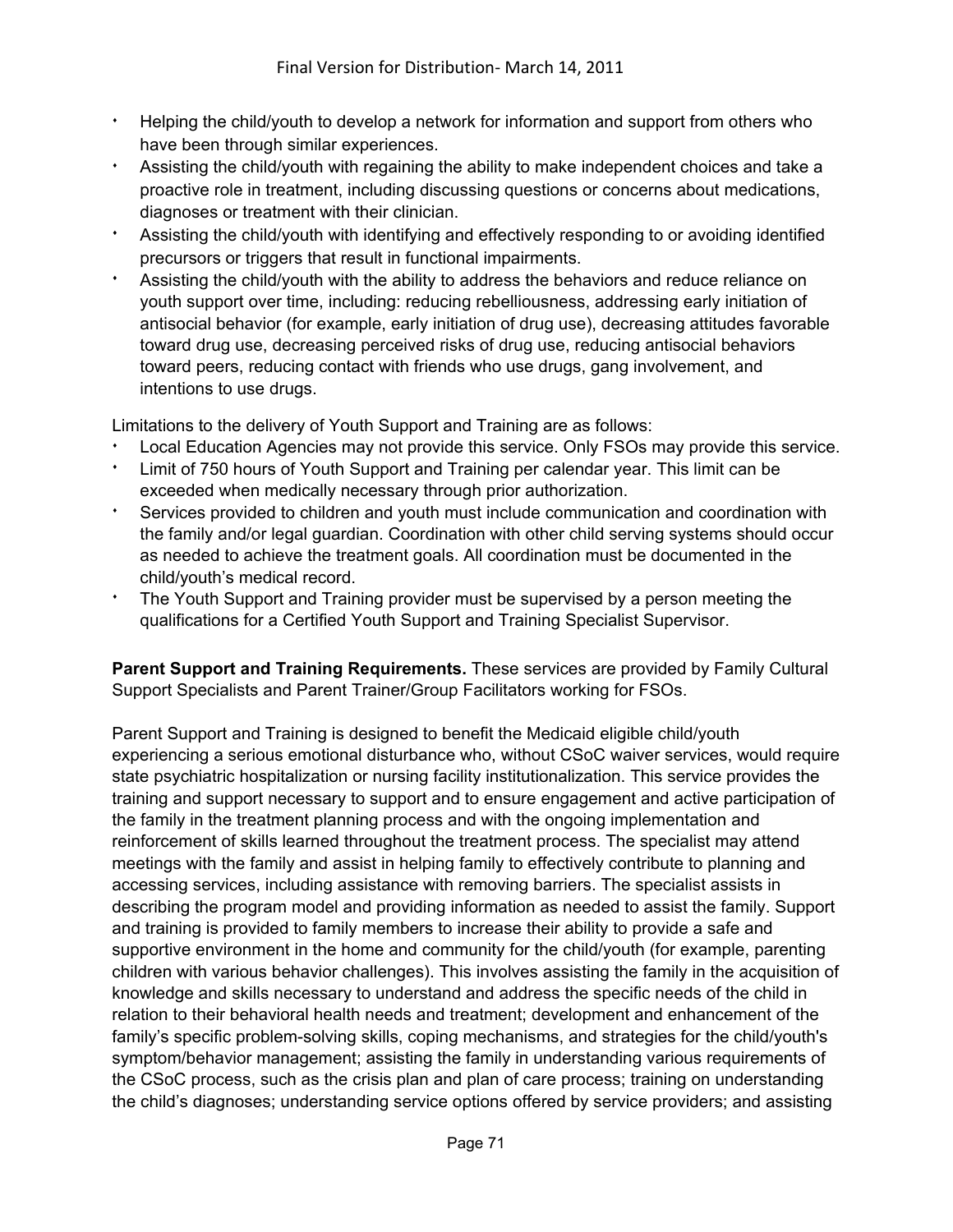- Helping the child/youth to develop a network for information and support from others who have been through similar experiences.
- Assisting the child/youth with regaining the ability to make independent choices and take a proactive role in treatment, including discussing questions or concerns about medications, diagnoses or treatment with their clinician.
- Assisting the child/youth with identifying and effectively responding to or avoiding identified precursors or triggers that result in functional impairments.
- Assisting the child/youth with the ability to address the behaviors and reduce reliance on youth support over time, including: reducing rebelliousness, addressing early initiation of antisocial behavior (for example, early initiation of drug use), decreasing attitudes favorable toward drug use, decreasing perceived risks of drug use, reducing antisocial behaviors toward peers, reducing contact with friends who use drugs, gang involvement, and intentions to use drugs.

Limitations to the delivery of Youth Support and Training are as follows:

- Local Education Agencies may not provide this service. Only FSOs may provide this service.
- Limit of 750 hours of Youth Support and Training per calendar year. This limit can be exceeded when medically necessary through prior authorization.
- Services provided to children and youth must include communication and coordination with the family and/or legal guardian. Coordination with other child serving systems should occur as needed to achieve the treatment goals. All coordination must be documented in the child/youth's medical record.
- The Youth Support and Training provider must be supervised by a person meeting the qualifications for a Certified Youth Support and Training Specialist Supervisor.

**Parent Support and Training Requirements.** These services are provided by Family Cultural Support Specialists and Parent Trainer/Group Facilitators working for FSOs.

Parent Support and Training is designed to benefit the Medicaid eligible child/youth experiencing a serious emotional disturbance who, without CSoC waiver services, would require state psychiatric hospitalization or nursing facility institutionalization. This service provides the training and support necessary to support and to ensure engagement and active participation of the family in the treatment planning process and with the ongoing implementation and reinforcement of skills learned throughout the treatment process. The specialist may attend meetings with the family and assist in helping family to effectively contribute to planning and accessing services, including assistance with removing barriers. The specialist assists in describing the program model and providing information as needed to assist the family. Support and training is provided to family members to increase their ability to provide a safe and supportive environment in the home and community for the child/youth (for example, parenting children with various behavior challenges). This involves assisting the family in the acquisition of knowledge and skills necessary to understand and address the specific needs of the child in relation to their behavioral health needs and treatment; development and enhancement of the family's specific problem-solving skills, coping mechanisms, and strategies for the child/youth's symptom/behavior management; assisting the family in understanding various requirements of the CSoC process, such as the crisis plan and plan of care process; training on understanding the child's diagnoses; understanding service options offered by service providers; and assisting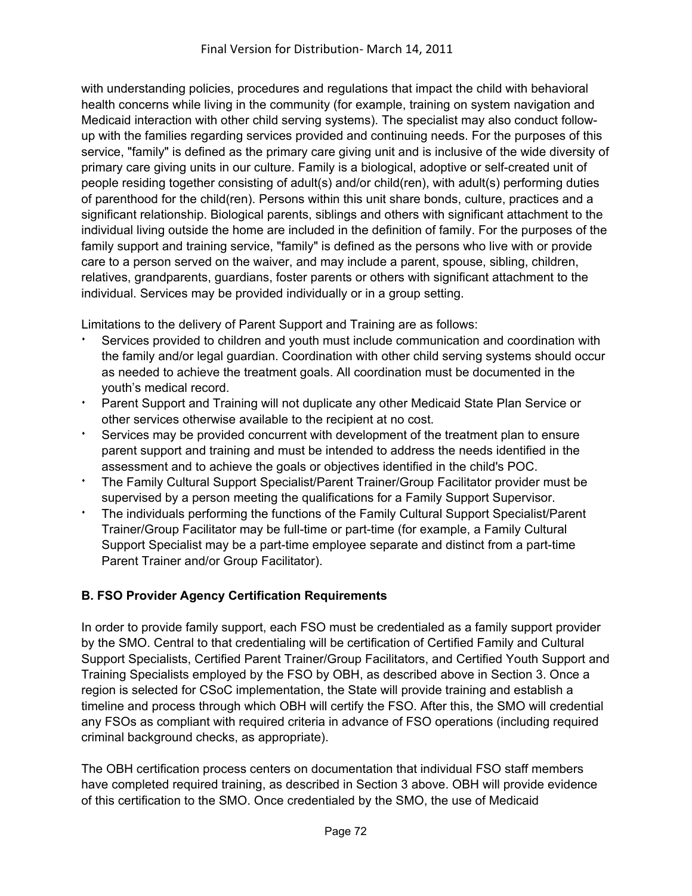with understanding policies, procedures and regulations that impact the child with behavioral health concerns while living in the community (for example, training on system navigation and Medicaid interaction with other child serving systems). The specialist may also conduct follow-up with the families regarding services provided and continuing needs. For the purposes of this service, "family" is defined as the primary care giving unit and is inclusive of the wide diversity of primary care giving units in our culture. Family is a biological, adoptive or self-created unit of people residing together consisting of adult(s) and/or child(ren), with adult(s) performing duties of parenthood for the child(ren). Persons within this unit share bonds, culture, practices and a significant relationship. Biological parents, siblings and others with significant attachment to the individual living outside the home are included in the definition of family. For the purposes of the family support and training service, "family" is defined as the persons who live with or provide care to a person served on the waiver, and may include a parent, spouse, sibling, children, relatives, grandparents, guardians, foster parents or others with significant attachment to the individual. Services may be provided individually or in a group setting.

Limitations to the delivery of Parent Support and Training are as follows:

- Services provided to children and youth must include communication and coordination with the family and/or legal guardian. Coordination with other child serving systems should occur as needed to achieve the treatment goals. All coordination must be documented in the youth's medical record.
- Parent Support and Training will not duplicate any other Medicaid State Plan Service or other services otherwise available to the recipient at no cost.
- Services may be provided concurrent with development of the treatment plan to ensure parent support and training and must be intended to address the needs identified in the assessment and to achieve the goals or objectives identified in the child's POC.
- The Family Cultural Support Specialist/Parent Trainer/Group Facilitator provider must be supervised by a person meeting the qualifications for a Family Support Supervisor.
- The individuals performing the functions of the Family Cultural Support Specialist/Parent Trainer/Group Facilitator may be full-time or part-time (for example, a Family Cultural Support Specialist may be a part-time employee separate and distinct from a part-time Parent Trainer and/or Group Facilitator).

### B. FSO Provider Agency Certification Requirements

In order to provide family support, each FSO must be credentialed as a family support provider by the SMO. Central to that credentialing will be certification of Certified Family and Cultural Support Specialists, Certified Parent Trainer/Group Facilitators, and Certified Youth Support and Training Specialists employed by the FSO by OBH, as described above in Section 3. Once a region is selected for CSoC implementation, the State will provide training and establish a timeline and process through which OBH will certify the FSO. After this, the SMO will credential any FSOs as compliant with required criteria in advance of FSO operations (including required criminal background checks, as appropriate).

The OBH certification process centers on documentation that individual FSO staff members have completed required training, as described in Section 3 above. OBH will provide evidence of this certification to the SMO. Once credentialed by the SMO, the use of Medicaid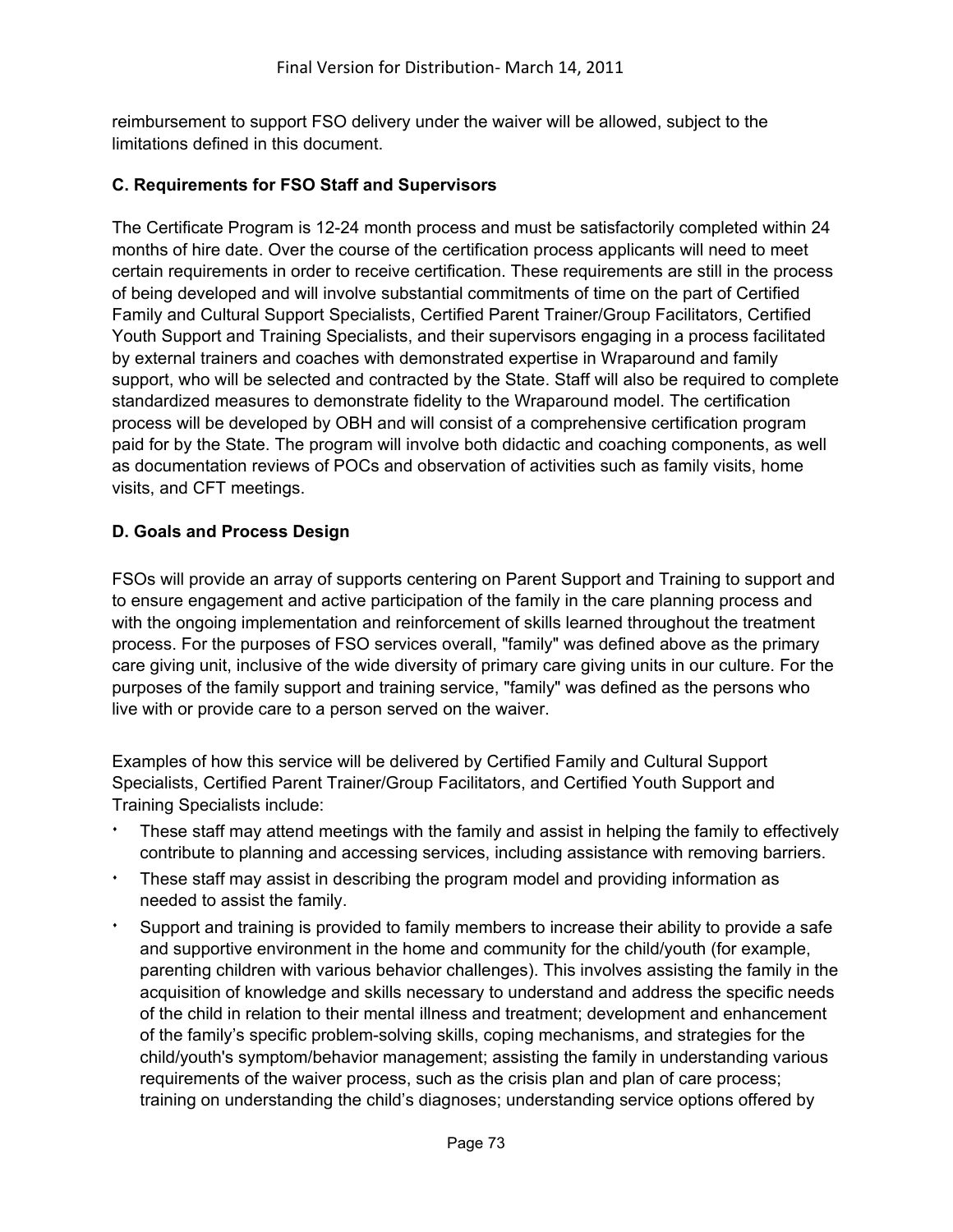reimbursement to support FSO delivery under the waiver will be allowed, subject to the limitations defined in this document.

**C. Requirements for FSO Staff and Supervisors**

The Certificate Program is 12-24 month process and must be satisfactorily completed within 24 months of hire date. Over the course of the certification process applicants will need to meet certain requirements in order to receive certification. These requirements are still in the process of being developed and will involve substantial commitments of time on the part of Certified Family and Cultural Support Specialists, Certified Parent Trainer/Group Facilitators, Certified Youth Support and Training Specialists, and their supervisors engaging in a process facilitated by external trainers and coaches with demonstrated expertise in Wraparound and family support, who will be selected and contracted by the State. Staff will also be required to complete standardized measures to demonstrate fidelity to the Wraparound model. The certification process will be developed by OBH and will consist of a comprehensive certification program paid for by the State. The program will involve both didactic and coaching components, as well as documentation reviews of POCs and observation of activities such as family visits, home visits, and CFT meetings.

**D. Goals and Process Design**

FSOs will provide an array of supports centering on Parent Support and Training to support and to ensure engagement and active participation of the family in the care planning process and with the ongoing implementation and reinforcement of skills learned throughout the treatment process. For the purposes of FSO services overall, "family" was defined above as the primary care giving unit, inclusive of the wide diversity of primary care giving units in our culture. For the purposes of the family support and training service, "family" was defined as the persons who live with or provide care to a person served on the waiver.

Examples of how this service will be delivered by Certified Family and Cultural Support Specialists, Certified Parent Trainer/Group Facilitators, and Certified Youth Support and Training Specialists include:

- These staff may attend meetings with the family and assist in helping the family to effectively contribute to planning and accessing services, including assistance with removing barriers.
- These staff may assist in describing the program model and providing information as needed to assist the family.
- Support and training is provided to family members to increase their ability to provide a safe and supportive environment in the home and community for the child/youth (for example, parenting children with various behavior challenges). This involves assisting the family in the acquisition of knowledge and skills necessary to understand and address the specific needs of the child in relation to their mental illness and treatment; development and enhancement of the family's specific problem-solving skills, coping mechanisms, and strategies for the child/youth's symptom/behavior management; assisting the family in understanding various requirements of the waiver process, such as the crisis plan and plan of care process; training on understanding the child's diagnoses; understanding service options offered by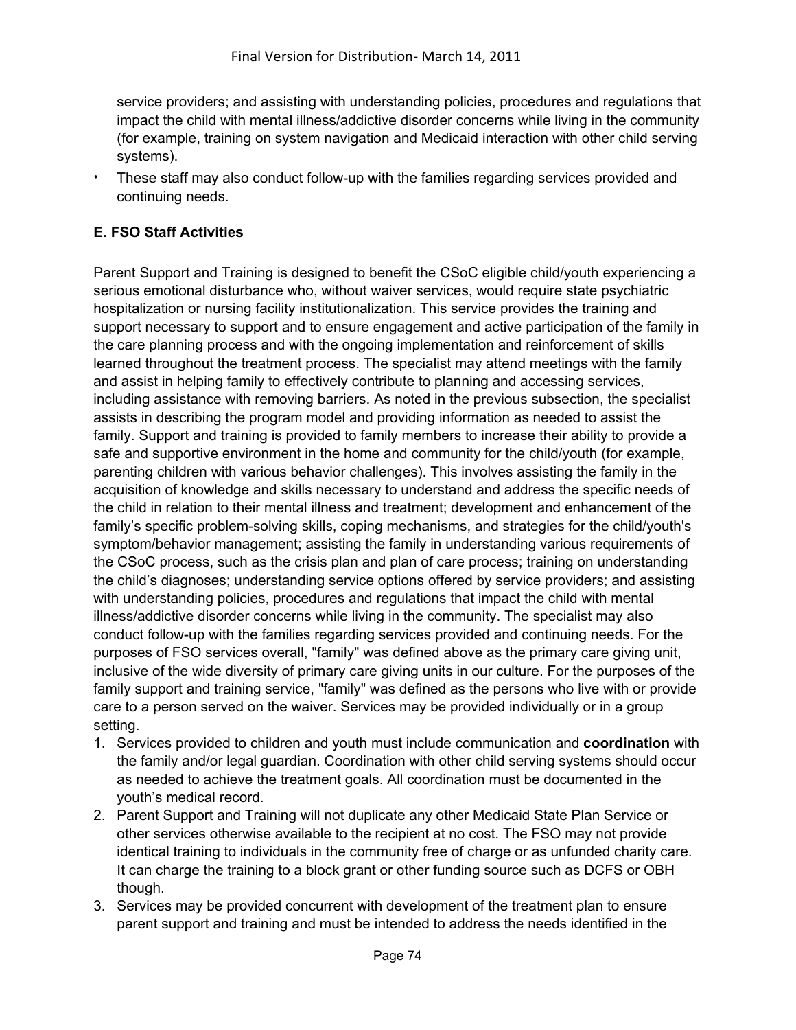service providers; and assisting with understanding policies, procedures and regulations that impact the child with mental illness/addictive disorder concerns while living in the community (for example, training on system navigation and Medicaid interaction with other child serving systems).

- These staff may also conduct follow-up with the families regarding services provided and continuing needs.

**E. FSO Staff Activities**

Parent Support and Training is designed to benefit the CSoC eligible child/youth experiencing a serious emotional disturbance who, without waiver services, would require state psychiatric hospitalization or nursing facility institutionalization. This service provides the training and support necessary to support and to ensure engagement and active participation of the family in the care planning process and with the ongoing implementation and reinforcement of skills learned throughout the treatment process. The specialist may attend meetings with the family and assist in helping family to effectively contribute to planning and accessing services, including assistance with removing barriers. As noted in the previous subsection, the specialist assists in describing the program model and providing information as needed to assist the family. Support and training is provided to family members to increase their ability to provide a safe and supportive environment in the home and community for the child/youth (for example, parenting children with various behavior challenges). This involves assisting the family in the acquisition of knowledge and skills necessary to understand and address the specific needs of the child in relation to their mental illness and treatment; development and enhancement of the family's specific problem-solving skills, coping mechanisms, and strategies for the child/youth's symptom/behavior management; assisting the family in understanding various requirements of the CSoC process, such as the crisis plan and plan of care process; training on understanding the child's diagnoses; understanding service options offered by service providers; and assisting with understanding policies, procedures and regulations that impact the child with mental illness/addictive disorder concerns while living in the community. The specialist may also conduct follow-up with the families regarding services provided and continuing needs. For the purposes of FSO services overall, "family" was defined above as the primary care giving unit, inclusive of the wide diversity of primary care giving units in our culture. For the purposes of the family support and training service, "family" was defined as the persons who live with or provide care to a person served on the waiver. Services may be provided individually or in a group setting.

1. Services provided to children and youth must include communication and **coordination** with the family and/or legal guardian. Coordination with other child serving systems should occur as needed to achieve the treatment goals. All coordination must be documented in the youth's medical record.
2. Parent Support and Training will not duplicate any other Medicaid State Plan Service or other services otherwise available to the recipient at no cost. The FSO may not provide identical training to individuals in the community free of charge or as unfunded charity care. It can charge the training to a block grant or other funding source such as DCFS or OBH though.
3. Services may be provided concurrent with development of the treatment plan to ensure parent support and training and must be intended to address the needs identified in the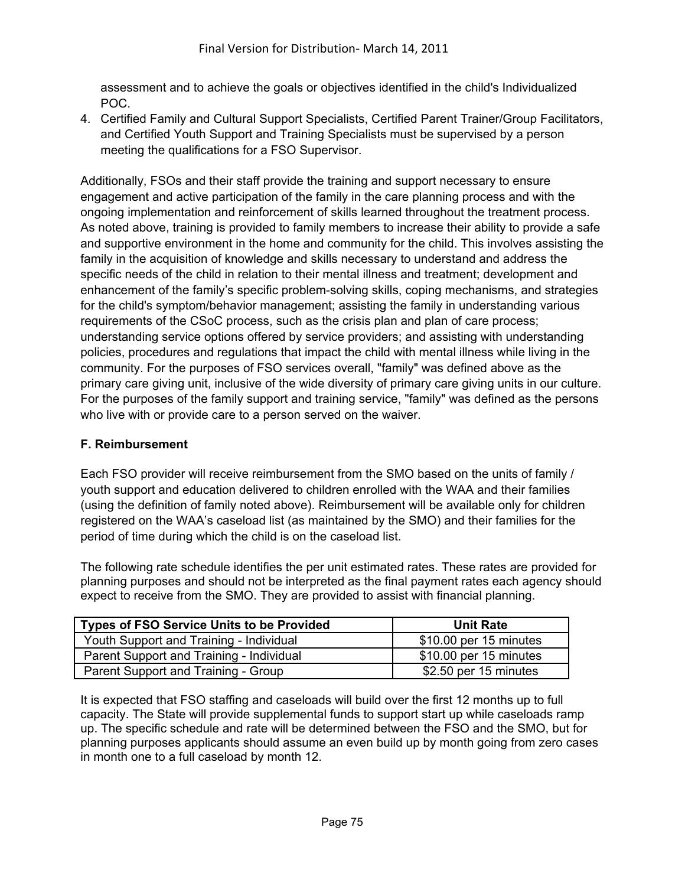assessment and to achieve the goals or objectives identified in the child's Individualized POC.

4. Certified Family and Cultural Support Specialists, Certified Parent Trainer/Group Facilitators, and Certified Youth Support and Training Specialists must be supervised by a person meeting the qualifications for a FSO Supervisor.

Additionally, FSOs and their staff provide the training and support necessary to ensure engagement and active participation of the family in the care planning process and with the ongoing implementation and reinforcement of skills learned throughout the treatment process. As noted above, training is provided to family members to increase their ability to provide a safe and supportive environment in the home and community for the child. This involves assisting the family in the acquisition of knowledge and skills necessary to understand and address the specific needs of the child in relation to their mental illness and treatment; development and enhancement of the family's specific problem-solving skills, coping mechanisms, and strategies for the child's symptom/behavior management; assisting the family in understanding various requirements of the CSoC process, such as the crisis plan and plan of care process; understanding service options offered by service providers; and assisting with understanding policies, procedures and regulations that impact the child with mental illness while living in the community. For the purposes of FSO services overall, "family" was defined above as the primary care giving unit, inclusive of the wide diversity of primary care giving units in our culture. For the purposes of the family support and training service, "family" was defined as the persons who live with or provide care to a person served on the waiver.

**F. Reimbursement**

Each FSO provider will receive reimbursement from the SMO based on the units of family / youth support and education delivered to children enrolled with the WAA and their families (using the definition of family noted above). Reimbursement will be available only for children registered on the WAA's caseload list (as maintained by the SMO) and their families for the period of time during which the child is on the caseload list.

The following rate schedule identifies the per unit estimated rates. These rates are provided for planning purposes and should not be interpreted as the final payment rates each agency should expect to receive from the SMO. They are provided to assist with financial planning.

| Types of FSO Service Units to be Provided | Unit Rate |
|---|---|
| Youth Support and Training - Individual | \$10.00 per 15 minutes |
| Parent Support and Training - Individual | \$10.00 per 15 minutes |
| Parent Support and Training - Group | \$2.50 per 15 minutes |

It is expected that FSO staffing and caseloads will build over the first 12 months up to full capacity. The State will provide supplemental funds to support start up while caseloads ramp up. The specific schedule and rate will be determined between the FSO and the SMO, but for planning purposes applicants should assume an even build up by month going from zero cases in month one to a full caseload by month 12.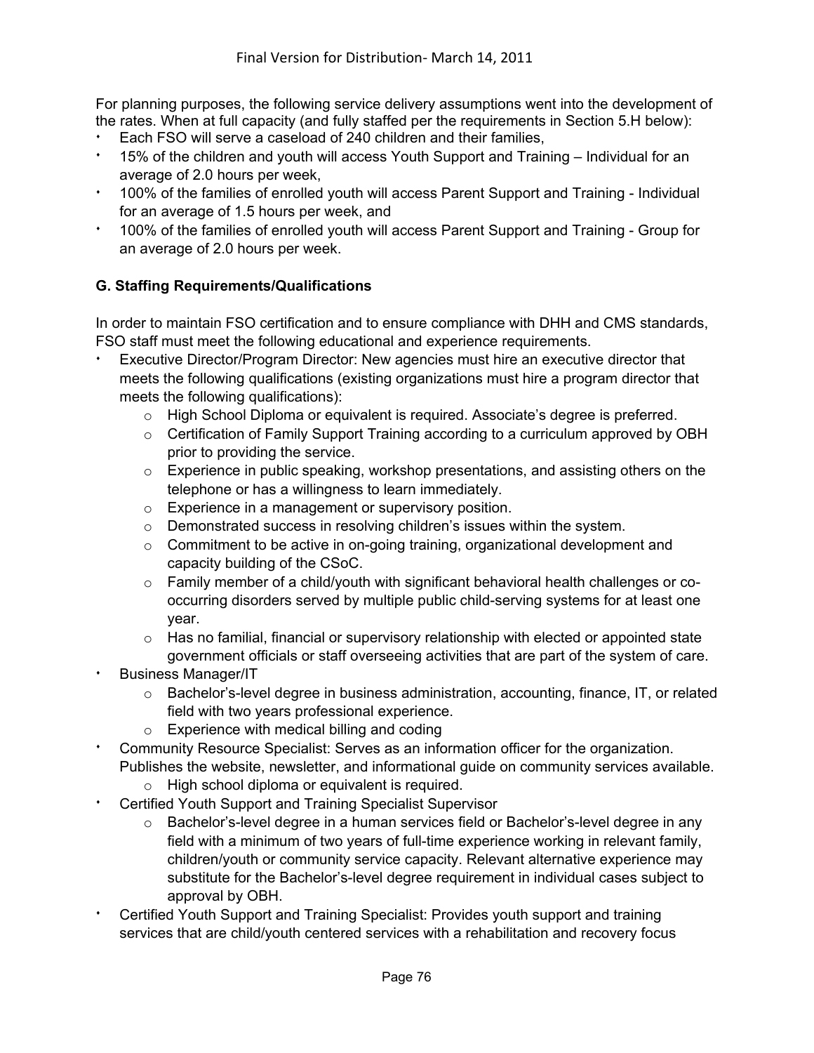For planning purposes, the following service delivery assumptions went into the development of the rates. When at full capacity (and fully staffed per the requirements in Section 5.H below):

- Each FSO will serve a caseload of 240 children and their families,
- 15% of the children and youth will access Youth Support and Training – Individual for an average of 2.0 hours per week,
- 100% of the families of enrolled youth will access Parent Support and Training - Individual for an average of 1.5 hours per week, and
- 100% of the families of enrolled youth will access Parent Support and Training - Group for an average of 2.0 hours per week.

**G. Staffing Requirements/Qualifications**

In order to maintain FSO certification and to ensure compliance with DHH and CMS standards, FSO staff must meet the following educational and experience requirements.

- Executive Director/Program Director: New agencies must hire an executive director that meets the following qualifications (existing organizations must hire a program director that meets the following qualifications):
  - High School Diploma or equivalent is required. Associate's degree is preferred.
  - Certification of Family Support Training according to a curriculum approved by OBH prior to providing the service.
  - Experience in public speaking, workshop presentations, and assisting others on the telephone or has a willingness to learn immediately.
  - Experience in a management or supervisory position.
  - Demonstrated success in resolving children's issues within the system.
  - Commitment to be active in on-going training, organizational development and capacity building of the CSoC.
  - Family member of a child/youth with significant behavioral health challenges or co-occurring disorders served by multiple public child-serving systems for at least one year.
  - Has no familial, financial or supervisory relationship with elected or appointed state government officials or staff overseeing activities that are part of the system of care.
- Business Manager/IT
  - Bachelor's-level degree in business administration, accounting, finance, IT, or related field with two years professional experience.
  - Experience with medical billing and coding
- Community Resource Specialist: Serves as an information officer for the organization. Publishes the website, newsletter, and informational guide on community services available.
  - High school diploma or equivalent is required.
- Certified Youth Support and Training Specialist Supervisor
  - Bachelor's-level degree in a human services field or Bachelor's-level degree in any field with a minimum of two years of full-time experience working in relevant family, children/youth or community service capacity. Relevant alternative experience may substitute for the Bachelor's-level degree requirement in individual cases subject to approval by OBH.
- Certified Youth Support and Training Specialist: Provides youth support and training services that are child/youth centered services with a rehabilitation and recovery focus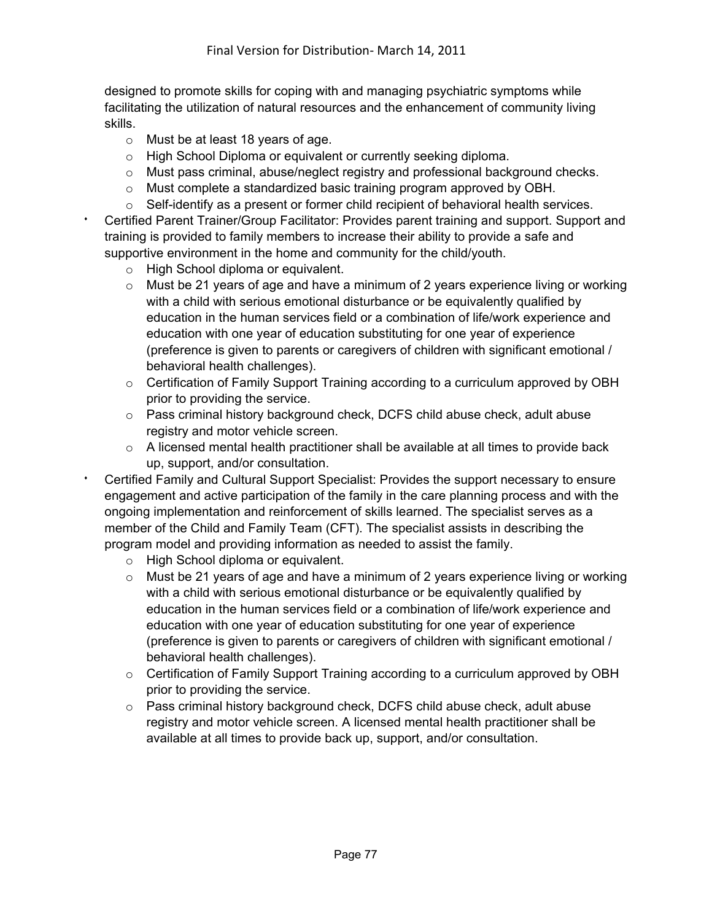designed to promote skills for coping with and managing psychiatric symptoms while facilitating the utilization of natural resources and the enhancement of community living skills.

  - Must be at least 18 years of age.
  - High School Diploma or equivalent or currently seeking diploma.
  - Must pass criminal, abuse/neglect registry and professional background checks.
  - Must complete a standardized basic training program approved by OBH.
  - Self-identify as a present or former child recipient of behavioral health services.

- Certified Parent Trainer/Group Facilitator: Provides parent training and support. Support and training is provided to family members to increase their ability to provide a safe and supportive environment in the home and community for the child/youth.
  - High School diploma or equivalent.
  - Must be 21 years of age and have a minimum of 2 years experience living or working with a child with serious emotional disturbance or be equivalently qualified by education in the human services field or a combination of life/work experience and education with one year of education substituting for one year of experience (preference is given to parents or caregivers of children with significant emotional / behavioral health challenges).
  - Certification of Family Support Training according to a curriculum approved by OBH prior to providing the service.
  - Pass criminal history background check, DCFS child abuse check, adult abuse registry and motor vehicle screen.
  - A licensed mental health practitioner shall be available at all times to provide back up, support, and/or consultation.
- Certified Family and Cultural Support Specialist: Provides the support necessary to ensure engagement and active participation of the family in the care planning process and with the ongoing implementation and reinforcement of skills learned. The specialist serves as a member of the Child and Family Team (CFT). The specialist assists in describing the program model and providing information as needed to assist the family.
  - High School diploma or equivalent.
  - Must be 21 years of age and have a minimum of 2 years experience living or working with a child with serious emotional disturbance or be equivalently qualified by education in the human services field or a combination of life/work experience and education with one year of education substituting for one year of experience (preference is given to parents or caregivers of children with significant emotional / behavioral health challenges).
  - Certification of Family Support Training according to a curriculum approved by OBH prior to providing the service.
  - Pass criminal history background check, DCFS child abuse check, adult abuse registry and motor vehicle screen. A licensed mental health practitioner shall be available at all times to provide back up, support, and/or consultation.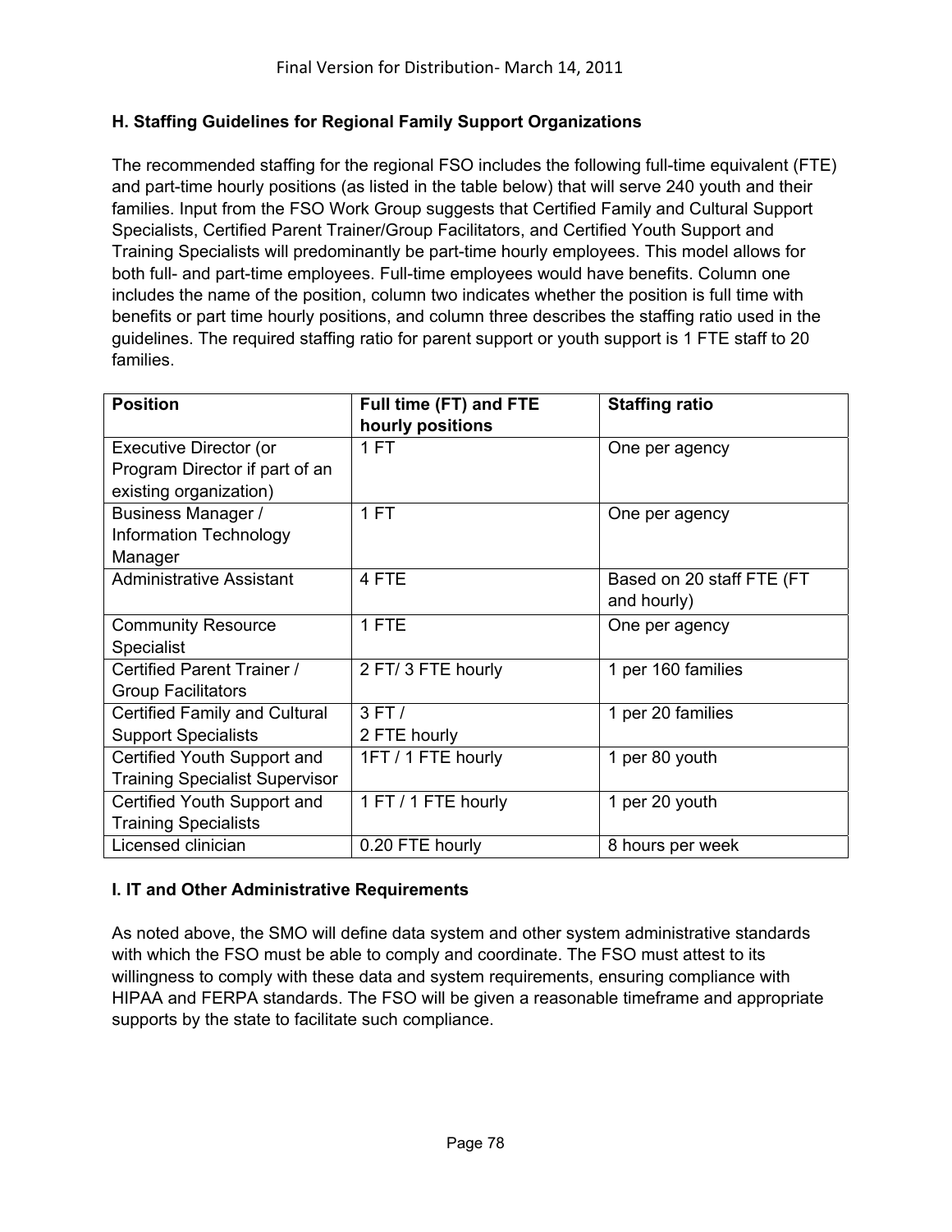### H. Staffing Guidelines for Regional Family Support Organizations

The recommended staffing for the regional FSO includes the following full-time equivalent (FTE) and part-time hourly positions (as listed in the table below) that will serve 240 youth and their families. Input from the FSO Work Group suggests that Certified Family and Cultural Support Specialists, Certified Parent Trainer/Group Facilitators, and Certified Youth Support and Training Specialists will predominantly be part-time hourly employees. This model allows for both full- and part-time employees. Full-time employees would have benefits. Column one includes the name of the position, column two indicates whether the position is full time with benefits or part time hourly positions, and column three describes the staffing ratio used in the guidelines. The required staffing ratio for parent support or youth support is 1 FTE staff to 20 families.

| Position | Full time (FT) and FTE hourly positions | Staffing ratio |
|---|---|---|
| Executive Director (or Program Director if part of an existing organization) | 1 FT | One per agency |
| Business Manager / Information Technology Manager | 1 FT | One per agency |
| Administrative Assistant | 4 FTE | Based on 20 staff FTE (FT and hourly) |
| Community Resource Specialist | 1 FTE | One per agency |
| Certified Parent Trainer / Group Facilitators | 2 FT/ 3 FTE hourly | 1 per 160 families |
| Certified Family and Cultural Support Specialists | 3 FT / 2 FTE hourly | 1 per 20 families |
| Certified Youth Support and Training Specialist Supervisor | 1FT / 1 FTE hourly | 1 per 80 youth |
| Certified Youth Support and Training Specialists | 1 FT / 1 FTE hourly | 1 per 20 youth |
| Licensed clinician | 0.20 FTE hourly | 8 hours per week |

### I. IT and Other Administrative Requirements

As noted above, the SMO will define data system and other system administrative standards with which the FSO must be able to comply and coordinate. The FSO must attest to its willingness to comply with these data and system requirements, ensuring compliance with HIPAA and FERPA standards. The FSO will be given a reasonable timeframe and appropriate supports by the state to facilitate such compliance.